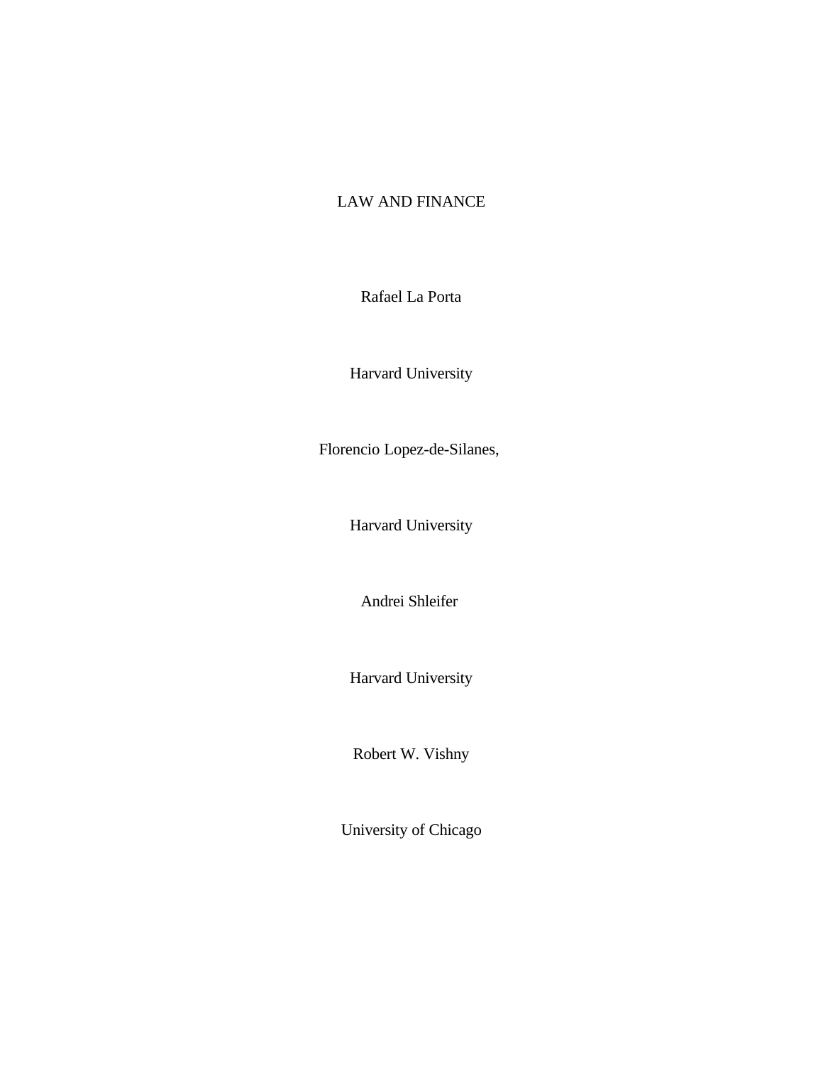# LAW AND FINANCE

Rafael La Porta

Harvard University

Florencio Lopez-de-Silanes,

Harvard University

Andrei Shleifer

Harvard University

Robert W. Vishny

University of Chicago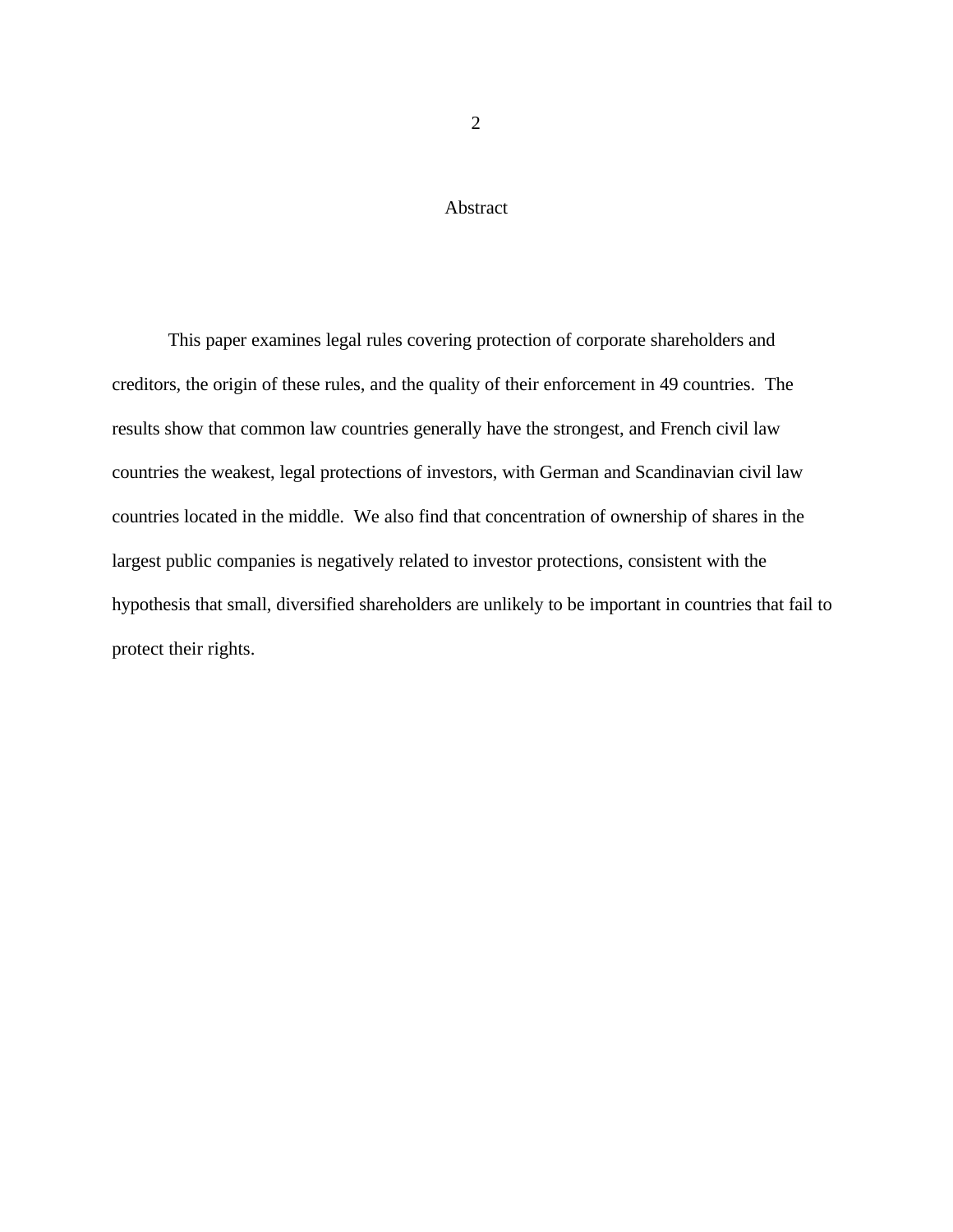# Abstract

This paper examines legal rules covering protection of corporate shareholders and creditors, the origin of these rules, and the quality of their enforcement in 49 countries. The results show that common law countries generally have the strongest, and French civil law countries the weakest, legal protections of investors, with German and Scandinavian civil law countries located in the middle. We also find that concentration of ownership of shares in the largest public companies is negatively related to investor protections, consistent with the hypothesis that small, diversified shareholders are unlikely to be important in countries that fail to protect their rights.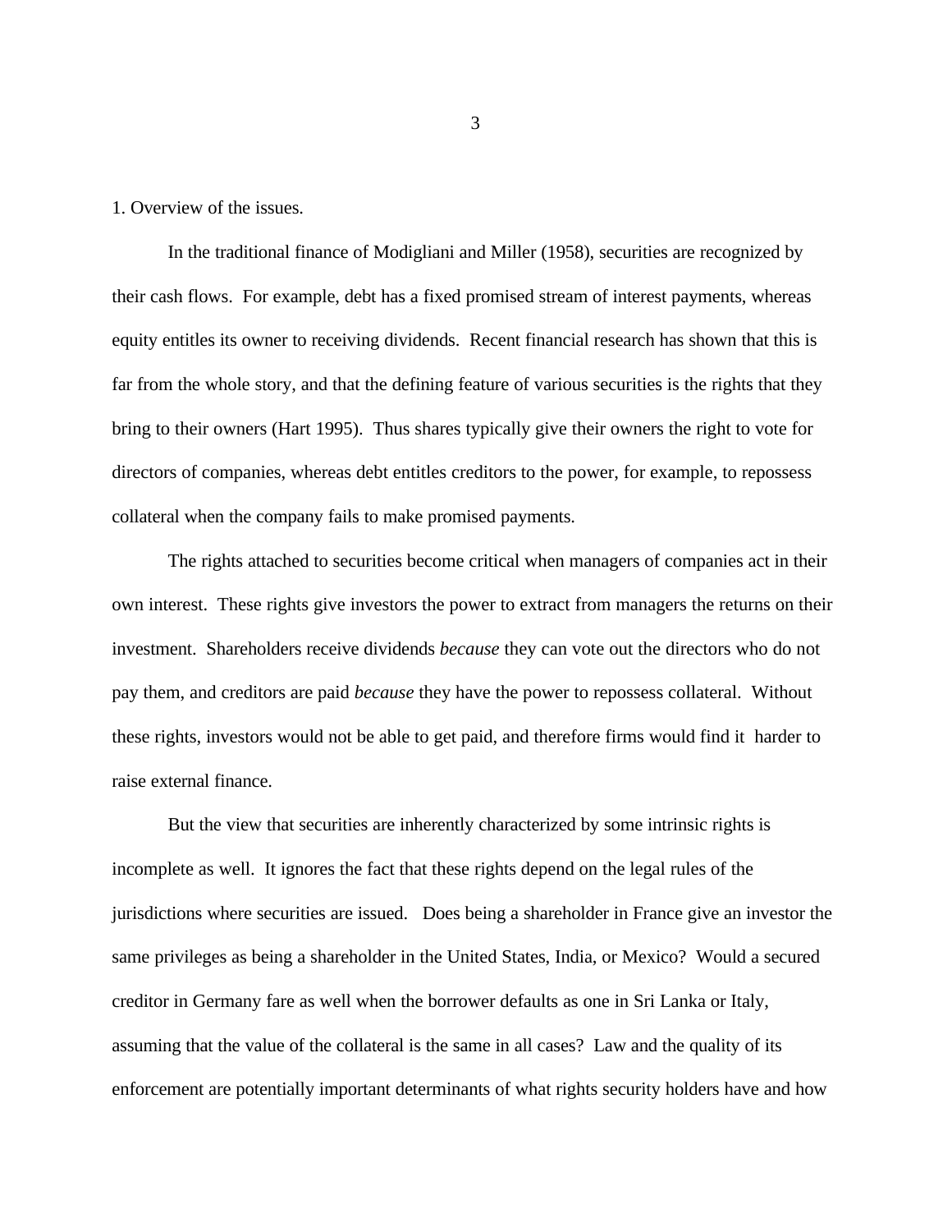## 1. Overview of the issues.

In the traditional finance of Modigliani and Miller (1958), securities are recognized by their cash flows. For example, debt has a fixed promised stream of interest payments, whereas equity entitles its owner to receiving dividends. Recent financial research has shown that this is far from the whole story, and that the defining feature of various securities is the rights that they bring to their owners (Hart 1995). Thus shares typically give their owners the right to vote for directors of companies, whereas debt entitles creditors to the power, for example, to repossess collateral when the company fails to make promised payments.

The rights attached to securities become critical when managers of companies act in their own interest. These rights give investors the power to extract from managers the returns on their investment. Shareholders receive dividends *because* they can vote out the directors who do not pay them, and creditors are paid *because* they have the power to repossess collateral. Without these rights, investors would not be able to get paid, and therefore firms would find it harder to raise external finance.

But the view that securities are inherently characterized by some intrinsic rights is incomplete as well. It ignores the fact that these rights depend on the legal rules of the jurisdictions where securities are issued. Does being a shareholder in France give an investor the same privileges as being a shareholder in the United States, India, or Mexico? Would a secured creditor in Germany fare as well when the borrower defaults as one in Sri Lanka or Italy, assuming that the value of the collateral is the same in all cases? Law and the quality of its enforcement are potentially important determinants of what rights security holders have and how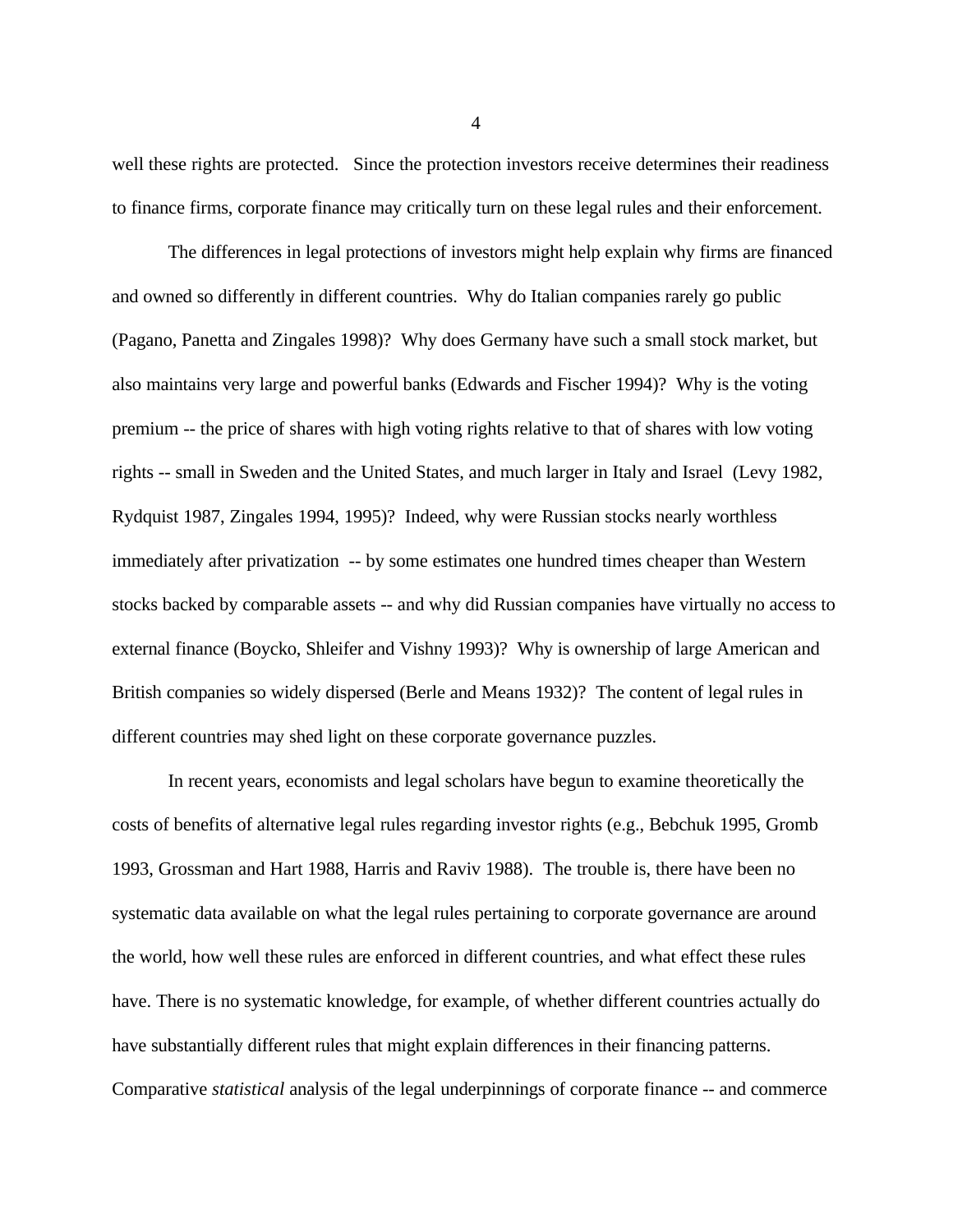well these rights are protected. Since the protection investors receive determines their readiness to finance firms, corporate finance may critically turn on these legal rules and their enforcement.

The differences in legal protections of investors might help explain why firms are financed and owned so differently in different countries. Why do Italian companies rarely go public (Pagano, Panetta and Zingales 1998)? Why does Germany have such a small stock market, but also maintains very large and powerful banks (Edwards and Fischer 1994)? Why is the voting premium -- the price of shares with high voting rights relative to that of shares with low voting rights -- small in Sweden and the United States, and much larger in Italy and Israel (Levy 1982, Rydquist 1987, Zingales 1994, 1995)? Indeed, why were Russian stocks nearly worthless immediately after privatization -- by some estimates one hundred times cheaper than Western stocks backed by comparable assets -- and why did Russian companies have virtually no access to external finance (Boycko, Shleifer and Vishny 1993)? Why is ownership of large American and British companies so widely dispersed (Berle and Means 1932)? The content of legal rules in different countries may shed light on these corporate governance puzzles.

In recent years, economists and legal scholars have begun to examine theoretically the costs of benefits of alternative legal rules regarding investor rights (e.g., Bebchuk 1995, Gromb 1993, Grossman and Hart 1988, Harris and Raviv 1988). The trouble is, there have been no systematic data available on what the legal rules pertaining to corporate governance are around the world, how well these rules are enforced in different countries, and what effect these rules have. There is no systematic knowledge, for example, of whether different countries actually do have substantially different rules that might explain differences in their financing patterns. Comparative *statistical* analysis of the legal underpinnings of corporate finance -- and commerce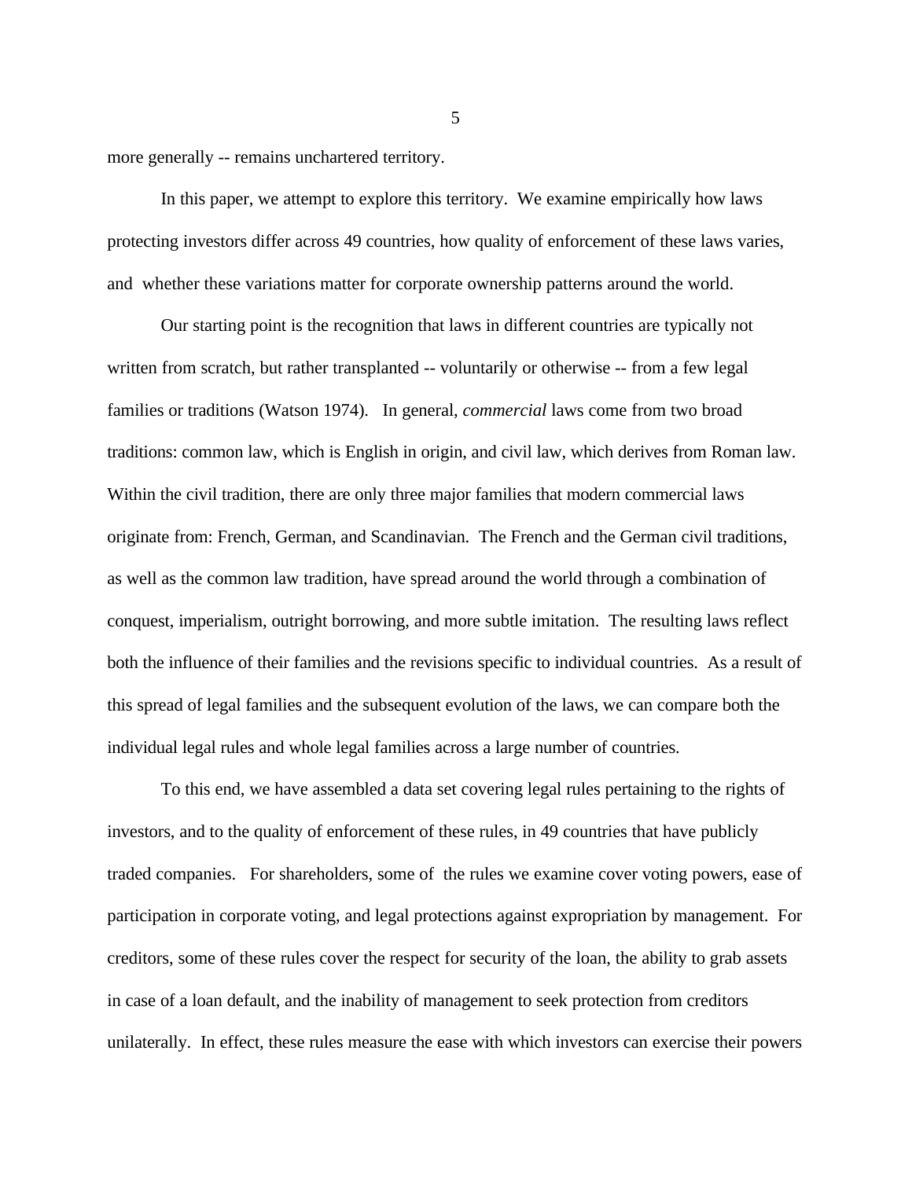more generally -- remains unchartered territory.

In this paper, we attempt to explore this territory. We examine empirically how laws protecting investors differ across 49 countries, how quality of enforcement of these laws varies, and whether these variations matter for corporate ownership patterns around the world.

Our starting point is the recognition that laws in different countries are typically not written from scratch, but rather transplanted -- voluntarily or otherwise -- from a few legal families or traditions (Watson 1974). In general, *commercial* laws come from two broad traditions: common law, which is English in origin, and civil law, which derives from Roman law. Within the civil tradition, there are only three major families that modern commercial laws originate from: French, German, and Scandinavian. The French and the German civil traditions, as well as the common law tradition, have spread around the world through a combination of conquest, imperialism, outright borrowing, and more subtle imitation. The resulting laws reflect both the influence of their families and the revisions specific to individual countries. As a result of this spread of legal families and the subsequent evolution of the laws, we can compare both the individual legal rules and whole legal families across a large number of countries.

To this end, we have assembled a data set covering legal rules pertaining to the rights of investors, and to the quality of enforcement of these rules, in 49 countries that have publicly traded companies. For shareholders, some of the rules we examine cover voting powers, ease of participation in corporate voting, and legal protections against expropriation by management. For creditors, some of these rules cover the respect for security of the loan, the ability to grab assets in case of a loan default, and the inability of management to seek protection from creditors unilaterally. In effect, these rules measure the ease with which investors can exercise their powers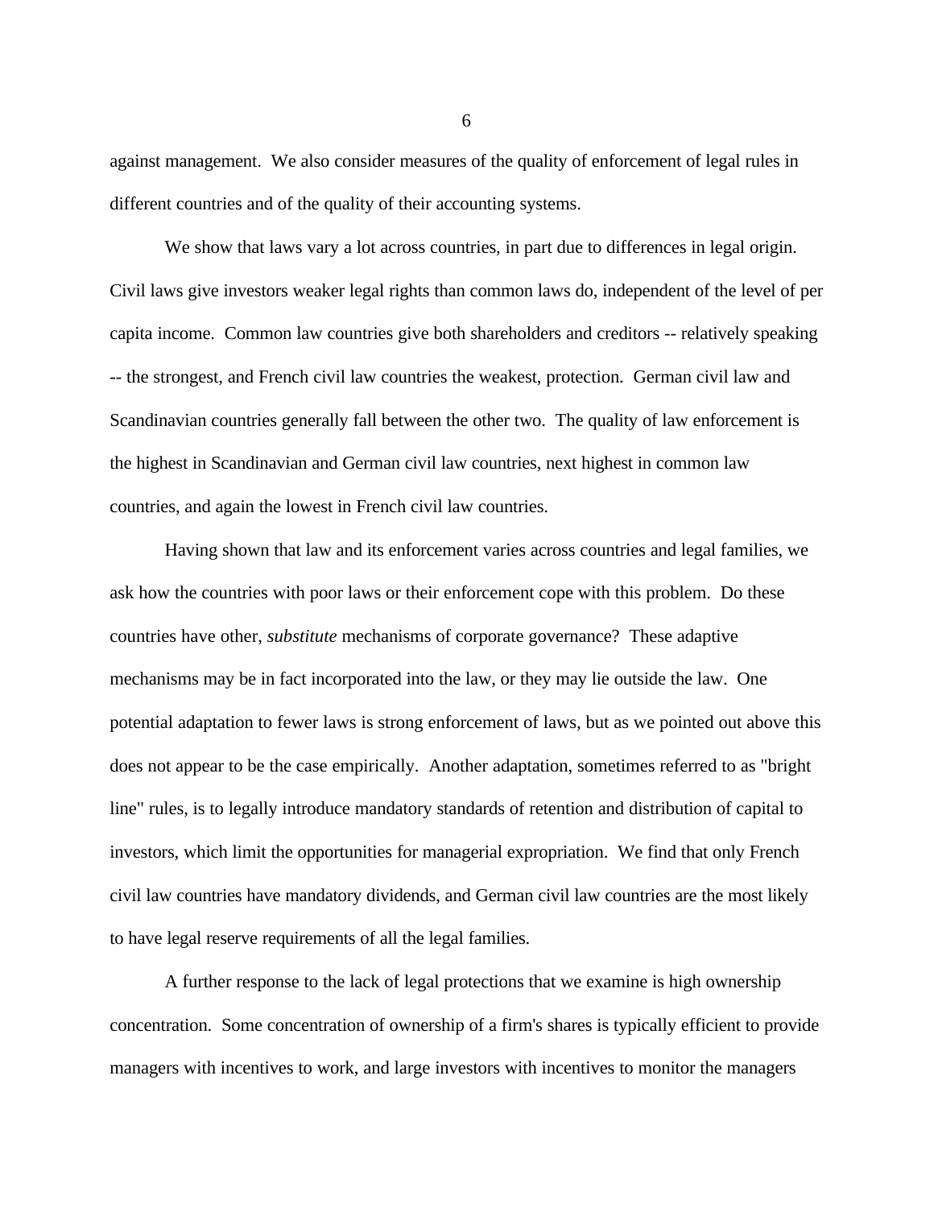against management. We also consider measures of the quality of enforcement of legal rules in different countries and of the quality of their accounting systems.

We show that laws vary a lot across countries, in part due to differences in legal origin. Civil laws give investors weaker legal rights than common laws do, independent of the level of per capita income. Common law countries give both shareholders and creditors -- relatively speaking -- the strongest, and French civil law countries the weakest, protection. German civil law and Scandinavian countries generally fall between the other two. The quality of law enforcement is the highest in Scandinavian and German civil law countries, next highest in common law countries, and again the lowest in French civil law countries.

Having shown that law and its enforcement varies across countries and legal families, we ask how the countries with poor laws or their enforcement cope with this problem. Do these countries have other, *substitute* mechanisms of corporate governance? These adaptive mechanisms may be in fact incorporated into the law, or they may lie outside the law. One potential adaptation to fewer laws is strong enforcement of laws, but as we pointed out above this does not appear to be the case empirically. Another adaptation, sometimes referred to as "bright line" rules, is to legally introduce mandatory standards of retention and distribution of capital to investors, which limit the opportunities for managerial expropriation. We find that only French civil law countries have mandatory dividends, and German civil law countries are the most likely to have legal reserve requirements of all the legal families.

A further response to the lack of legal protections that we examine is high ownership concentration. Some concentration of ownership of a firm's shares is typically efficient to provide managers with incentives to work, and large investors with incentives to monitor the managers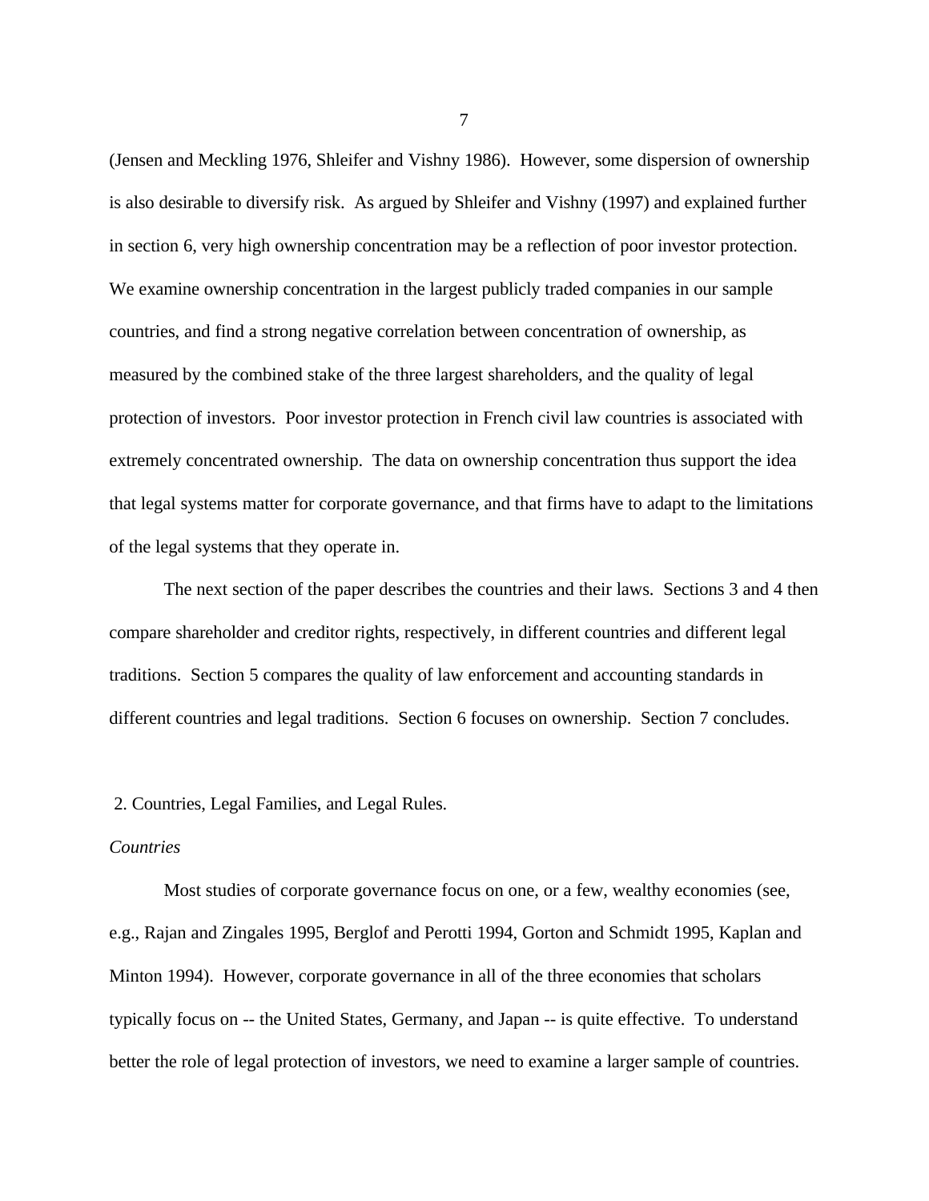(Jensen and Meckling 1976, Shleifer and Vishny 1986). However, some dispersion of ownership is also desirable to diversify risk. As argued by Shleifer and Vishny (1997) and explained further in section 6, very high ownership concentration may be a reflection of poor investor protection. We examine ownership concentration in the largest publicly traded companies in our sample countries, and find a strong negative correlation between concentration of ownership, as measured by the combined stake of the three largest shareholders, and the quality of legal protection of investors. Poor investor protection in French civil law countries is associated with extremely concentrated ownership. The data on ownership concentration thus support the idea that legal systems matter for corporate governance, and that firms have to adapt to the limitations of the legal systems that they operate in.

The next section of the paper describes the countries and their laws. Sections 3 and 4 then compare shareholder and creditor rights, respectively, in different countries and different legal traditions. Section 5 compares the quality of law enforcement and accounting standards in different countries and legal traditions. Section 6 focuses on ownership. Section 7 concludes.

## 2. Countries, Legal Families, and Legal Rules.

*Countries*

Most studies of corporate governance focus on one, or a few, wealthy economies (see, e.g., Rajan and Zingales 1995, Berglof and Perotti 1994, Gorton and Schmidt 1995, Kaplan and Minton 1994). However, corporate governance in all of the three economies that scholars typically focus on -- the United States, Germany, and Japan -- is quite effective. To understand better the role of legal protection of investors, we need to examine a larger sample of countries.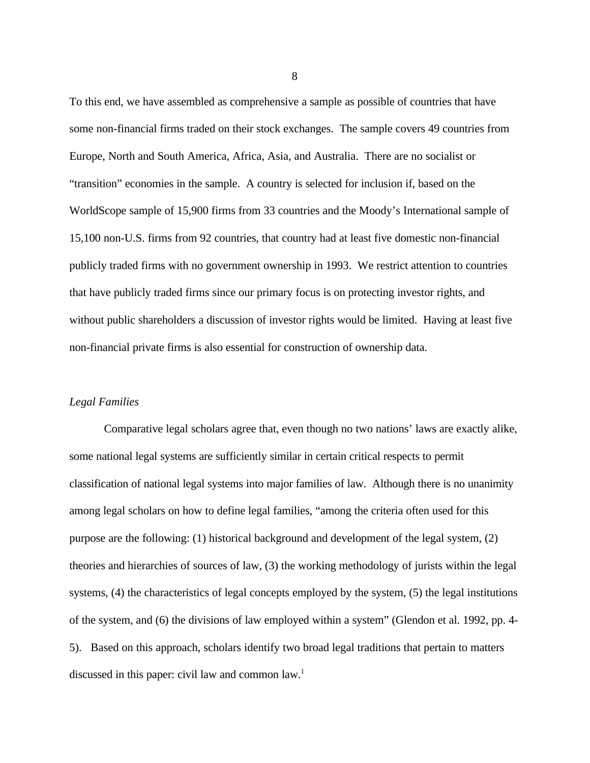To this end, we have assembled as comprehensive a sample as possible of countries that have some non-financial firms traded on their stock exchanges. The sample covers 49 countries from Europe, North and South America, Africa, Asia, and Australia. There are no socialist or "transition" economies in the sample. A country is selected for inclusion if, based on the WorldScope sample of 15,900 firms from 33 countries and the Moody's International sample of 15,100 non-U.S. firms from 92 countries, that country had at least five domestic non-financial publicly traded firms with no government ownership in 1993. We restrict attention to countries that have publicly traded firms since our primary focus is on protecting investor rights, and without public shareholders a discussion of investor rights would be limited. Having at least five non-financial private firms is also essential for construction of ownership data.

*Legal Families*

Comparative legal scholars agree that, even though no two nations' laws are exactly alike, some national legal systems are sufficiently similar in certain critical respects to permit classification of national legal systems into major families of law. Although there is no unanimity among legal scholars on how to define legal families, "among the criteria often used for this purpose are the following: (1) historical background and development of the legal system, (2) theories and hierarchies of sources of law, (3) the working methodology of jurists within the legal systems, (4) the characteristics of legal concepts employed by the system, (5) the legal institutions of the system, and (6) the divisions of law employed within a system" (Glendon et al. 1992, pp. 4-5). Based on this approach, scholars identify two broad legal traditions that pertain to matters discussed in this paper: civil law and common law.[1]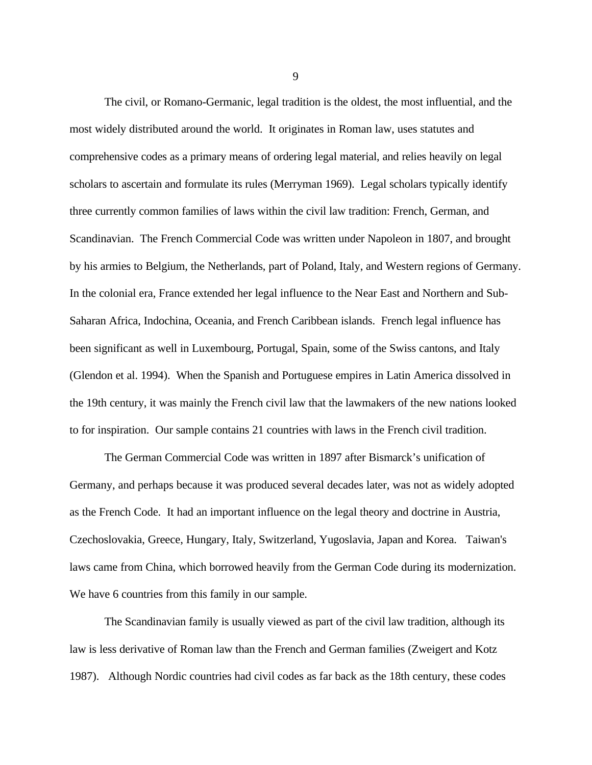The civil, or Romano-Germanic, legal tradition is the oldest, the most influential, and the most widely distributed around the world. It originates in Roman law, uses statutes and comprehensive codes as a primary means of ordering legal material, and relies heavily on legal scholars to ascertain and formulate its rules (Merryman 1969). Legal scholars typically identify three currently common families of laws within the civil law tradition: French, German, and Scandinavian. The French Commercial Code was written under Napoleon in 1807, and brought by his armies to Belgium, the Netherlands, part of Poland, Italy, and Western regions of Germany. In the colonial era, France extended her legal influence to the Near East and Northern and Sub-Saharan Africa, Indochina, Oceania, and French Caribbean islands. French legal influence has been significant as well in Luxembourg, Portugal, Spain, some of the Swiss cantons, and Italy (Glendon et al. 1994). When the Spanish and Portuguese empires in Latin America dissolved in the 19th century, it was mainly the French civil law that the lawmakers of the new nations looked to for inspiration. Our sample contains 21 countries with laws in the French civil tradition.

The German Commercial Code was written in 1897 after Bismarck's unification of Germany, and perhaps because it was produced several decades later, was not as widely adopted as the French Code. It had an important influence on the legal theory and doctrine in Austria, Czechoslovakia, Greece, Hungary, Italy, Switzerland, Yugoslavia, Japan and Korea. Taiwan's laws came from China, which borrowed heavily from the German Code during its modernization. We have 6 countries from this family in our sample.

The Scandinavian family is usually viewed as part of the civil law tradition, although its law is less derivative of Roman law than the French and German families (Zweigert and Kotz 1987). Although Nordic countries had civil codes as far back as the 18th century, these codes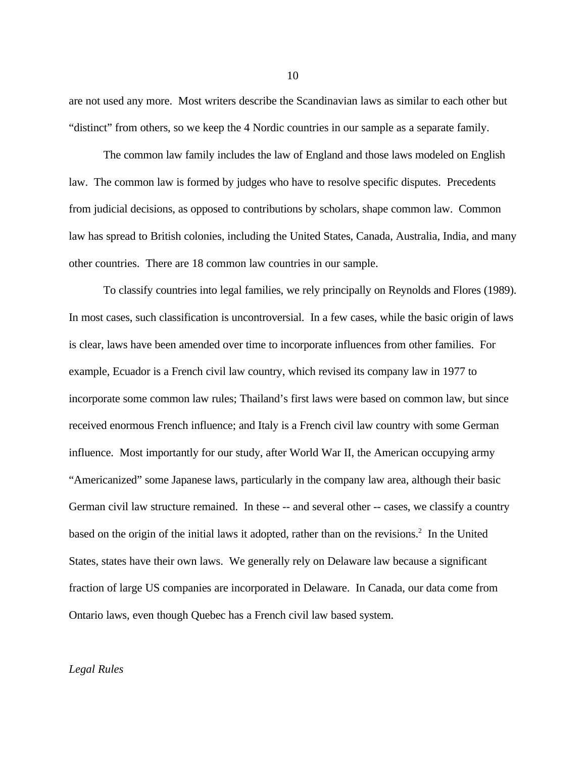are not used any more. Most writers describe the Scandinavian laws as similar to each other but "distinct" from others, so we keep the 4 Nordic countries in our sample as a separate family.

The common law family includes the law of England and those laws modeled on English law. The common law is formed by judges who have to resolve specific disputes. Precedents from judicial decisions, as opposed to contributions by scholars, shape common law. Common law has spread to British colonies, including the United States, Canada, Australia, India, and many other countries. There are 18 common law countries in our sample.

To classify countries into legal families, we rely principally on Reynolds and Flores (1989). In most cases, such classification is uncontroversial. In a few cases, while the basic origin of laws is clear, laws have been amended over time to incorporate influences from other families. For example, Ecuador is a French civil law country, which revised its company law in 1977 to incorporate some common law rules; Thailand's first laws were based on common law, but since received enormous French influence; and Italy is a French civil law country with some German influence. Most importantly for our study, after World War II, the American occupying army "Americanized" some Japanese laws, particularly in the company law area, although their basic German civil law structure remained. In these -- and several other -- cases, we classify a country based on the origin of the initial laws it adopted, rather than on the revisions.[2] In the United States, states have their own laws. We generally rely on Delaware law because a significant fraction of large US companies are incorporated in Delaware. In Canada, our data come from Ontario laws, even though Quebec has a French civil law based system.

*Legal Rules*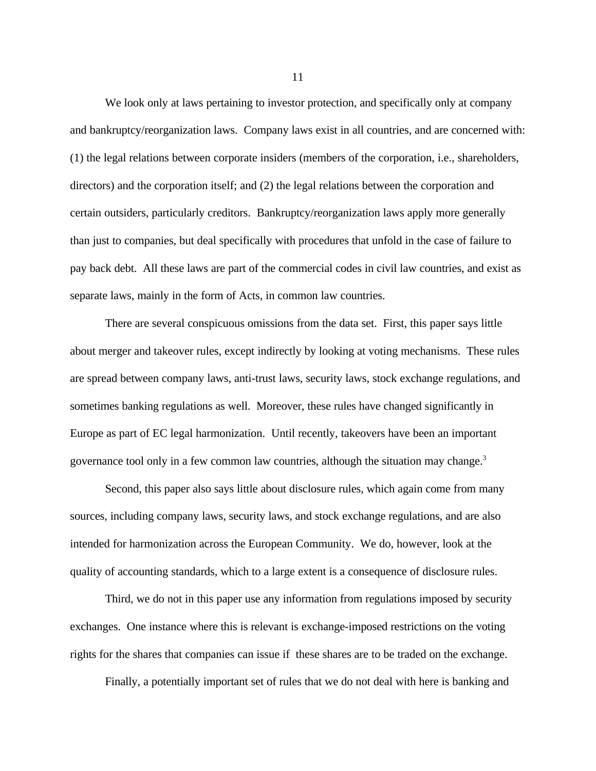We look only at laws pertaining to investor protection, and specifically only at company and bankruptcy/reorganization laws. Company laws exist in all countries, and are concerned with: (1) the legal relations between corporate insiders (members of the corporation, i.e., shareholders, directors) and the corporation itself; and (2) the legal relations between the corporation and certain outsiders, particularly creditors. Bankruptcy/reorganization laws apply more generally than just to companies, but deal specifically with procedures that unfold in the case of failure to pay back debt. All these laws are part of the commercial codes in civil law countries, and exist as separate laws, mainly in the form of Acts, in common law countries.

There are several conspicuous omissions from the data set. First, this paper says little about merger and takeover rules, except indirectly by looking at voting mechanisms. These rules are spread between company laws, anti-trust laws, security laws, stock exchange regulations, and sometimes banking regulations as well. Moreover, these rules have changed significantly in Europe as part of EC legal harmonization. Until recently, takeovers have been an important governance tool only in a few common law countries, although the situation may change.[3]

Second, this paper also says little about disclosure rules, which again come from many sources, including company laws, security laws, and stock exchange regulations, and are also intended for harmonization across the European Community. We do, however, look at the quality of accounting standards, which to a large extent is a consequence of disclosure rules.

Third, we do not in this paper use any information from regulations imposed by security exchanges. One instance where this is relevant is exchange-imposed restrictions on the voting rights for the shares that companies can issue if these shares are to be traded on the exchange.

Finally, a potentially important set of rules that we do not deal with here is banking and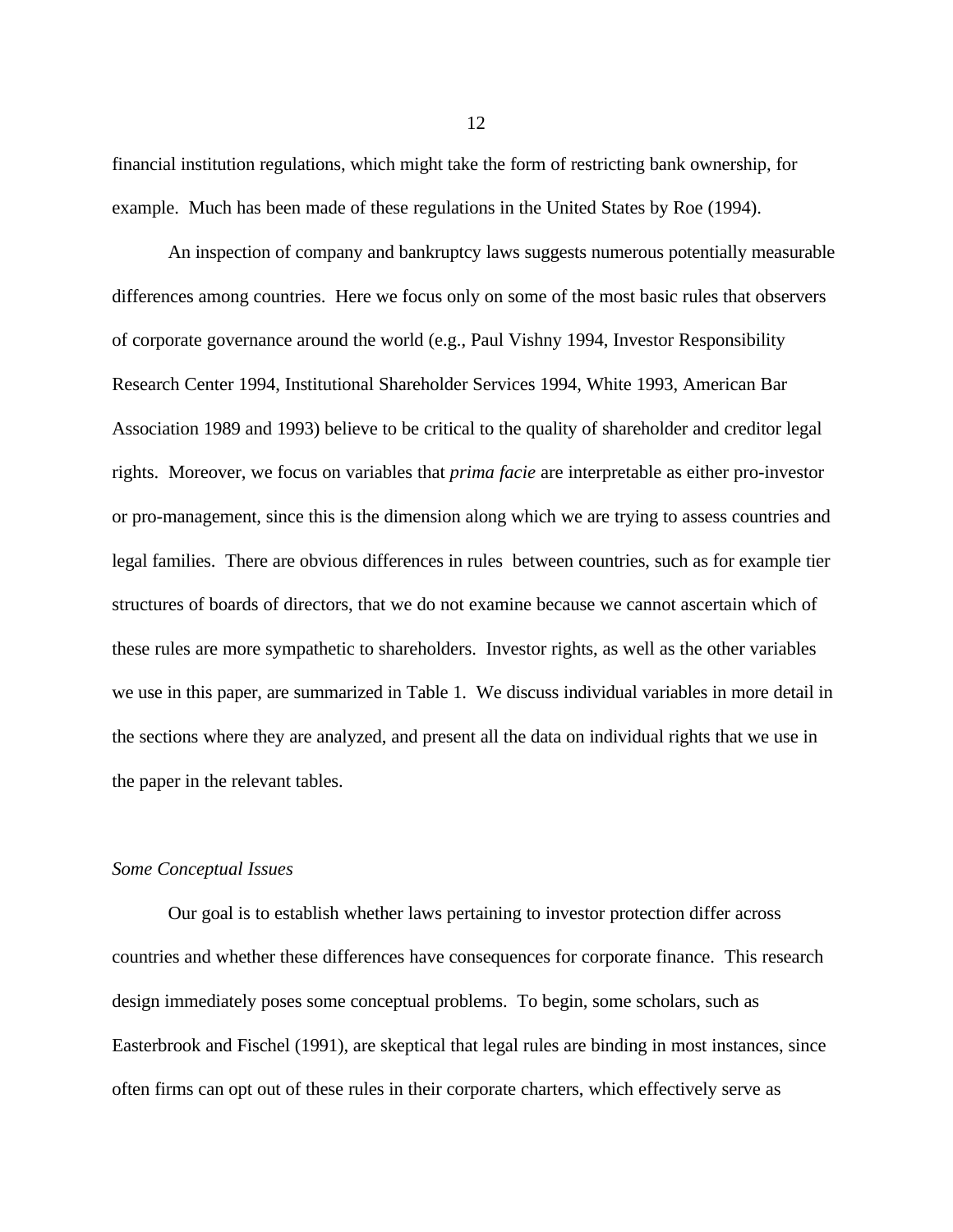financial institution regulations, which might take the form of restricting bank ownership, for example. Much has been made of these regulations in the United States by Roe (1994).

An inspection of company and bankruptcy laws suggests numerous potentially measurable differences among countries. Here we focus only on some of the most basic rules that observers of corporate governance around the world (e.g., Paul Vishny 1994, Investor Responsibility Research Center 1994, Institutional Shareholder Services 1994, White 1993, American Bar Association 1989 and 1993) believe to be critical to the quality of shareholder and creditor legal rights. Moreover, we focus on variables that *prima facie* are interpretable as either pro-investor or pro-management, since this is the dimension along which we are trying to assess countries and legal families. There are obvious differences in rules between countries, such as for example tier structures of boards of directors, that we do not examine because we cannot ascertain which of these rules are more sympathetic to shareholders. Investor rights, as well as the other variables we use in this paper, are summarized in Table 1. We discuss individual variables in more detail in the sections where they are analyzed, and present all the data on individual rights that we use in the paper in the relevant tables.

*Some Conceptual Issues*

Our goal is to establish whether laws pertaining to investor protection differ across countries and whether these differences have consequences for corporate finance. This research design immediately poses some conceptual problems. To begin, some scholars, such as Easterbrook and Fischel (1991), are skeptical that legal rules are binding in most instances, since often firms can opt out of these rules in their corporate charters, which effectively serve as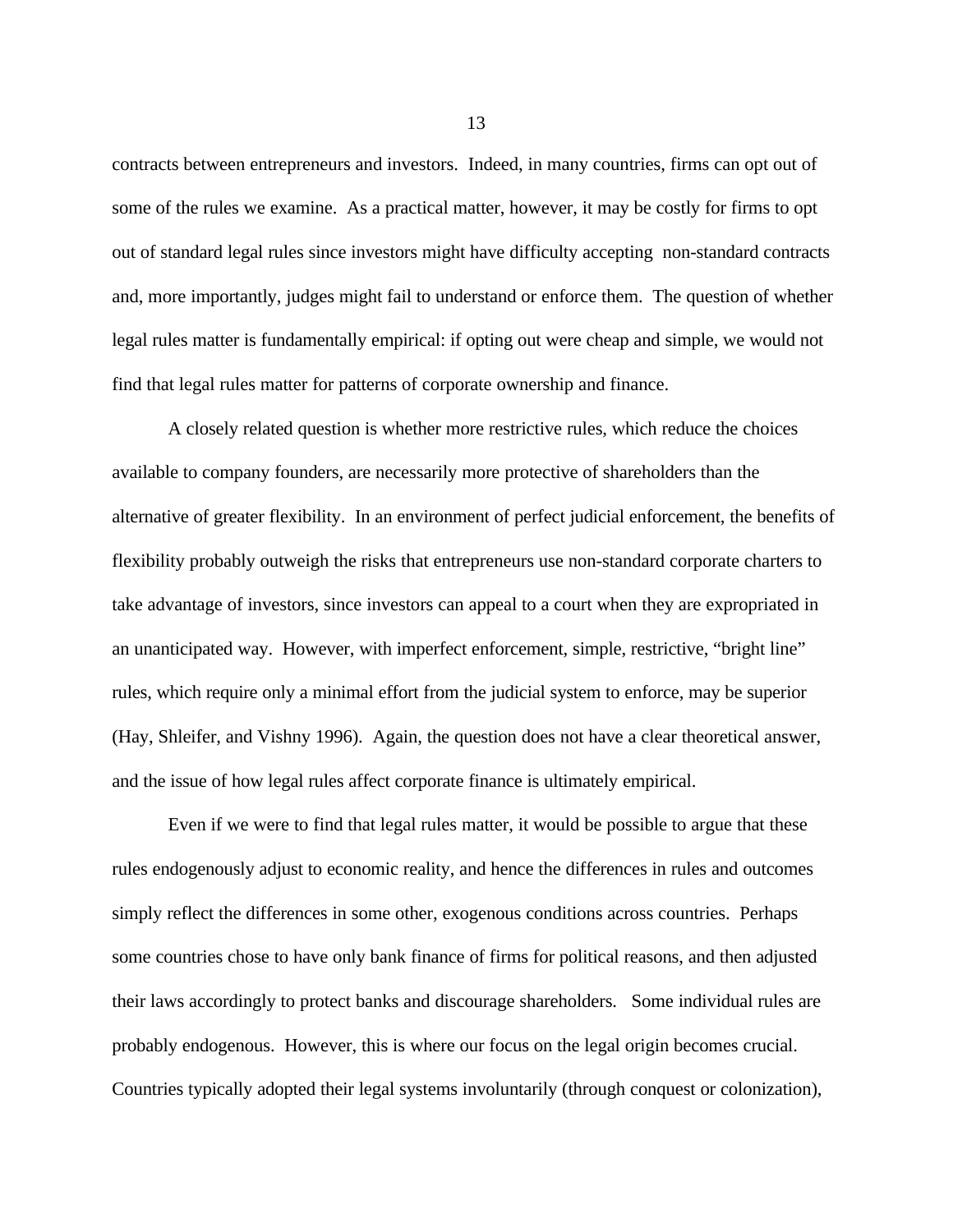contracts between entrepreneurs and investors. Indeed, in many countries, firms can opt out of some of the rules we examine. As a practical matter, however, it may be costly for firms to opt out of standard legal rules since investors might have difficulty accepting non-standard contracts and, more importantly, judges might fail to understand or enforce them. The question of whether legal rules matter is fundamentally empirical: if opting out were cheap and simple, we would not find that legal rules matter for patterns of corporate ownership and finance.

A closely related question is whether more restrictive rules, which reduce the choices available to company founders, are necessarily more protective of shareholders than the alternative of greater flexibility. In an environment of perfect judicial enforcement, the benefits of flexibility probably outweigh the risks that entrepreneurs use non-standard corporate charters to take advantage of investors, since investors can appeal to a court when they are expropriated in an unanticipated way. However, with imperfect enforcement, simple, restrictive, "bright line" rules, which require only a minimal effort from the judicial system to enforce, may be superior (Hay, Shleifer, and Vishny 1996). Again, the question does not have a clear theoretical answer, and the issue of how legal rules affect corporate finance is ultimately empirical.

Even if we were to find that legal rules matter, it would be possible to argue that these rules endogenously adjust to economic reality, and hence the differences in rules and outcomes simply reflect the differences in some other, exogenous conditions across countries. Perhaps some countries chose to have only bank finance of firms for political reasons, and then adjusted their laws accordingly to protect banks and discourage shareholders. Some individual rules are probably endogenous. However, this is where our focus on the legal origin becomes crucial. Countries typically adopted their legal systems involuntarily (through conquest or colonization),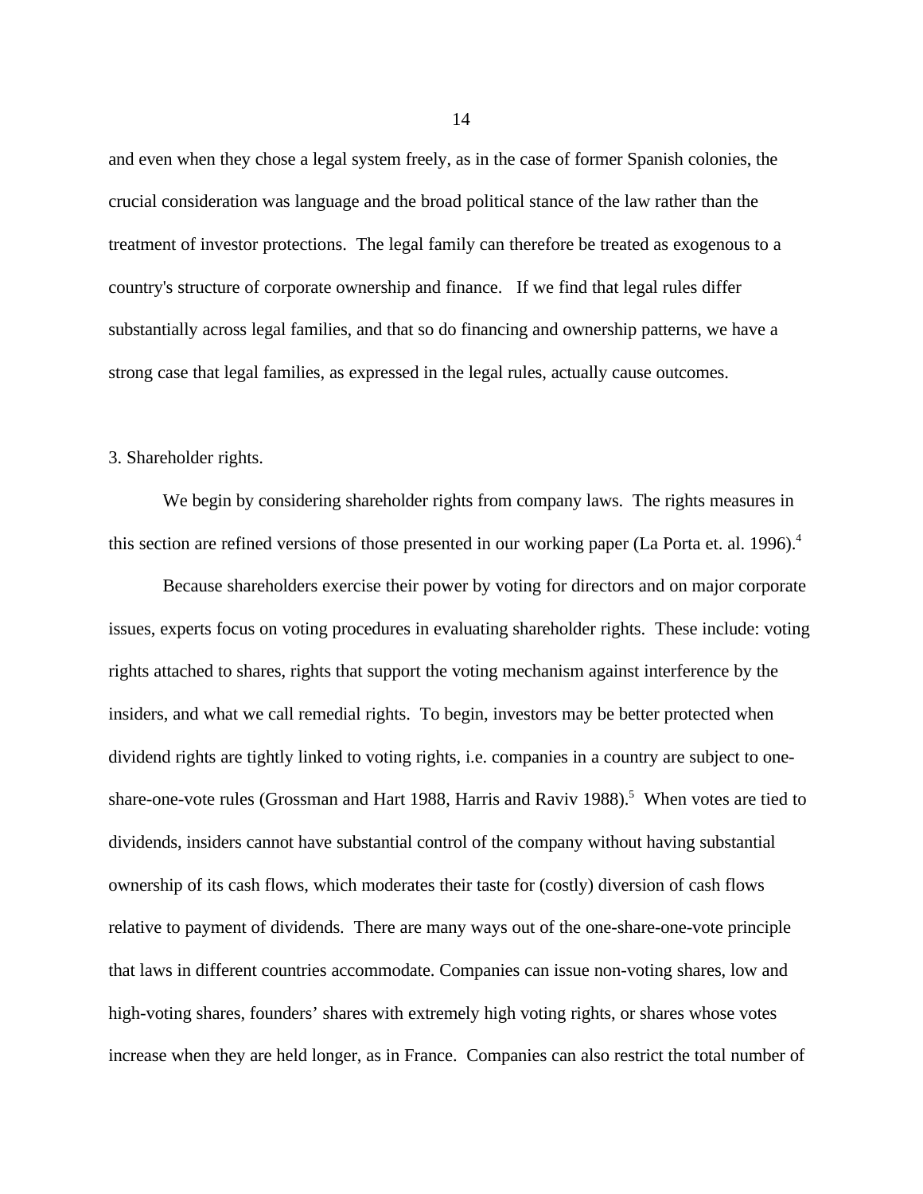and even when they chose a legal system freely, as in the case of former Spanish colonies, the crucial consideration was language and the broad political stance of the law rather than the treatment of investor protections. The legal family can therefore be treated as exogenous to a country's structure of corporate ownership and finance. If we find that legal rules differ substantially across legal families, and that so do financing and ownership patterns, we have a strong case that legal families, as expressed in the legal rules, actually cause outcomes.

## 3. Shareholder rights.

We begin by considering shareholder rights from company laws. The rights measures in this section are refined versions of those presented in our working paper (La Porta et. al. 1996).[4]

Because shareholders exercise their power by voting for directors and on major corporate issues, experts focus on voting procedures in evaluating shareholder rights. These include: voting rights attached to shares, rights that support the voting mechanism against interference by the insiders, and what we call remedial rights. To begin, investors may be better protected when dividend rights are tightly linked to voting rights, i.e. companies in a country are subject to one-share-one-vote rules (Grossman and Hart 1988, Harris and Raviv 1988).[5] When votes are tied to dividends, insiders cannot have substantial control of the company without having substantial ownership of its cash flows, which moderates their taste for (costly) diversion of cash flows relative to payment of dividends. There are many ways out of the one-share-one-vote principle that laws in different countries accommodate. Companies can issue non-voting shares, low and high-voting shares, founders' shares with extremely high voting rights, or shares whose votes increase when they are held longer, as in France. Companies can also restrict the total number of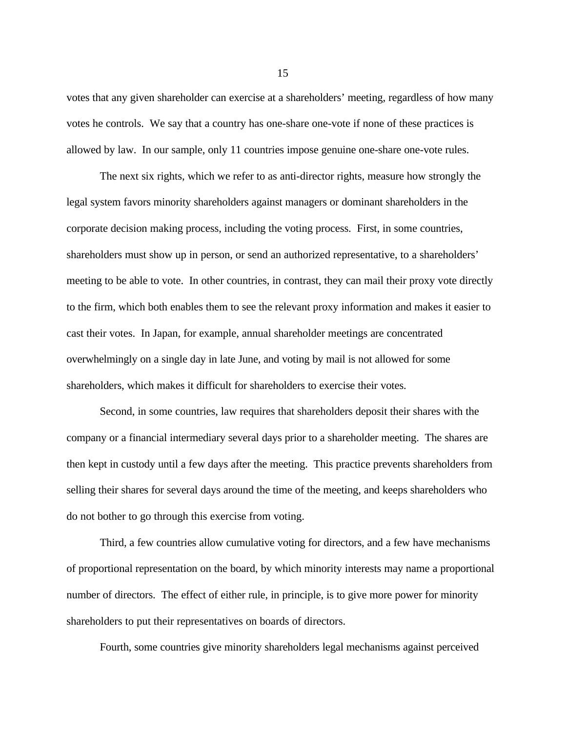votes that any given shareholder can exercise at a shareholders' meeting, regardless of how many votes he controls. We say that a country has one-share one-vote if none of these practices is allowed by law. In our sample, only 11 countries impose genuine one-share one-vote rules.

The next six rights, which we refer to as anti-director rights, measure how strongly the legal system favors minority shareholders against managers or dominant shareholders in the corporate decision making process, including the voting process. First, in some countries, shareholders must show up in person, or send an authorized representative, to a shareholders' meeting to be able to vote. In other countries, in contrast, they can mail their proxy vote directly to the firm, which both enables them to see the relevant proxy information and makes it easier to cast their votes. In Japan, for example, annual shareholder meetings are concentrated overwhelmingly on a single day in late June, and voting by mail is not allowed for some shareholders, which makes it difficult for shareholders to exercise their votes.

Second, in some countries, law requires that shareholders deposit their shares with the company or a financial intermediary several days prior to a shareholder meeting. The shares are then kept in custody until a few days after the meeting. This practice prevents shareholders from selling their shares for several days around the time of the meeting, and keeps shareholders who do not bother to go through this exercise from voting.

Third, a few countries allow cumulative voting for directors, and a few have mechanisms of proportional representation on the board, by which minority interests may name a proportional number of directors. The effect of either rule, in principle, is to give more power for minority shareholders to put their representatives on boards of directors.

Fourth, some countries give minority shareholders legal mechanisms against perceived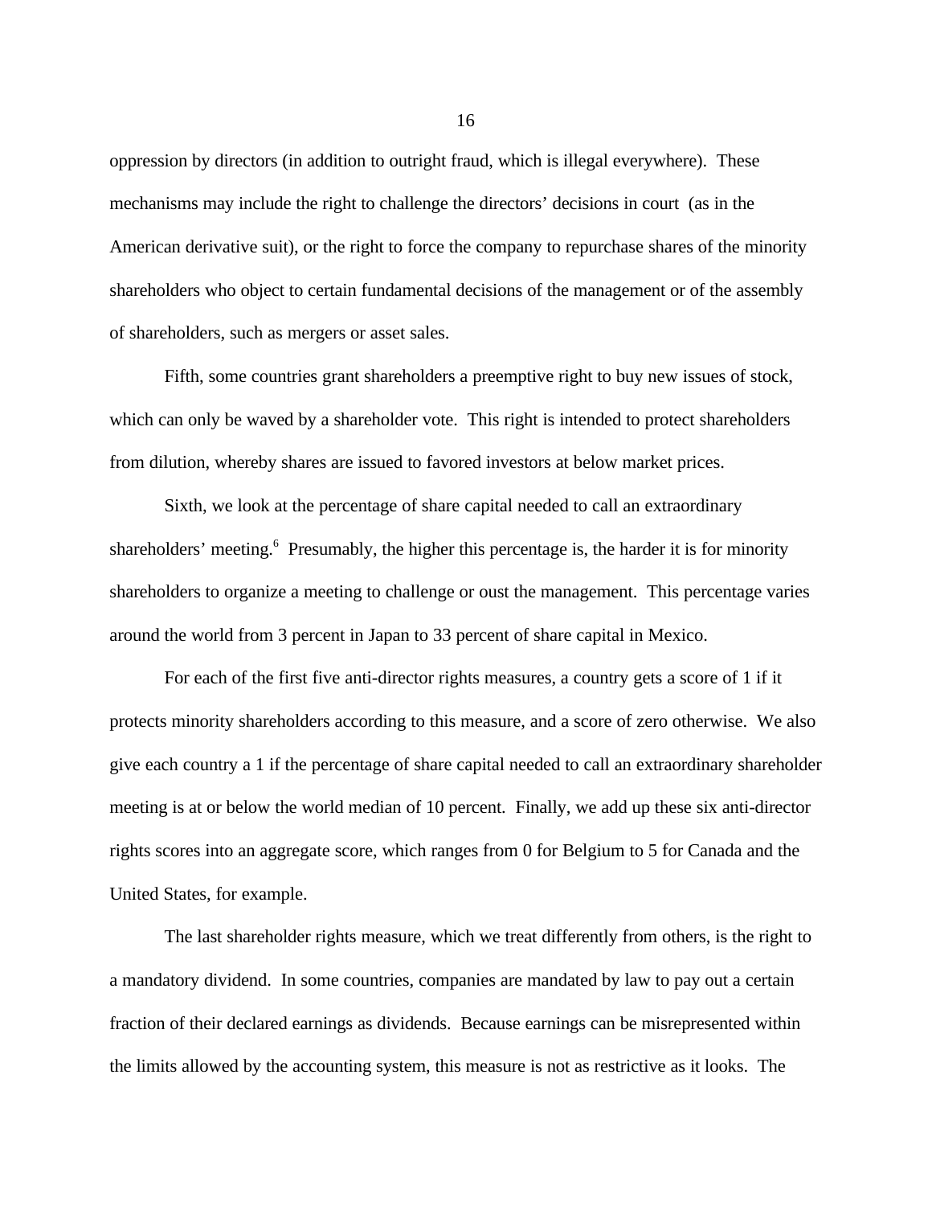oppression by directors (in addition to outright fraud, which is illegal everywhere). These mechanisms may include the right to challenge the directors' decisions in court (as in the American derivative suit), or the right to force the company to repurchase shares of the minority shareholders who object to certain fundamental decisions of the management or of the assembly of shareholders, such as mergers or asset sales.

Fifth, some countries grant shareholders a preemptive right to buy new issues of stock, which can only be waved by a shareholder vote. This right is intended to protect shareholders from dilution, whereby shares are issued to favored investors at below market prices.

Sixth, we look at the percentage of share capital needed to call an extraordinary shareholders' meeting.[6] Presumably, the higher this percentage is, the harder it is for minority shareholders to organize a meeting to challenge or oust the management. This percentage varies around the world from 3 percent in Japan to 33 percent of share capital in Mexico.

For each of the first five anti-director rights measures, a country gets a score of 1 if it protects minority shareholders according to this measure, and a score of zero otherwise. We also give each country a 1 if the percentage of share capital needed to call an extraordinary shareholder meeting is at or below the world median of 10 percent. Finally, we add up these six anti-director rights scores into an aggregate score, which ranges from 0 for Belgium to 5 for Canada and the United States, for example.

The last shareholder rights measure, which we treat differently from others, is the right to a mandatory dividend. In some countries, companies are mandated by law to pay out a certain fraction of their declared earnings as dividends. Because earnings can be misrepresented within the limits allowed by the accounting system, this measure is not as restrictive as it looks. The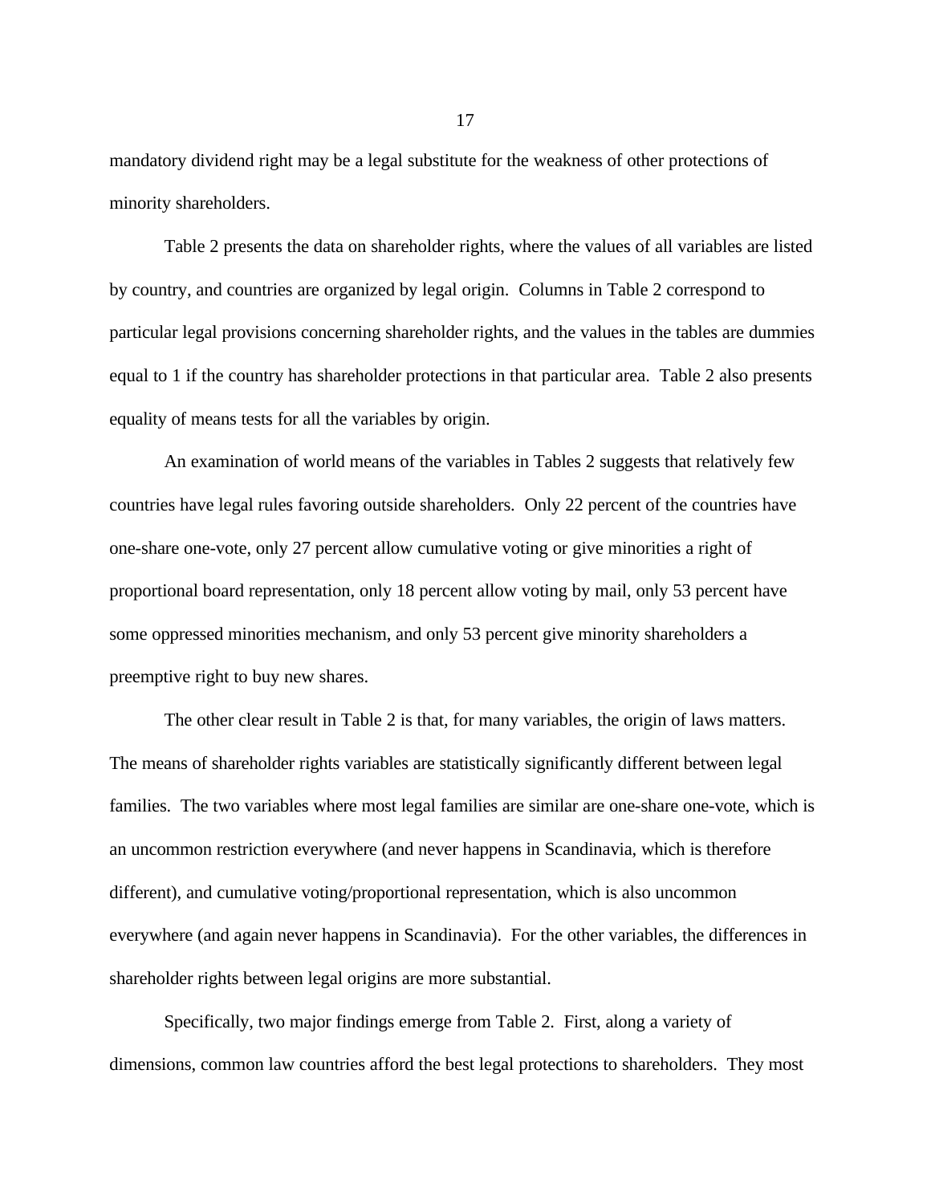mandatory dividend right may be a legal substitute for the weakness of other protections of minority shareholders.

Table 2 presents the data on shareholder rights, where the values of all variables are listed by country, and countries are organized by legal origin. Columns in Table 2 correspond to particular legal provisions concerning shareholder rights, and the values in the tables are dummies equal to 1 if the country has shareholder protections in that particular area. Table 2 also presents equality of means tests for all the variables by origin.

An examination of world means of the variables in Tables 2 suggests that relatively few countries have legal rules favoring outside shareholders. Only 22 percent of the countries have one-share one-vote, only 27 percent allow cumulative voting or give minorities a right of proportional board representation, only 18 percent allow voting by mail, only 53 percent have some oppressed minorities mechanism, and only 53 percent give minority shareholders a preemptive right to buy new shares.

The other clear result in Table 2 is that, for many variables, the origin of laws matters. The means of shareholder rights variables are statistically significantly different between legal families. The two variables where most legal families are similar are one-share one-vote, which is an uncommon restriction everywhere (and never happens in Scandinavia, which is therefore different), and cumulative voting/proportional representation, which is also uncommon everywhere (and again never happens in Scandinavia). For the other variables, the differences in shareholder rights between legal origins are more substantial.

Specifically, two major findings emerge from Table 2. First, along a variety of dimensions, common law countries afford the best legal protections to shareholders. They most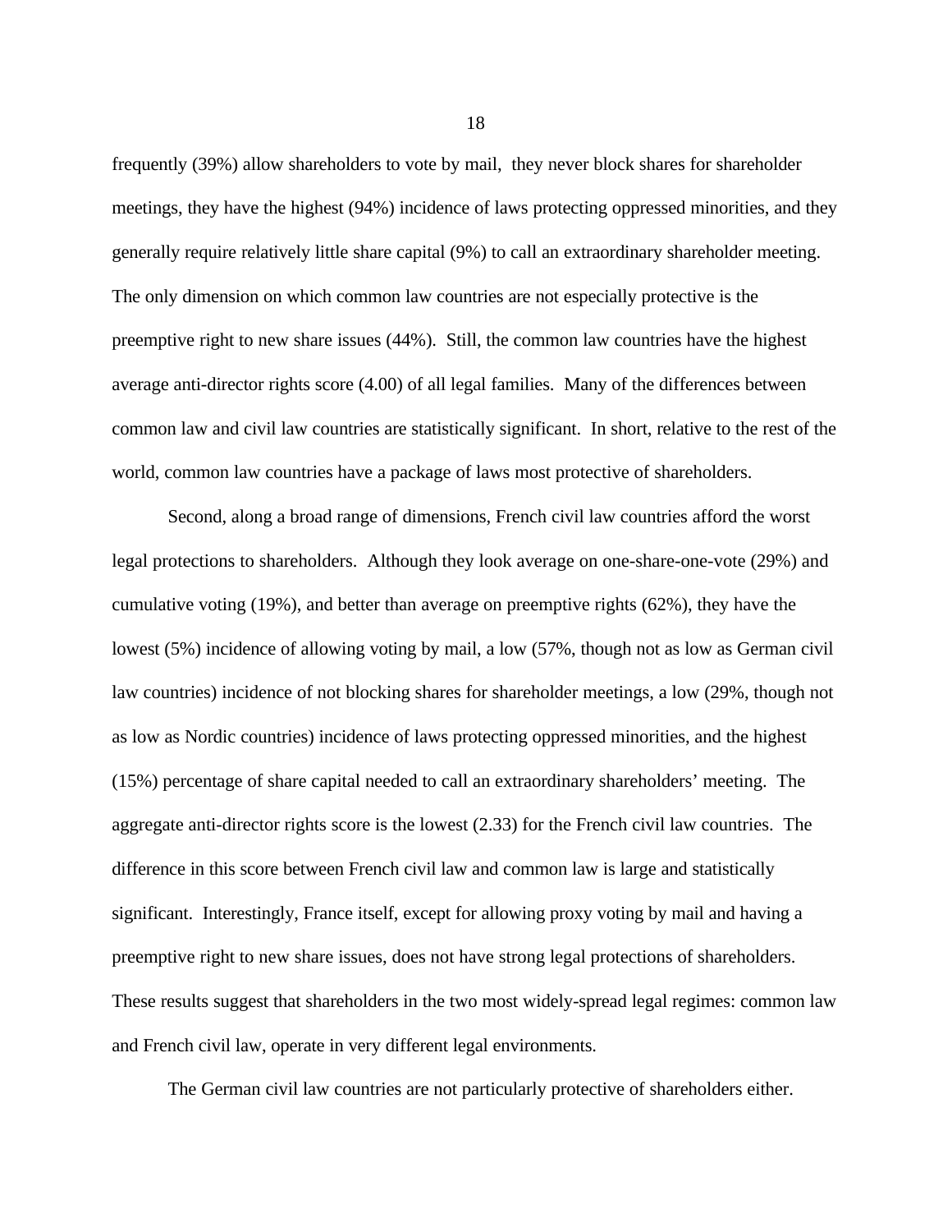frequently (39%) allow shareholders to vote by mail,  they never block shares for shareholder meetings, they have the highest (94%) incidence of laws protecting oppressed minorities, and they generally require relatively little share capital (9%) to call an extraordinary shareholder meeting. The only dimension on which common law countries are not especially protective is the preemptive right to new share issues (44%).  Still, the common law countries have the highest average anti-director rights score (4.00) of all legal families.  Many of the differences between common law and civil law countries are statistically significant.  In short, relative to the rest of the world, common law countries have a package of laws most protective of shareholders.

Second, along a broad range of dimensions, French civil law countries afford the worst legal protections to shareholders.  Although they look average on one-share-one-vote (29%) and cumulative voting (19%), and better than average on preemptive rights (62%), they have the lowest (5%) incidence of allowing voting by mail, a low (57%, though not as low as German civil law countries) incidence of not blocking shares for shareholder meetings, a low (29%, though not as low as Nordic countries) incidence of laws protecting oppressed minorities, and the highest (15%) percentage of share capital needed to call an extraordinary shareholders' meeting.  The aggregate anti-director rights score is the lowest (2.33) for the French civil law countries.  The difference in this score between French civil law and common law is large and statistically significant.  Interestingly, France itself, except for allowing proxy voting by mail and having a preemptive right to new share issues, does not have strong legal protections of shareholders. These results suggest that shareholders in the two most widely-spread legal regimes: common law and French civil law, operate in very different legal environments.

The German civil law countries are not particularly protective of shareholders either.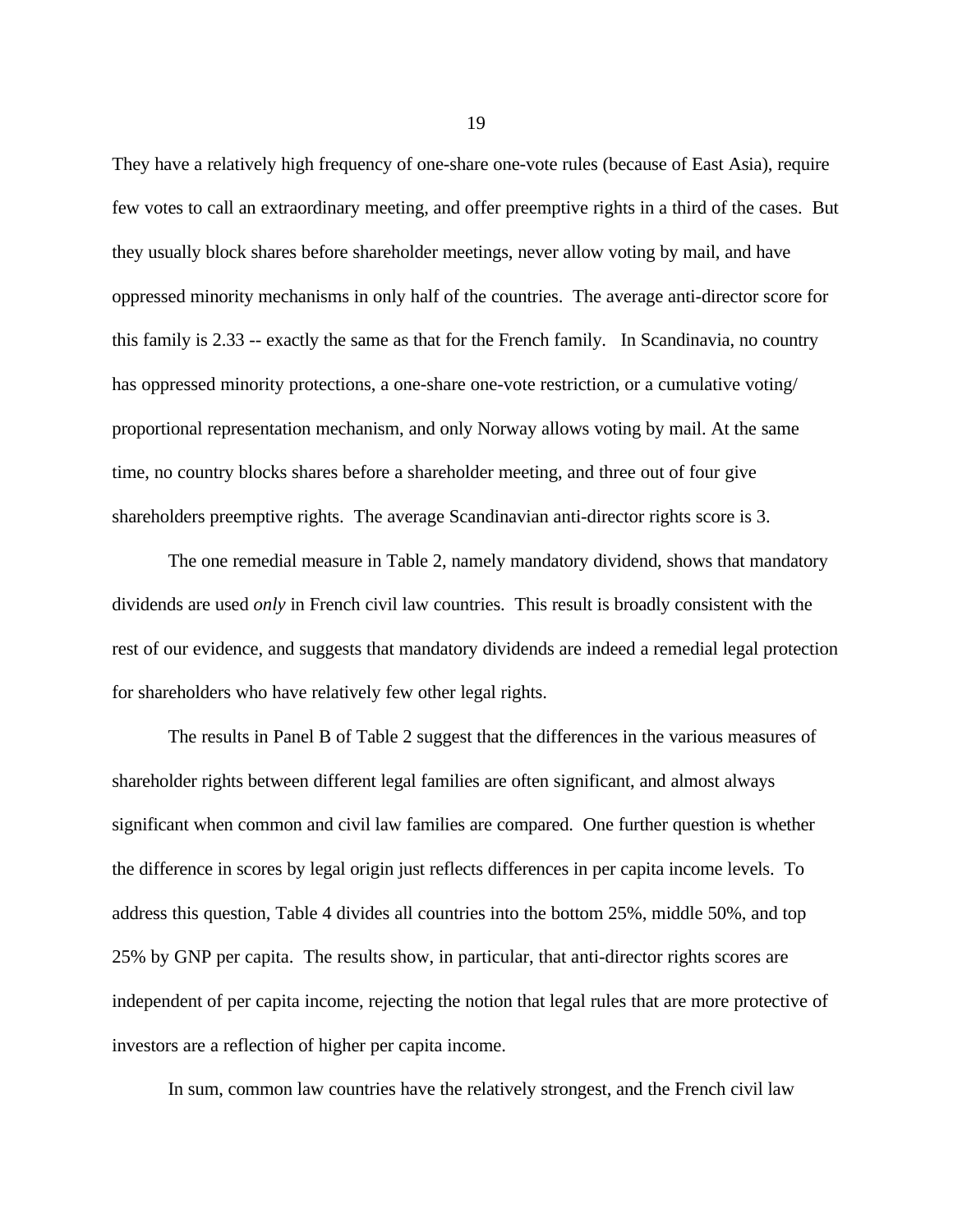They have a relatively high frequency of one-share one-vote rules (because of East Asia), require few votes to call an extraordinary meeting, and offer preemptive rights in a third of the cases. But they usually block shares before shareholder meetings, never allow voting by mail, and have oppressed minority mechanisms in only half of the countries. The average anti-director score for this family is 2.33 -- exactly the same as that for the French family. In Scandinavia, no country has oppressed minority protections, a one-share one-vote restriction, or a cumulative voting/ proportional representation mechanism, and only Norway allows voting by mail. At the same time, no country blocks shares before a shareholder meeting, and three out of four give shareholders preemptive rights. The average Scandinavian anti-director rights score is 3.

The one remedial measure in Table 2, namely mandatory dividend, shows that mandatory dividends are used *only* in French civil law countries. This result is broadly consistent with the rest of our evidence, and suggests that mandatory dividends are indeed a remedial legal protection for shareholders who have relatively few other legal rights.

The results in Panel B of Table 2 suggest that the differences in the various measures of shareholder rights between different legal families are often significant, and almost always significant when common and civil law families are compared. One further question is whether the difference in scores by legal origin just reflects differences in per capita income levels. To address this question, Table 4 divides all countries into the bottom 25%, middle 50%, and top 25% by GNP per capita. The results show, in particular, that anti-director rights scores are independent of per capita income, rejecting the notion that legal rules that are more protective of investors are a reflection of higher per capita income.

In sum, common law countries have the relatively strongest, and the French civil law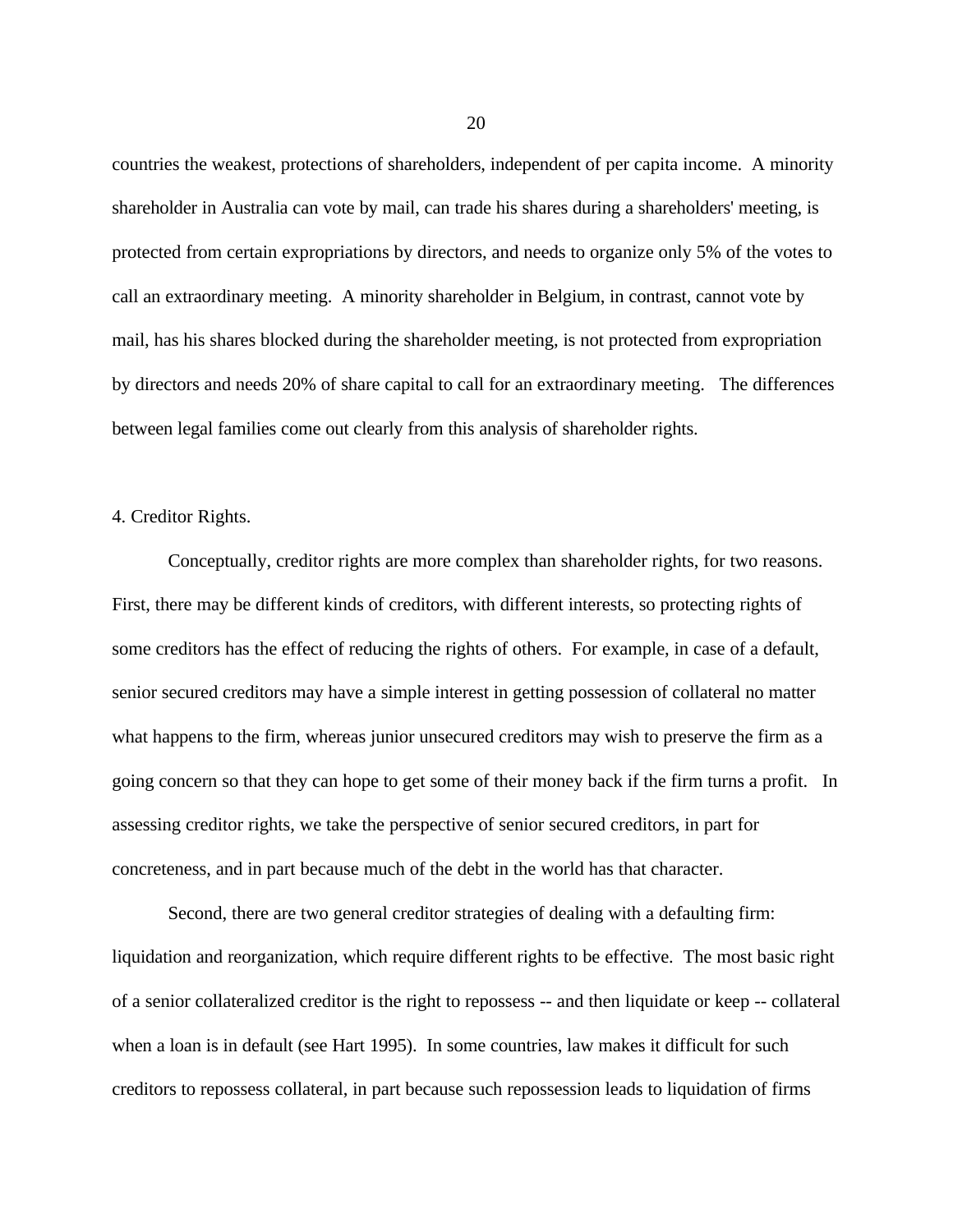countries the weakest, protections of shareholders, independent of per capita income. A minority shareholder in Australia can vote by mail, can trade his shares during a shareholders' meeting, is protected from certain expropriations by directors, and needs to organize only 5% of the votes to call an extraordinary meeting. A minority shareholder in Belgium, in contrast, cannot vote by mail, has his shares blocked during the shareholder meeting, is not protected from expropriation by directors and needs 20% of share capital to call for an extraordinary meeting. The differences between legal families come out clearly from this analysis of shareholder rights.

## 4. Creditor Rights.

Conceptually, creditor rights are more complex than shareholder rights, for two reasons. First, there may be different kinds of creditors, with different interests, so protecting rights of some creditors has the effect of reducing the rights of others. For example, in case of a default, senior secured creditors may have a simple interest in getting possession of collateral no matter what happens to the firm, whereas junior unsecured creditors may wish to preserve the firm as a going concern so that they can hope to get some of their money back if the firm turns a profit. In assessing creditor rights, we take the perspective of senior secured creditors, in part for concreteness, and in part because much of the debt in the world has that character.

Second, there are two general creditor strategies of dealing with a defaulting firm: liquidation and reorganization, which require different rights to be effective. The most basic right of a senior collateralized creditor is the right to repossess -- and then liquidate or keep -- collateral when a loan is in default (see Hart 1995). In some countries, law makes it difficult for such creditors to repossess collateral, in part because such repossession leads to liquidation of firms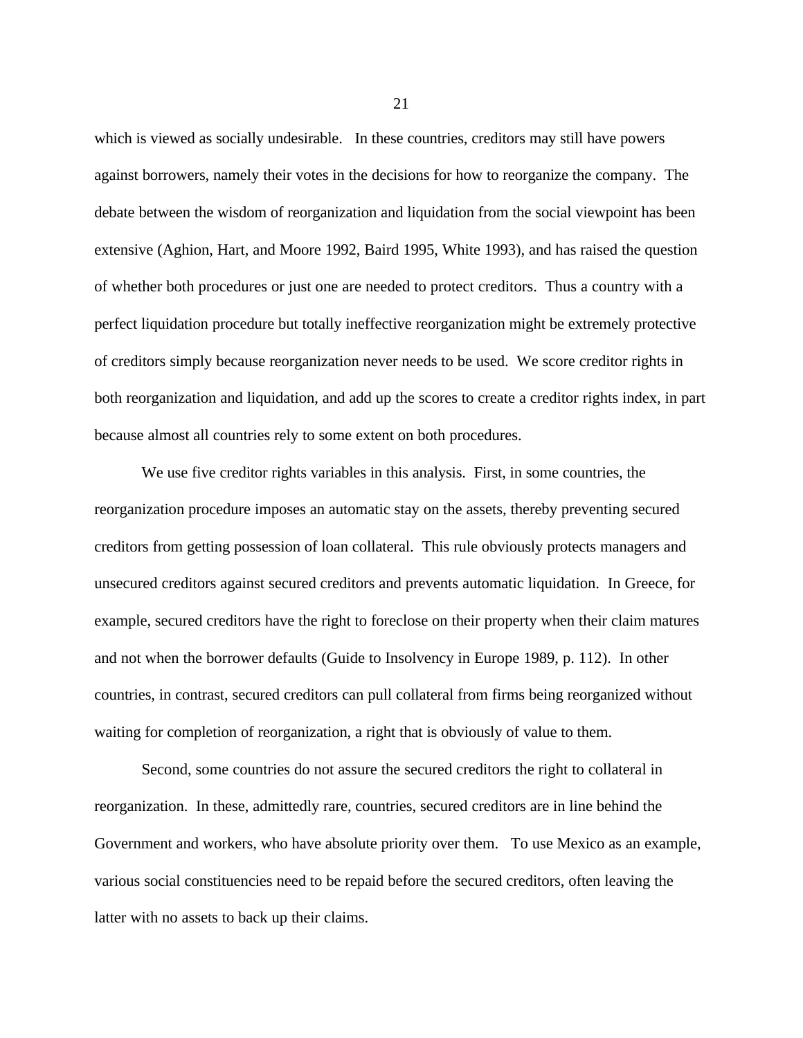which is viewed as socially undesirable. In these countries, creditors may still have powers against borrowers, namely their votes in the decisions for how to reorganize the company. The debate between the wisdom of reorganization and liquidation from the social viewpoint has been extensive (Aghion, Hart, and Moore 1992, Baird 1995, White 1993), and has raised the question of whether both procedures or just one are needed to protect creditors. Thus a country with a perfect liquidation procedure but totally ineffective reorganization might be extremely protective of creditors simply because reorganization never needs to be used. We score creditor rights in both reorganization and liquidation, and add up the scores to create a creditor rights index, in part because almost all countries rely to some extent on both procedures.

We use five creditor rights variables in this analysis. First, in some countries, the reorganization procedure imposes an automatic stay on the assets, thereby preventing secured creditors from getting possession of loan collateral. This rule obviously protects managers and unsecured creditors against secured creditors and prevents automatic liquidation. In Greece, for example, secured creditors have the right to foreclose on their property when their claim matures and not when the borrower defaults (Guide to Insolvency in Europe 1989, p. 112). In other countries, in contrast, secured creditors can pull collateral from firms being reorganized without waiting for completion of reorganization, a right that is obviously of value to them.

Second, some countries do not assure the secured creditors the right to collateral in reorganization. In these, admittedly rare, countries, secured creditors are in line behind the Government and workers, who have absolute priority over them. To use Mexico as an example, various social constituencies need to be repaid before the secured creditors, often leaving the latter with no assets to back up their claims.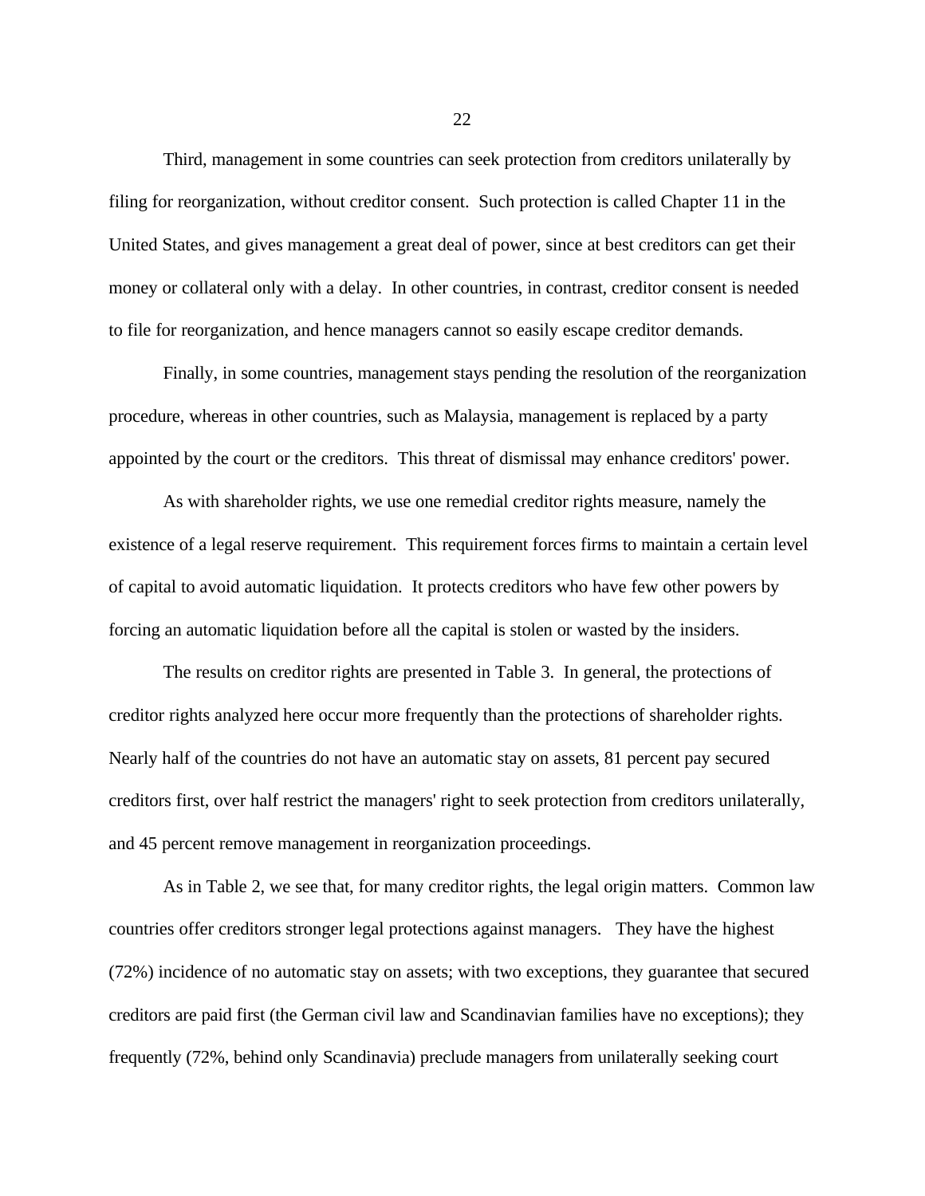Third, management in some countries can seek protection from creditors unilaterally by filing for reorganization, without creditor consent. Such protection is called Chapter 11 in the United States, and gives management a great deal of power, since at best creditors can get their money or collateral only with a delay. In other countries, in contrast, creditor consent is needed to file for reorganization, and hence managers cannot so easily escape creditor demands.

Finally, in some countries, management stays pending the resolution of the reorganization procedure, whereas in other countries, such as Malaysia, management is replaced by a party appointed by the court or the creditors. This threat of dismissal may enhance creditors' power.

As with shareholder rights, we use one remedial creditor rights measure, namely the existence of a legal reserve requirement. This requirement forces firms to maintain a certain level of capital to avoid automatic liquidation. It protects creditors who have few other powers by forcing an automatic liquidation before all the capital is stolen or wasted by the insiders.

The results on creditor rights are presented in Table 3. In general, the protections of creditor rights analyzed here occur more frequently than the protections of shareholder rights. Nearly half of the countries do not have an automatic stay on assets, 81 percent pay secured creditors first, over half restrict the managers' right to seek protection from creditors unilaterally, and 45 percent remove management in reorganization proceedings.

As in Table 2, we see that, for many creditor rights, the legal origin matters. Common law countries offer creditors stronger legal protections against managers. They have the highest (72%) incidence of no automatic stay on assets; with two exceptions, they guarantee that secured creditors are paid first (the German civil law and Scandinavian families have no exceptions); they frequently (72%, behind only Scandinavia) preclude managers from unilaterally seeking court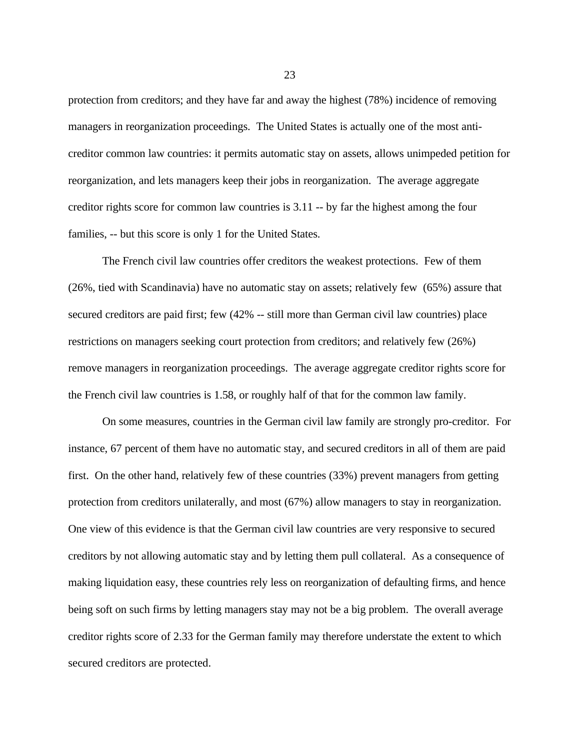protection from creditors; and they have far and away the highest (78%) incidence of removing managers in reorganization proceedings. The United States is actually one of the most anti-creditor common law countries: it permits automatic stay on assets, allows unimpeded petition for reorganization, and lets managers keep their jobs in reorganization. The average aggregate creditor rights score for common law countries is 3.11 -- by far the highest among the four families, -- but this score is only 1 for the United States.

The French civil law countries offer creditors the weakest protections. Few of them (26%, tied with Scandinavia) have no automatic stay on assets; relatively few (65%) assure that secured creditors are paid first; few (42% -- still more than German civil law countries) place restrictions on managers seeking court protection from creditors; and relatively few (26%) remove managers in reorganization proceedings. The average aggregate creditor rights score for the French civil law countries is 1.58, or roughly half of that for the common law family.

On some measures, countries in the German civil law family are strongly pro-creditor. For instance, 67 percent of them have no automatic stay, and secured creditors in all of them are paid first. On the other hand, relatively few of these countries (33%) prevent managers from getting protection from creditors unilaterally, and most (67%) allow managers to stay in reorganization. One view of this evidence is that the German civil law countries are very responsive to secured creditors by not allowing automatic stay and by letting them pull collateral. As a consequence of making liquidation easy, these countries rely less on reorganization of defaulting firms, and hence being soft on such firms by letting managers stay may not be a big problem. The overall average creditor rights score of 2.33 for the German family may therefore understate the extent to which secured creditors are protected.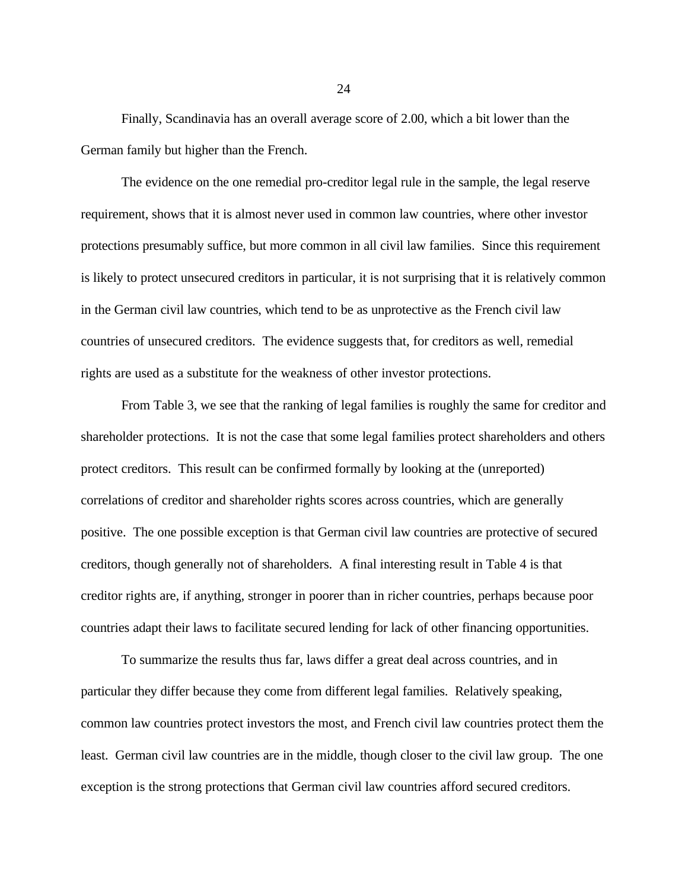Finally, Scandinavia has an overall average score of 2.00, which a bit lower than the German family but higher than the French.

The evidence on the one remedial pro-creditor legal rule in the sample, the legal reserve requirement, shows that it is almost never used in common law countries, where other investor protections presumably suffice, but more common in all civil law families. Since this requirement is likely to protect unsecured creditors in particular, it is not surprising that it is relatively common in the German civil law countries, which tend to be as unprotective as the French civil law countries of unsecured creditors. The evidence suggests that, for creditors as well, remedial rights are used as a substitute for the weakness of other investor protections.

From Table 3, we see that the ranking of legal families is roughly the same for creditor and shareholder protections. It is not the case that some legal families protect shareholders and others protect creditors. This result can be confirmed formally by looking at the (unreported) correlations of creditor and shareholder rights scores across countries, which are generally positive. The one possible exception is that German civil law countries are protective of secured creditors, though generally not of shareholders. A final interesting result in Table 4 is that creditor rights are, if anything, stronger in poorer than in richer countries, perhaps because poor countries adapt their laws to facilitate secured lending for lack of other financing opportunities.

To summarize the results thus far, laws differ a great deal across countries, and in particular they differ because they come from different legal families. Relatively speaking, common law countries protect investors the most, and French civil law countries protect them the least. German civil law countries are in the middle, though closer to the civil law group. The one exception is the strong protections that German civil law countries afford secured creditors.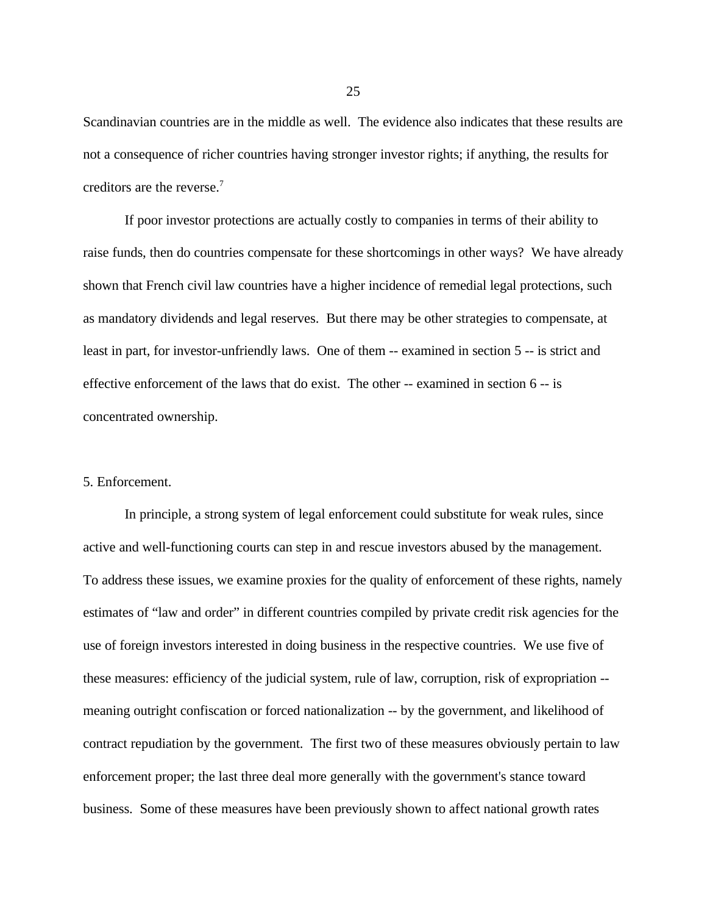Scandinavian countries are in the middle as well. The evidence also indicates that these results are not a consequence of richer countries having stronger investor rights; if anything, the results for creditors are the reverse.[7]

If poor investor protections are actually costly to companies in terms of their ability to raise funds, then do countries compensate for these shortcomings in other ways? We have already shown that French civil law countries have a higher incidence of remedial legal protections, such as mandatory dividends and legal reserves. But there may be other strategies to compensate, at least in part, for investor-unfriendly laws. One of them -- examined in section 5 -- is strict and effective enforcement of the laws that do exist. The other -- examined in section 6 -- is concentrated ownership.

## 5. Enforcement.

In principle, a strong system of legal enforcement could substitute for weak rules, since active and well-functioning courts can step in and rescue investors abused by the management. To address these issues, we examine proxies for the quality of enforcement of these rights, namely estimates of "law and order" in different countries compiled by private credit risk agencies for the use of foreign investors interested in doing business in the respective countries. We use five of these measures: efficiency of the judicial system, rule of law, corruption, risk of expropriation -- meaning outright confiscation or forced nationalization -- by the government, and likelihood of contract repudiation by the government. The first two of these measures obviously pertain to law enforcement proper; the last three deal more generally with the government's stance toward business. Some of these measures have been previously shown to affect national growth rates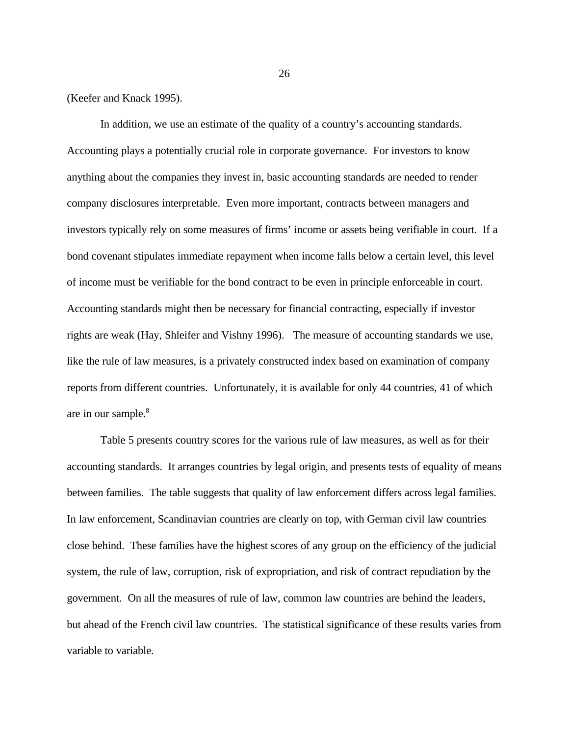(Keefer and Knack 1995).

In addition, we use an estimate of the quality of a country's accounting standards. Accounting plays a potentially crucial role in corporate governance. For investors to know anything about the companies they invest in, basic accounting standards are needed to render company disclosures interpretable. Even more important, contracts between managers and investors typically rely on some measures of firms' income or assets being verifiable in court. If a bond covenant stipulates immediate repayment when income falls below a certain level, this level of income must be verifiable for the bond contract to be even in principle enforceable in court. Accounting standards might then be necessary for financial contracting, especially if investor rights are weak (Hay, Shleifer and Vishny 1996). The measure of accounting standards we use, like the rule of law measures, is a privately constructed index based on examination of company reports from different countries. Unfortunately, it is available for only 44 countries, 41 of which are in our sample.[8]

Table 5 presents country scores for the various rule of law measures, as well as for their accounting standards. It arranges countries by legal origin, and presents tests of equality of means between families. The table suggests that quality of law enforcement differs across legal families. In law enforcement, Scandinavian countries are clearly on top, with German civil law countries close behind. These families have the highest scores of any group on the efficiency of the judicial system, the rule of law, corruption, risk of expropriation, and risk of contract repudiation by the government. On all the measures of rule of law, common law countries are behind the leaders, but ahead of the French civil law countries. The statistical significance of these results varies from variable to variable.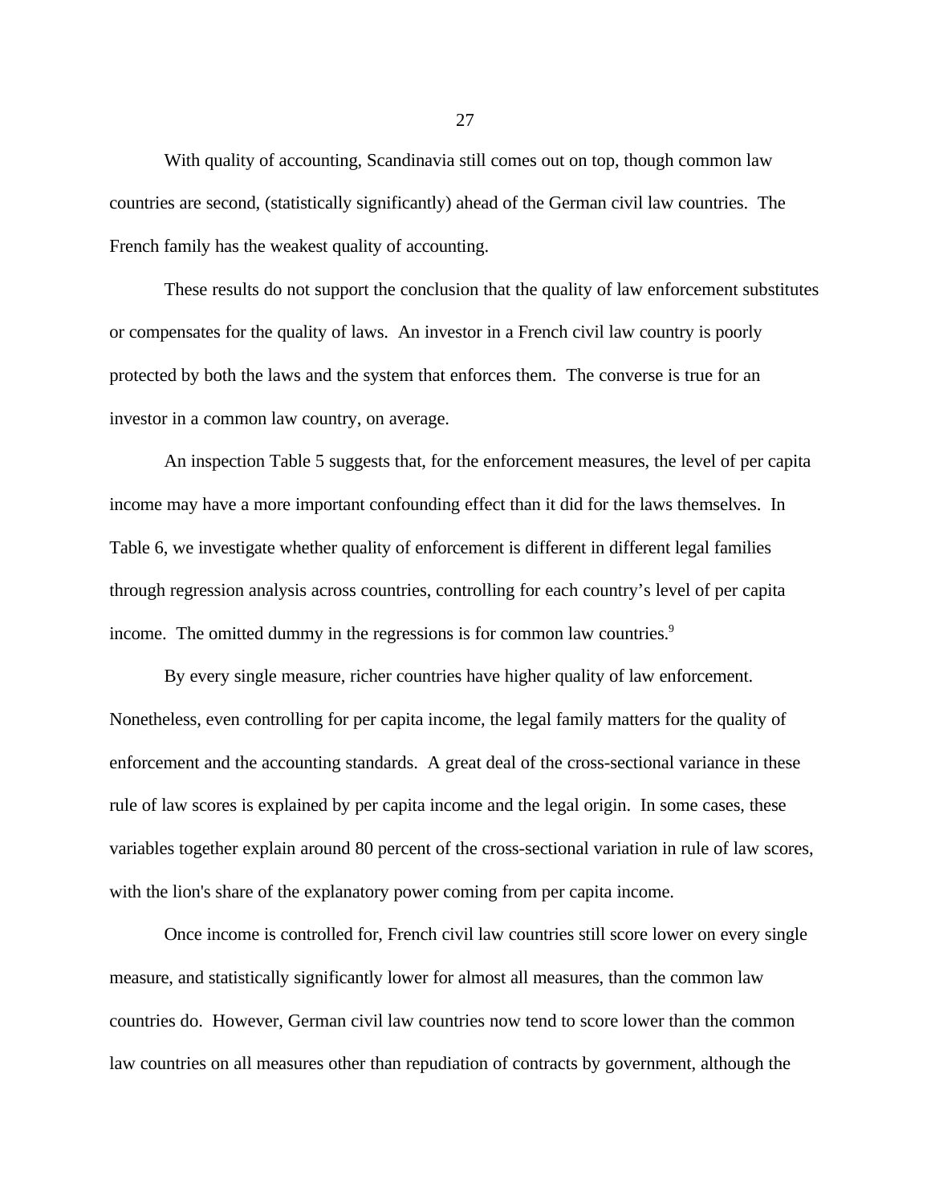With quality of accounting, Scandinavia still comes out on top, though common law countries are second, (statistically significantly) ahead of the German civil law countries. The French family has the weakest quality of accounting.

These results do not support the conclusion that the quality of law enforcement substitutes or compensates for the quality of laws. An investor in a French civil law country is poorly protected by both the laws and the system that enforces them. The converse is true for an investor in a common law country, on average.

An inspection Table 5 suggests that, for the enforcement measures, the level of per capita income may have a more important confounding effect than it did for the laws themselves. In Table 6, we investigate whether quality of enforcement is different in different legal families through regression analysis across countries, controlling for each country's level of per capita income. The omitted dummy in the regressions is for common law countries.[9]

By every single measure, richer countries have higher quality of law enforcement. Nonetheless, even controlling for per capita income, the legal family matters for the quality of enforcement and the accounting standards. A great deal of the cross-sectional variance in these rule of law scores is explained by per capita income and the legal origin. In some cases, these variables together explain around 80 percent of the cross-sectional variation in rule of law scores, with the lion's share of the explanatory power coming from per capita income.

Once income is controlled for, French civil law countries still score lower on every single measure, and statistically significantly lower for almost all measures, than the common law countries do. However, German civil law countries now tend to score lower than the common law countries on all measures other than repudiation of contracts by government, although the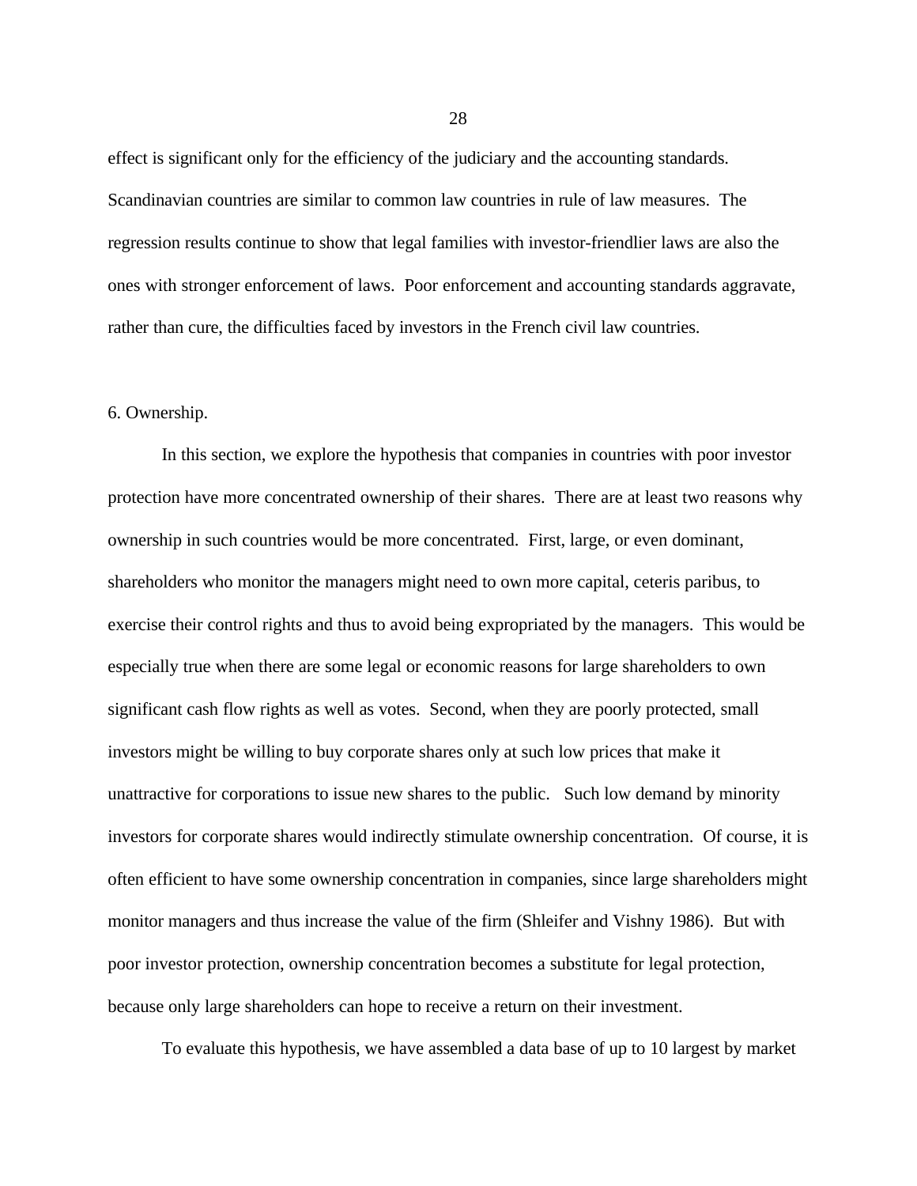effect is significant only for the efficiency of the judiciary and the accounting standards. Scandinavian countries are similar to common law countries in rule of law measures. The regression results continue to show that legal families with investor-friendlier laws are also the ones with stronger enforcement of laws. Poor enforcement and accounting standards aggravate, rather than cure, the difficulties faced by investors in the French civil law countries.

## 6. Ownership.

In this section, we explore the hypothesis that companies in countries with poor investor protection have more concentrated ownership of their shares. There are at least two reasons why ownership in such countries would be more concentrated. First, large, or even dominant, shareholders who monitor the managers might need to own more capital, ceteris paribus, to exercise their control rights and thus to avoid being expropriated by the managers. This would be especially true when there are some legal or economic reasons for large shareholders to own significant cash flow rights as well as votes. Second, when they are poorly protected, small investors might be willing to buy corporate shares only at such low prices that make it unattractive for corporations to issue new shares to the public. Such low demand by minority investors for corporate shares would indirectly stimulate ownership concentration. Of course, it is often efficient to have some ownership concentration in companies, since large shareholders might monitor managers and thus increase the value of the firm (Shleifer and Vishny 1986). But with poor investor protection, ownership concentration becomes a substitute for legal protection, because only large shareholders can hope to receive a return on their investment.

To evaluate this hypothesis, we have assembled a data base of up to 10 largest by market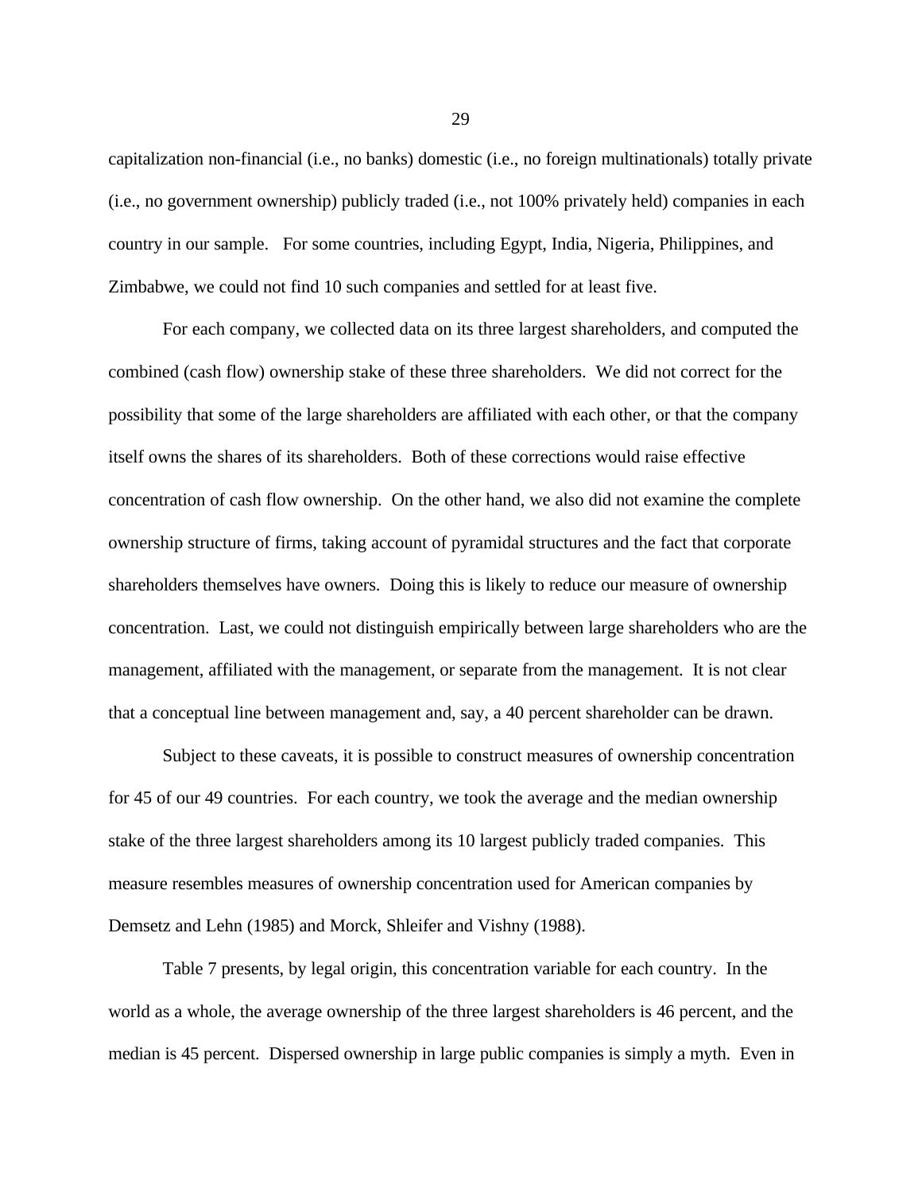capitalization non-financial (i.e., no banks) domestic (i.e., no foreign multinationals) totally private (i.e., no government ownership) publicly traded (i.e., not 100% privately held) companies in each country in our sample. For some countries, including Egypt, India, Nigeria, Philippines, and Zimbabwe, we could not find 10 such companies and settled for at least five.

For each company, we collected data on its three largest shareholders, and computed the combined (cash flow) ownership stake of these three shareholders. We did not correct for the possibility that some of the large shareholders are affiliated with each other, or that the company itself owns the shares of its shareholders. Both of these corrections would raise effective concentration of cash flow ownership. On the other hand, we also did not examine the complete ownership structure of firms, taking account of pyramidal structures and the fact that corporate shareholders themselves have owners. Doing this is likely to reduce our measure of ownership concentration. Last, we could not distinguish empirically between large shareholders who are the management, affiliated with the management, or separate from the management. It is not clear that a conceptual line between management and, say, a 40 percent shareholder can be drawn.

Subject to these caveats, it is possible to construct measures of ownership concentration for 45 of our 49 countries. For each country, we took the average and the median ownership stake of the three largest shareholders among its 10 largest publicly traded companies. This measure resembles measures of ownership concentration used for American companies by Demsetz and Lehn (1985) and Morck, Shleifer and Vishny (1988).

Table 7 presents, by legal origin, this concentration variable for each country. In the world as a whole, the average ownership of the three largest shareholders is 46 percent, and the median is 45 percent. Dispersed ownership in large public companies is simply a myth. Even in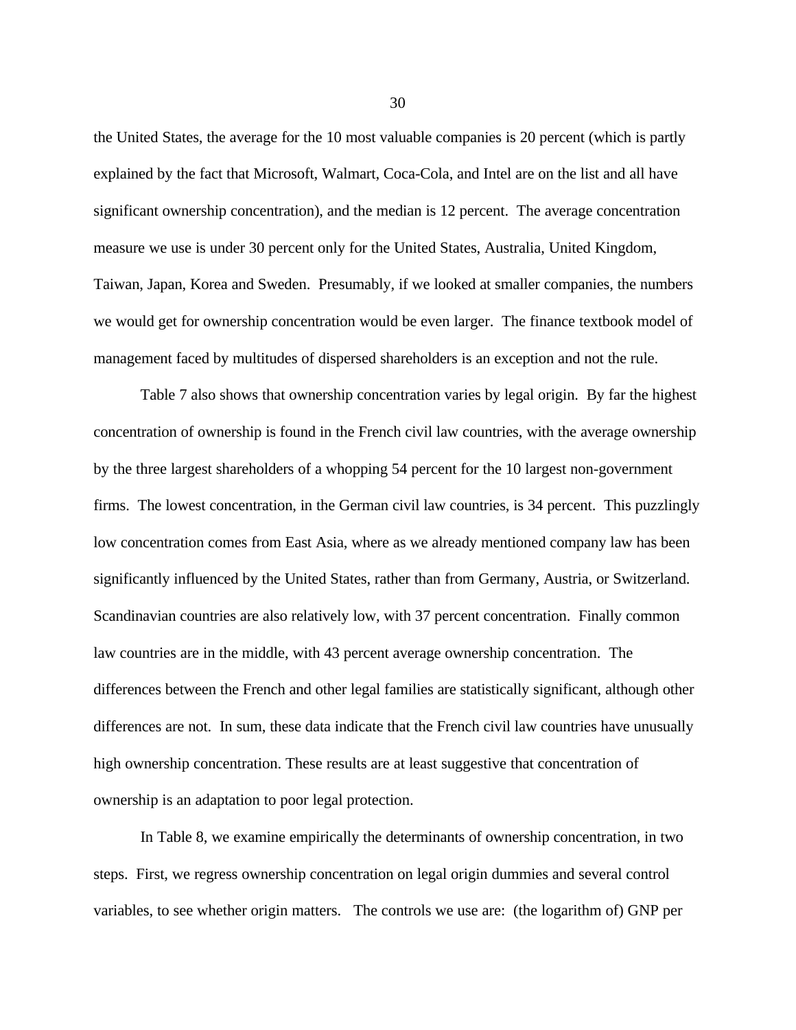the United States, the average for the 10 most valuable companies is 20 percent (which is partly explained by the fact that Microsoft, Walmart, Coca-Cola, and Intel are on the list and all have significant ownership concentration), and the median is 12 percent. The average concentration measure we use is under 30 percent only for the United States, Australia, United Kingdom, Taiwan, Japan, Korea and Sweden. Presumably, if we looked at smaller companies, the numbers we would get for ownership concentration would be even larger. The finance textbook model of management faced by multitudes of dispersed shareholders is an exception and not the rule.

Table 7 also shows that ownership concentration varies by legal origin. By far the highest concentration of ownership is found in the French civil law countries, with the average ownership by the three largest shareholders of a whopping 54 percent for the 10 largest non-government firms. The lowest concentration, in the German civil law countries, is 34 percent. This puzzlingly low concentration comes from East Asia, where as we already mentioned company law has been significantly influenced by the United States, rather than from Germany, Austria, or Switzerland. Scandinavian countries are also relatively low, with 37 percent concentration. Finally common law countries are in the middle, with 43 percent average ownership concentration. The differences between the French and other legal families are statistically significant, although other differences are not. In sum, these data indicate that the French civil law countries have unusually high ownership concentration. These results are at least suggestive that concentration of ownership is an adaptation to poor legal protection.

In Table 8, we examine empirically the determinants of ownership concentration, in two steps. First, we regress ownership concentration on legal origin dummies and several control variables, to see whether origin matters. The controls we use are: (the logarithm of) GNP per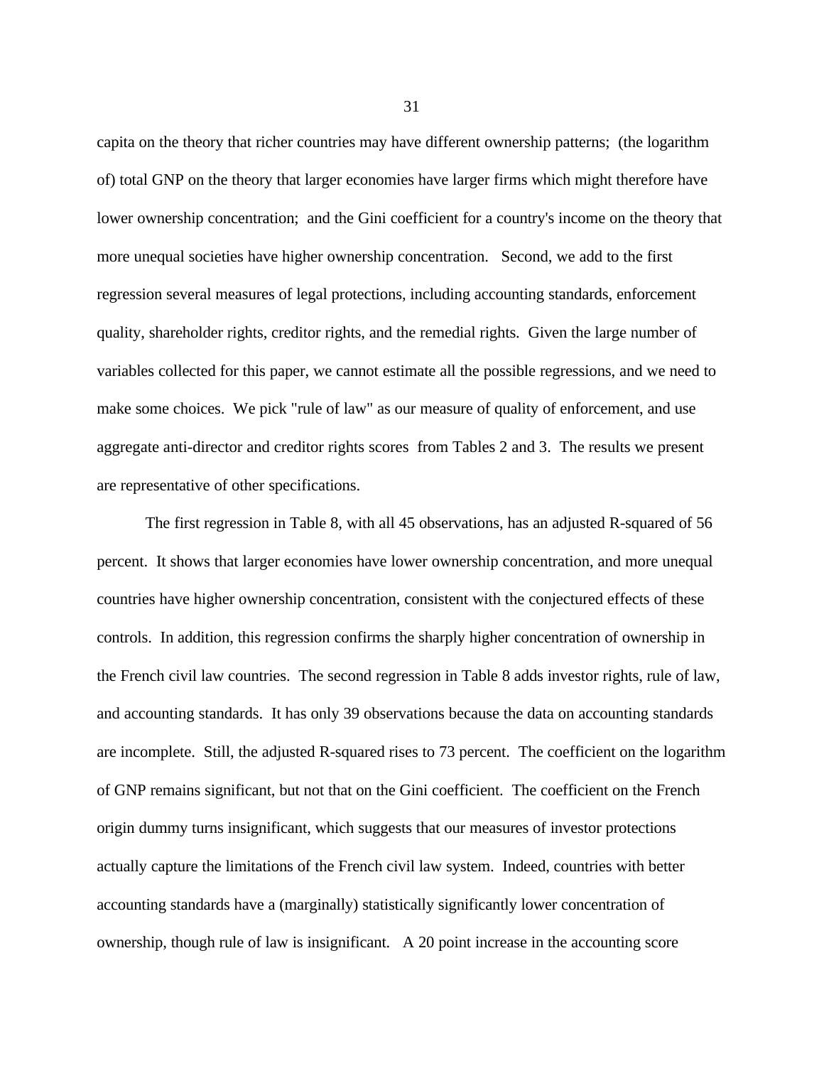capita on the theory that richer countries may have different ownership patterns; (the logarithm of) total GNP on the theory that larger economies have larger firms which might therefore have lower ownership concentration; and the Gini coefficient for a country's income on the theory that more unequal societies have higher ownership concentration. Second, we add to the first regression several measures of legal protections, including accounting standards, enforcement quality, shareholder rights, creditor rights, and the remedial rights. Given the large number of variables collected for this paper, we cannot estimate all the possible regressions, and we need to make some choices. We pick "rule of law" as our measure of quality of enforcement, and use aggregate anti-director and creditor rights scores from Tables 2 and 3. The results we present are representative of other specifications.

The first regression in Table 8, with all 45 observations, has an adjusted R-squared of 56 percent. It shows that larger economies have lower ownership concentration, and more unequal countries have higher ownership concentration, consistent with the conjectured effects of these controls. In addition, this regression confirms the sharply higher concentration of ownership in the French civil law countries. The second regression in Table 8 adds investor rights, rule of law, and accounting standards. It has only 39 observations because the data on accounting standards are incomplete. Still, the adjusted R-squared rises to 73 percent. The coefficient on the logarithm of GNP remains significant, but not that on the Gini coefficient. The coefficient on the French origin dummy turns insignificant, which suggests that our measures of investor protections actually capture the limitations of the French civil law system. Indeed, countries with better accounting standards have a (marginally) statistically significantly lower concentration of ownership, though rule of law is insignificant. A 20 point increase in the accounting score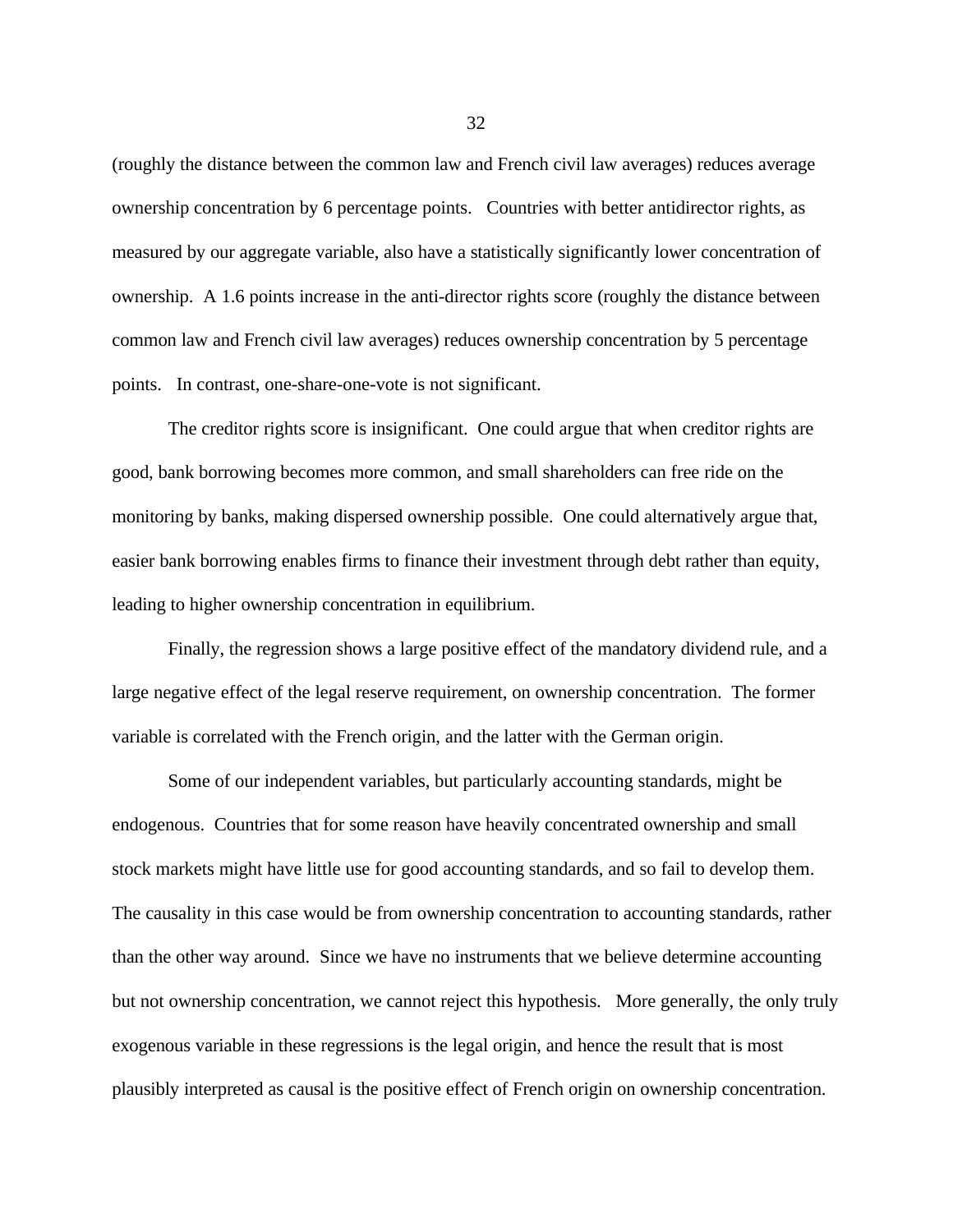(roughly the distance between the common law and French civil law averages) reduces average ownership concentration by 6 percentage points.   Countries with better antidirector rights, as measured by our aggregate variable, also have a statistically significantly lower concentration of ownership.  A 1.6 points increase in the anti-director rights score (roughly the distance between common law and French civil law averages) reduces ownership concentration by 5 percentage points.   In contrast, one-share-one-vote is not significant.

The creditor rights score is insignificant.  One could argue that when creditor rights are good, bank borrowing becomes more common, and small shareholders can free ride on the monitoring by banks, making dispersed ownership possible.  One could alternatively argue that, easier bank borrowing enables firms to finance their investment through debt rather than equity, leading to higher ownership concentration in equilibrium.

Finally, the regression shows a large positive effect of the mandatory dividend rule, and a large negative effect of the legal reserve requirement, on ownership concentration.  The former variable is correlated with the French origin, and the latter with the German origin.

Some of our independent variables, but particularly accounting standards, might be endogenous.  Countries that for some reason have heavily concentrated ownership and small stock markets might have little use for good accounting standards, and so fail to develop them. The causality in this case would be from ownership concentration to accounting standards, rather than the other way around.  Since we have no instruments that we believe determine accounting but not ownership concentration, we cannot reject this hypothesis.   More generally, the only truly exogenous variable in these regressions is the legal origin, and hence the result that is most plausibly interpreted as causal is the positive effect of French origin on ownership concentration.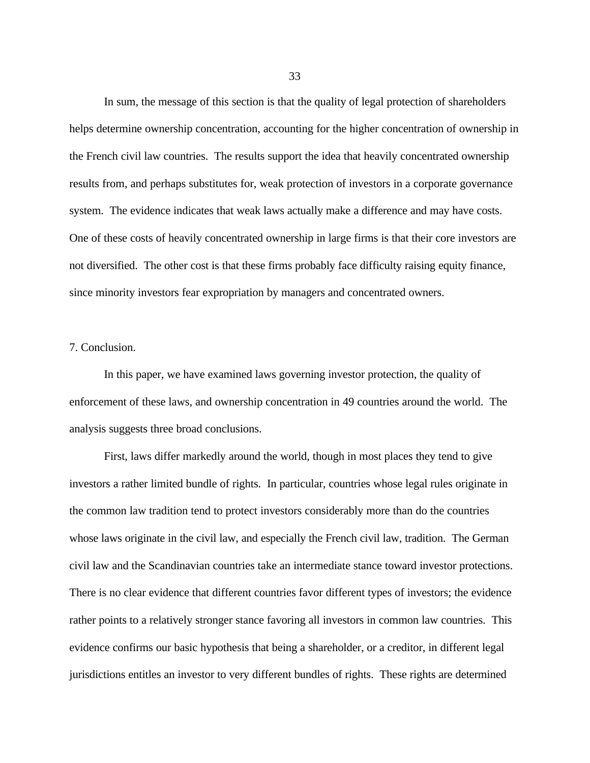In sum, the message of this section is that the quality of legal protection of shareholders helps determine ownership concentration, accounting for the higher concentration of ownership in the French civil law countries. The results support the idea that heavily concentrated ownership results from, and perhaps substitutes for, weak protection of investors in a corporate governance system. The evidence indicates that weak laws actually make a difference and may have costs. One of these costs of heavily concentrated ownership in large firms is that their core investors are not diversified. The other cost is that these firms probably face difficulty raising equity finance, since minority investors fear expropriation by managers and concentrated owners.

## 7. Conclusion.

In this paper, we have examined laws governing investor protection, the quality of enforcement of these laws, and ownership concentration in 49 countries around the world. The analysis suggests three broad conclusions.

First, laws differ markedly around the world, though in most places they tend to give investors a rather limited bundle of rights. In particular, countries whose legal rules originate in the common law tradition tend to protect investors considerably more than do the countries whose laws originate in the civil law, and especially the French civil law, tradition. The German civil law and the Scandinavian countries take an intermediate stance toward investor protections. There is no clear evidence that different countries favor different types of investors; the evidence rather points to a relatively stronger stance favoring all investors in common law countries. This evidence confirms our basic hypothesis that being a shareholder, or a creditor, in different legal jurisdictions entitles an investor to very different bundles of rights. These rights are determined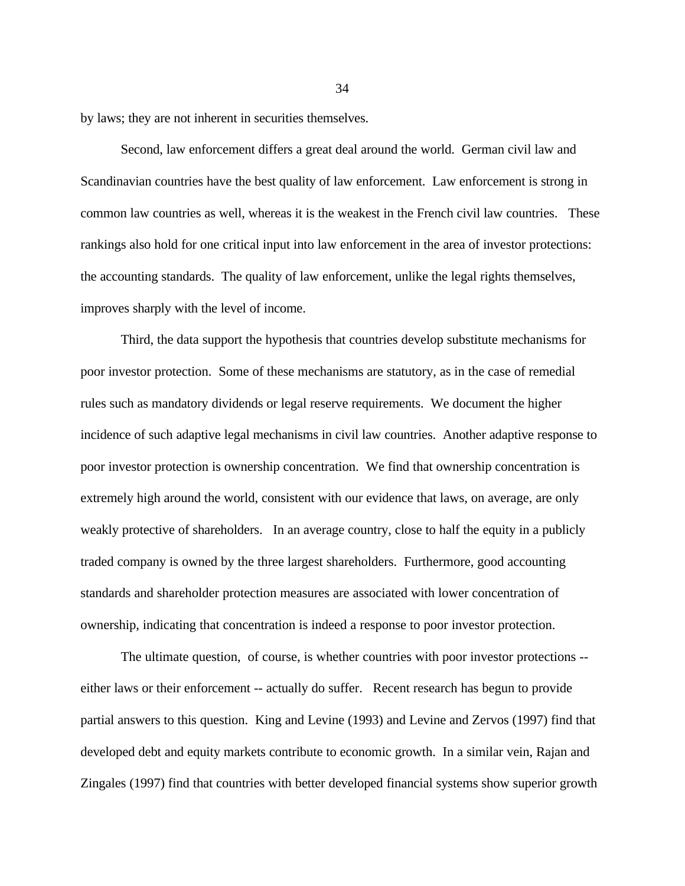by laws; they are not inherent in securities themselves.

Second, law enforcement differs a great deal around the world. German civil law and Scandinavian countries have the best quality of law enforcement. Law enforcement is strong in common law countries as well, whereas it is the weakest in the French civil law countries. These rankings also hold for one critical input into law enforcement in the area of investor protections: the accounting standards. The quality of law enforcement, unlike the legal rights themselves, improves sharply with the level of income.

Third, the data support the hypothesis that countries develop substitute mechanisms for poor investor protection. Some of these mechanisms are statutory, as in the case of remedial rules such as mandatory dividends or legal reserve requirements. We document the higher incidence of such adaptive legal mechanisms in civil law countries. Another adaptive response to poor investor protection is ownership concentration. We find that ownership concentration is extremely high around the world, consistent with our evidence that laws, on average, are only weakly protective of shareholders. In an average country, close to half the equity in a publicly traded company is owned by the three largest shareholders. Furthermore, good accounting standards and shareholder protection measures are associated with lower concentration of ownership, indicating that concentration is indeed a response to poor investor protection.

The ultimate question, of course, is whether countries with poor investor protections -- either laws or their enforcement -- actually do suffer. Recent research has begun to provide partial answers to this question. King and Levine (1993) and Levine and Zervos (1997) find that developed debt and equity markets contribute to economic growth. In a similar vein, Rajan and Zingales (1997) find that countries with better developed financial systems show superior growth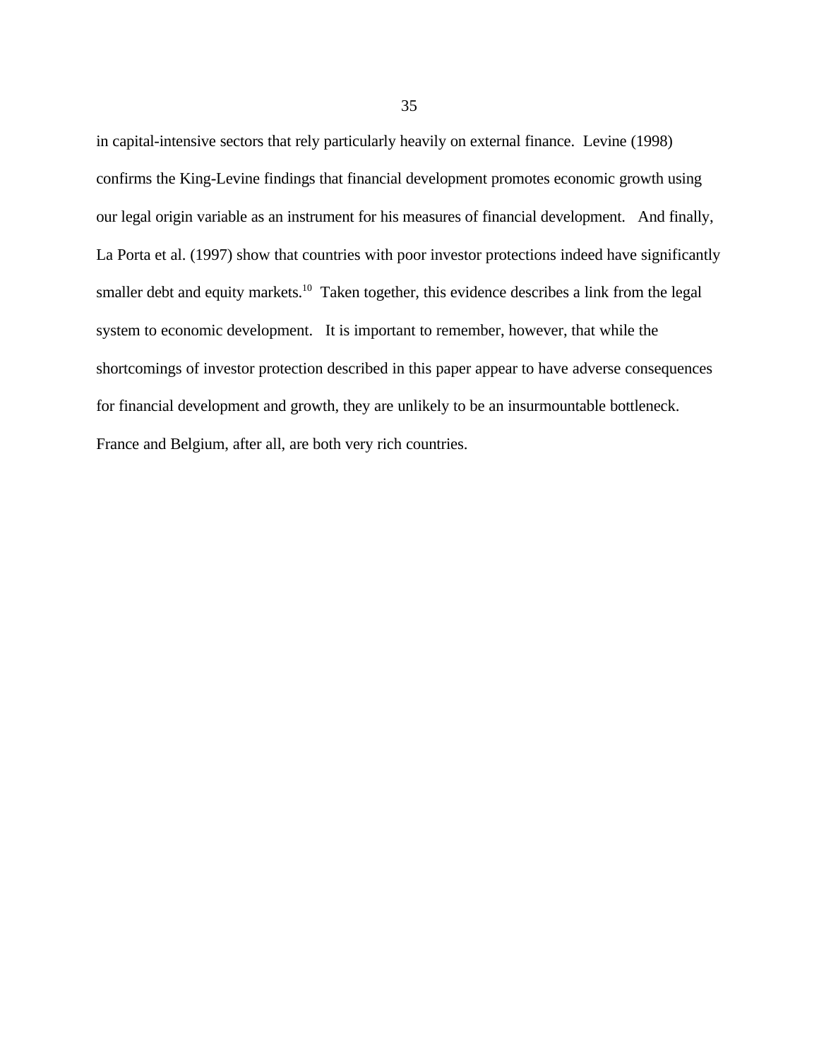in capital-intensive sectors that rely particularly heavily on external finance. Levine (1998) confirms the King-Levine findings that financial development promotes economic growth using our legal origin variable as an instrument for his measures of financial development. And finally, La Porta et al. (1997) show that countries with poor investor protections indeed have significantly smaller debt and equity markets.[10] Taken together, this evidence describes a link from the legal system to economic development. It is important to remember, however, that while the shortcomings of investor protection described in this paper appear to have adverse consequences for financial development and growth, they are unlikely to be an insurmountable bottleneck. France and Belgium, after all, are both very rich countries.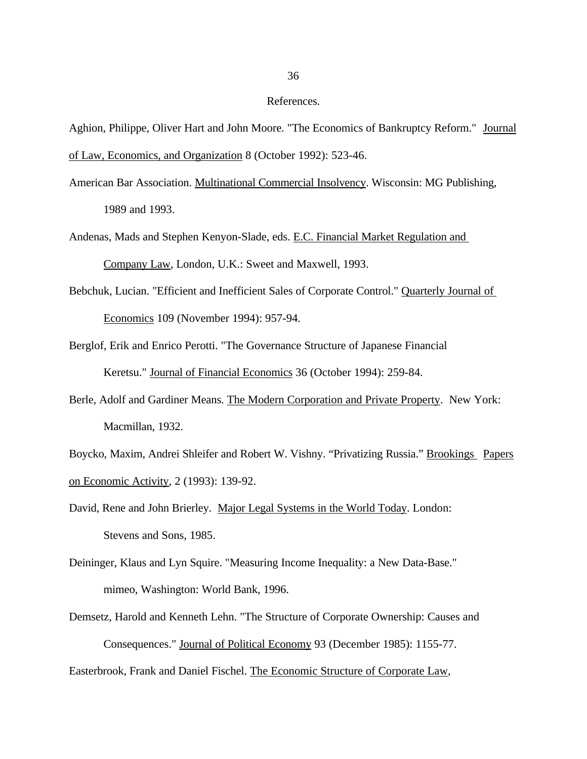## References.

Aghion, Philippe, Oliver Hart and John Moore. "The Economics of Bankruptcy Reform." Journal of Law, Economics, and Organization 8 (October 1992): 523-46.

American Bar Association. Multinational Commercial Insolvency. Wisconsin: MG Publishing, 1989 and 1993.

Andenas, Mads and Stephen Kenyon-Slade, eds. E.C. Financial Market Regulation and Company Law, London, U.K.: Sweet and Maxwell, 1993.

Bebchuk, Lucian. "Efficient and Inefficient Sales of Corporate Control." Quarterly Journal of Economics 109 (November 1994): 957-94.

Berglof, Erik and Enrico Perotti. "The Governance Structure of Japanese Financial Keretsu." Journal of Financial Economics 36 (October 1994): 259-84.

Berle, Adolf and Gardiner Means. The Modern Corporation and Private Property. New York: Macmillan, 1932.

Boycko, Maxim, Andrei Shleifer and Robert W. Vishny. "Privatizing Russia." Brookings Papers on Economic Activity, 2 (1993): 139-92.

David, Rene and John Brierley. Major Legal Systems in the World Today. London: Stevens and Sons, 1985.

Deininger, Klaus and Lyn Squire. "Measuring Income Inequality: a New Data-Base." mimeo, Washington: World Bank, 1996.

Demsetz, Harold and Kenneth Lehn. "The Structure of Corporate Ownership: Causes and Consequences." Journal of Political Economy 93 (December 1985): 1155-77.

Easterbrook, Frank and Daniel Fischel. The Economic Structure of Corporate Law,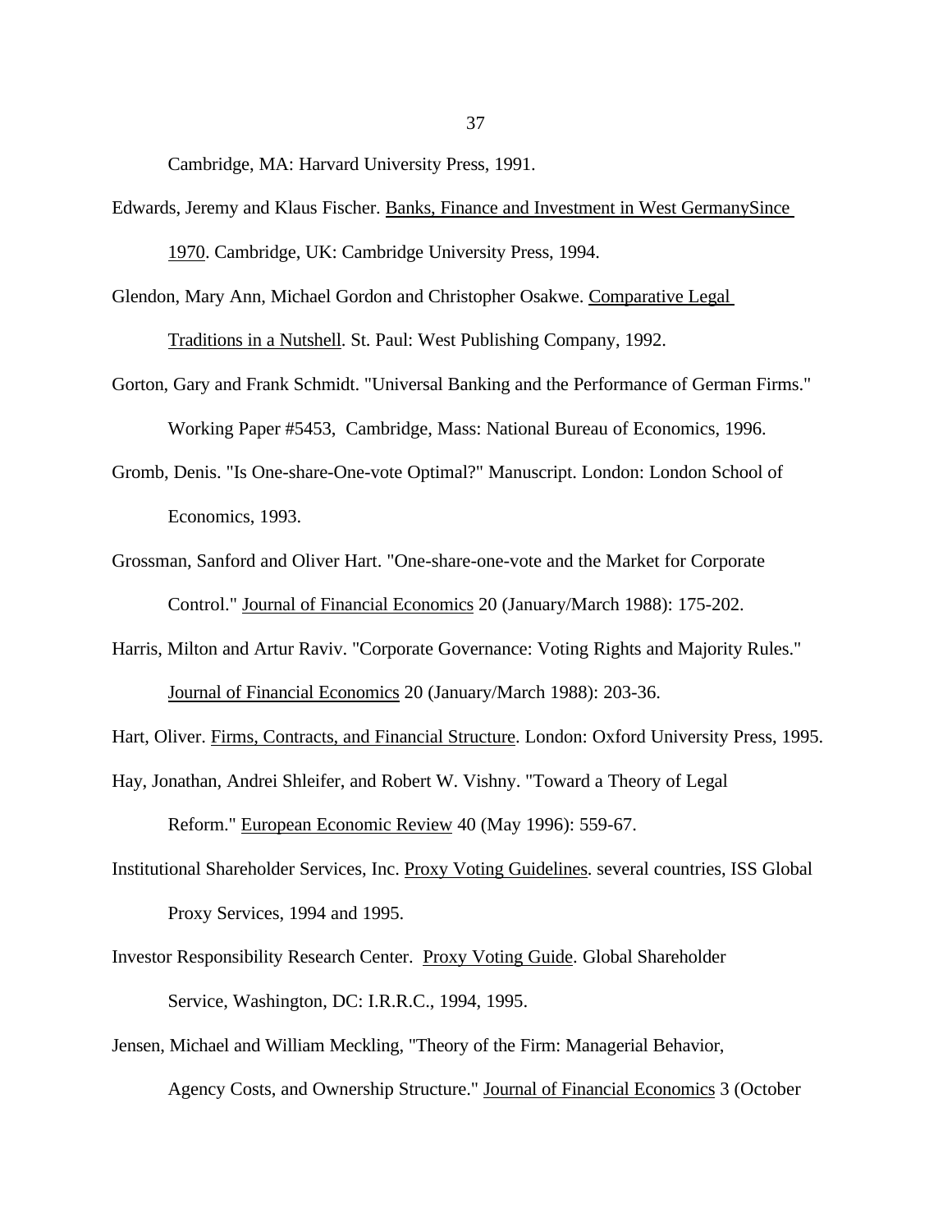Cambridge, MA: Harvard University Press, 1991.

Edwards, Jeremy and Klaus Fischer. Banks, Finance and Investment in West GermanySince 1970. Cambridge, UK: Cambridge University Press, 1994.

Glendon, Mary Ann, Michael Gordon and Christopher Osakwe. Comparative Legal Traditions in a Nutshell. St. Paul: West Publishing Company, 1992.

Gorton, Gary and Frank Schmidt. "Universal Banking and the Performance of German Firms." Working Paper #5453, Cambridge, Mass: National Bureau of Economics, 1996.

Gromb, Denis. "Is One-share-One-vote Optimal?" Manuscript. London: London School of Economics, 1993.

Grossman, Sanford and Oliver Hart. "One-share-one-vote and the Market for Corporate Control." Journal of Financial Economics 20 (January/March 1988): 175-202.

Harris, Milton and Artur Raviv. "Corporate Governance: Voting Rights and Majority Rules." Journal of Financial Economics 20 (January/March 1988): 203-36.

Hart, Oliver. Firms, Contracts, and Financial Structure. London: Oxford University Press, 1995.

Hay, Jonathan, Andrei Shleifer, and Robert W. Vishny. "Toward a Theory of Legal Reform." European Economic Review 40 (May 1996): 559-67.

Institutional Shareholder Services, Inc. Proxy Voting Guidelines. several countries, ISS Global Proxy Services, 1994 and 1995.

Investor Responsibility Research Center. Proxy Voting Guide. Global Shareholder Service, Washington, DC: I.R.R.C., 1994, 1995.

Jensen, Michael and William Meckling, "Theory of the Firm: Managerial Behavior, Agency Costs, and Ownership Structure." Journal of Financial Economics 3 (October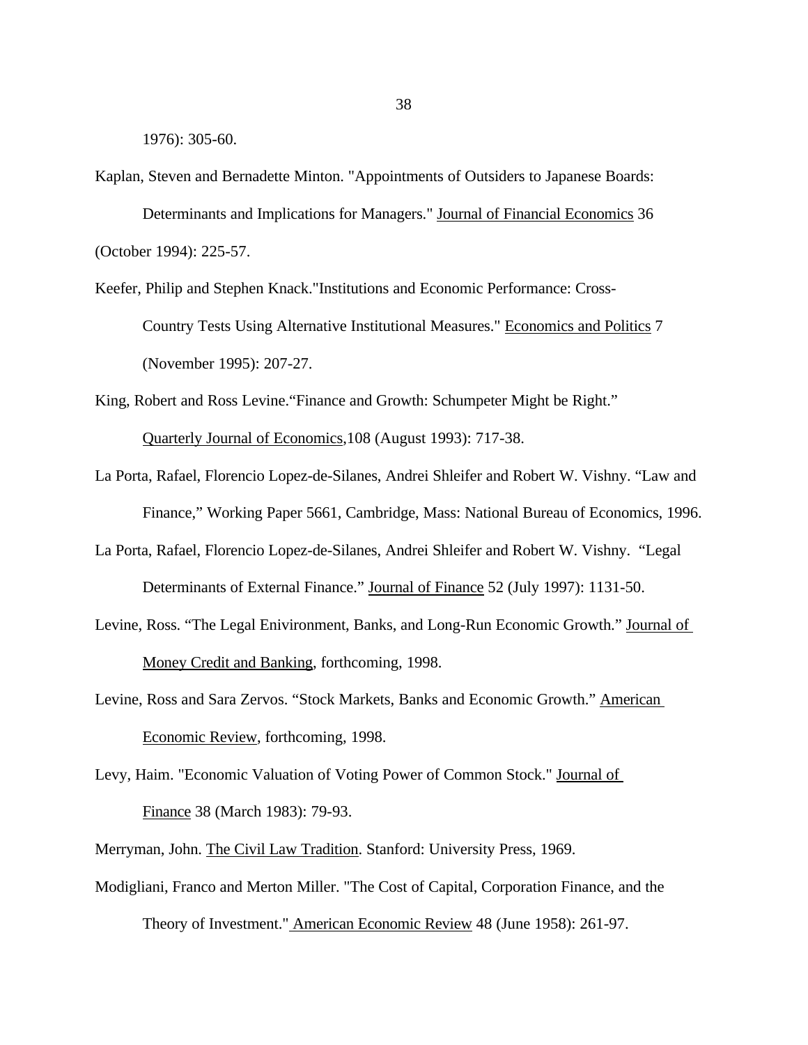1976): 305-60.

Kaplan, Steven and Bernadette Minton. "Appointments of Outsiders to Japanese Boards: Determinants and Implications for Managers." Journal of Financial Economics 36 (October 1994): 225-57.

Keefer, Philip and Stephen Knack."Institutions and Economic Performance: Cross-Country Tests Using Alternative Institutional Measures." Economics and Politics 7 (November 1995): 207-27.

King, Robert and Ross Levine."Finance and Growth: Schumpeter Might be Right." Quarterly Journal of Economics,108 (August 1993): 717-38.

La Porta, Rafael, Florencio Lopez-de-Silanes, Andrei Shleifer and Robert W. Vishny. "Law and Finance," Working Paper 5661, Cambridge, Mass: National Bureau of Economics, 1996.

La Porta, Rafael, Florencio Lopez-de-Silanes, Andrei Shleifer and Robert W. Vishny. "Legal Determinants of External Finance." Journal of Finance 52 (July 1997): 1131-50.

Levine, Ross. "The Legal Enivironment, Banks, and Long-Run Economic Growth." Journal of Money Credit and Banking, forthcoming, 1998.

Levine, Ross and Sara Zervos. "Stock Markets, Banks and Economic Growth." American Economic Review, forthcoming, 1998.

Levy, Haim. "Economic Valuation of Voting Power of Common Stock." Journal of Finance 38 (March 1983): 79-93.

Merryman, John. The Civil Law Tradition. Stanford: University Press, 1969.

Modigliani, Franco and Merton Miller. "The Cost of Capital, Corporation Finance, and the Theory of Investment." American Economic Review 48 (June 1958): 261-97.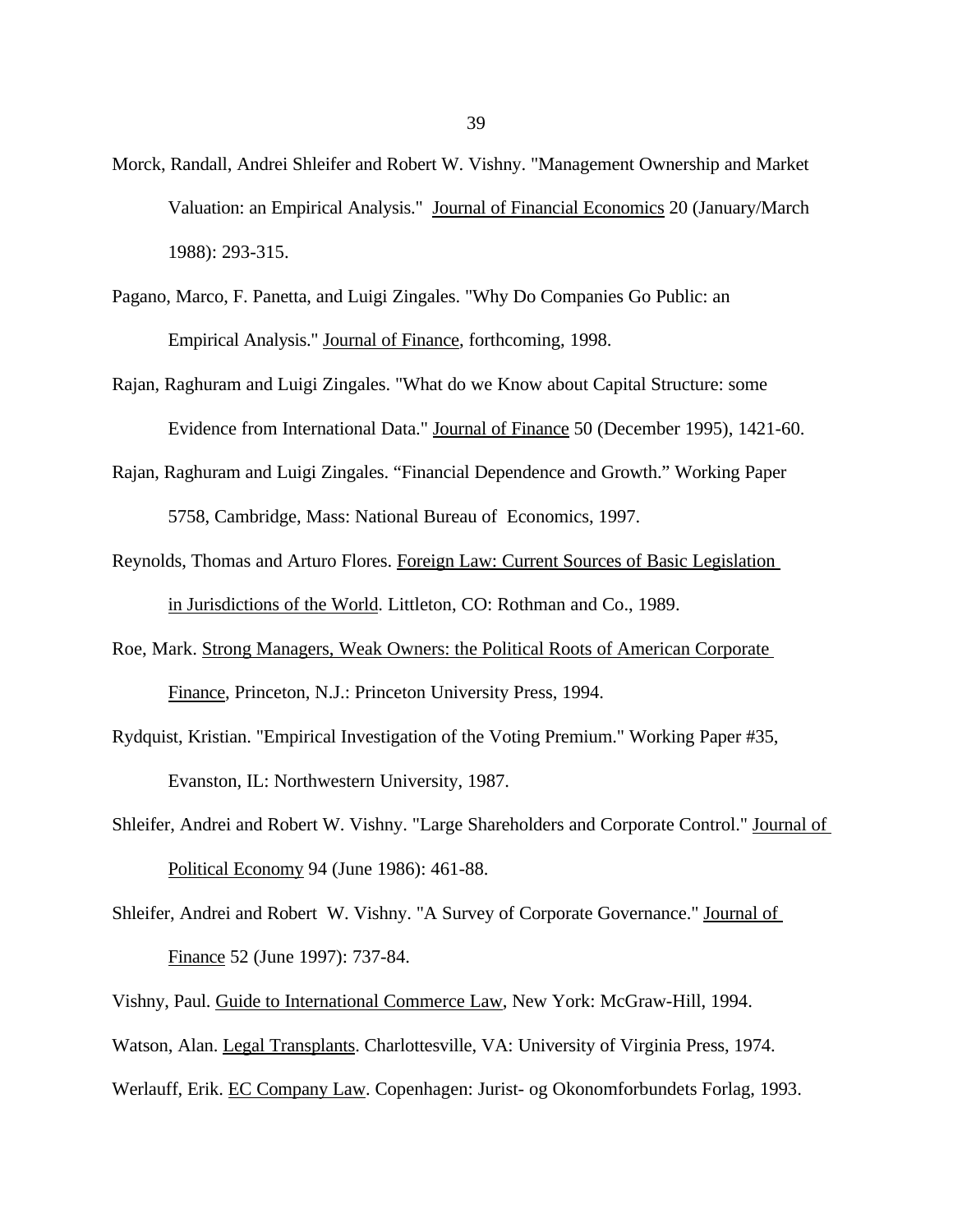Morck, Randall, Andrei Shleifer and Robert W. Vishny. "Management Ownership and Market Valuation: an Empirical Analysis." Journal of Financial Economics 20 (January/March 1988): 293-315.

Pagano, Marco, F. Panetta, and Luigi Zingales. "Why Do Companies Go Public: an Empirical Analysis." Journal of Finance, forthcoming, 1998.

Rajan, Raghuram and Luigi Zingales. "What do we Know about Capital Structure: some Evidence from International Data." Journal of Finance 50 (December 1995), 1421-60.

Rajan, Raghuram and Luigi Zingales. “Financial Dependence and Growth.” Working Paper 5758, Cambridge, Mass: National Bureau of Economics, 1997.

Reynolds, Thomas and Arturo Flores. Foreign Law: Current Sources of Basic Legislation in Jurisdictions of the World. Littleton, CO: Rothman and Co., 1989.

Roe, Mark. Strong Managers, Weak Owners: the Political Roots of American Corporate Finance, Princeton, N.J.: Princeton University Press, 1994.

Rydquist, Kristian. "Empirical Investigation of the Voting Premium." Working Paper #35, Evanston, IL: Northwestern University, 1987.

Shleifer, Andrei and Robert W. Vishny. "Large Shareholders and Corporate Control." Journal of Political Economy 94 (June 1986): 461-88.

Shleifer, Andrei and Robert W. Vishny. "A Survey of Corporate Governance." Journal of Finance 52 (June 1997): 737-84.

Vishny, Paul. Guide to International Commerce Law, New York: McGraw-Hill, 1994.

Watson, Alan. Legal Transplants. Charlottesville, VA: University of Virginia Press, 1974.

Werlauff, Erik. EC Company Law. Copenhagen: Jurist- og Okonomforbundets Forlag, 1993.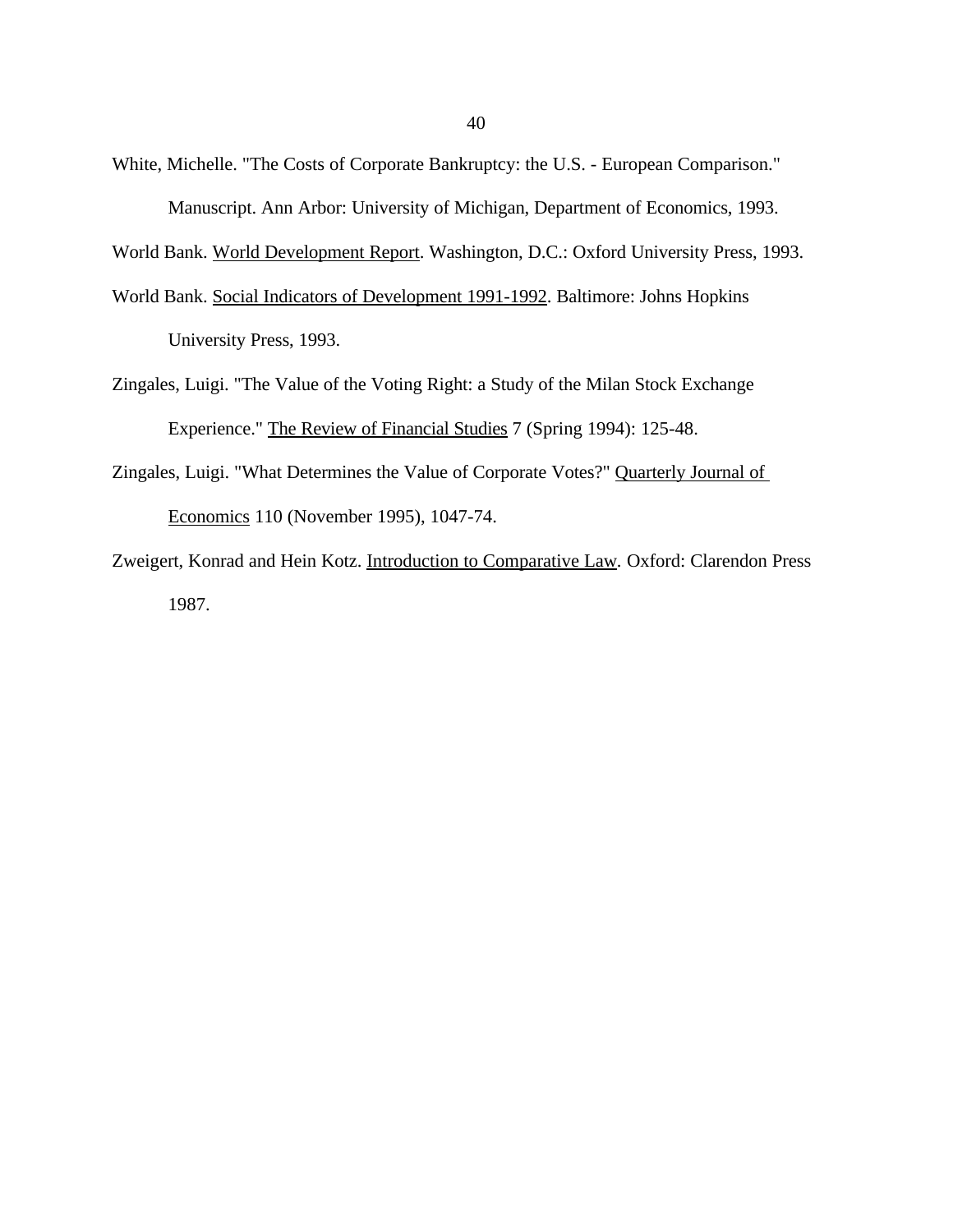White, Michelle. "The Costs of Corporate Bankruptcy: the U.S. - European Comparison." Manuscript. Ann Arbor: University of Michigan, Department of Economics, 1993.

World Bank. World Development Report. Washington, D.C.: Oxford University Press, 1993.

World Bank. Social Indicators of Development 1991-1992. Baltimore: Johns Hopkins University Press, 1993.

Zingales, Luigi. "The Value of the Voting Right: a Study of the Milan Stock Exchange Experience." The Review of Financial Studies 7 (Spring 1994): 125-48.

Zingales, Luigi. "What Determines the Value of Corporate Votes?" Quarterly Journal of Economics 110 (November 1995), 1047-74.

Zweigert, Konrad and Hein Kotz. Introduction to Comparative Law. Oxford: Clarendon Press 1987.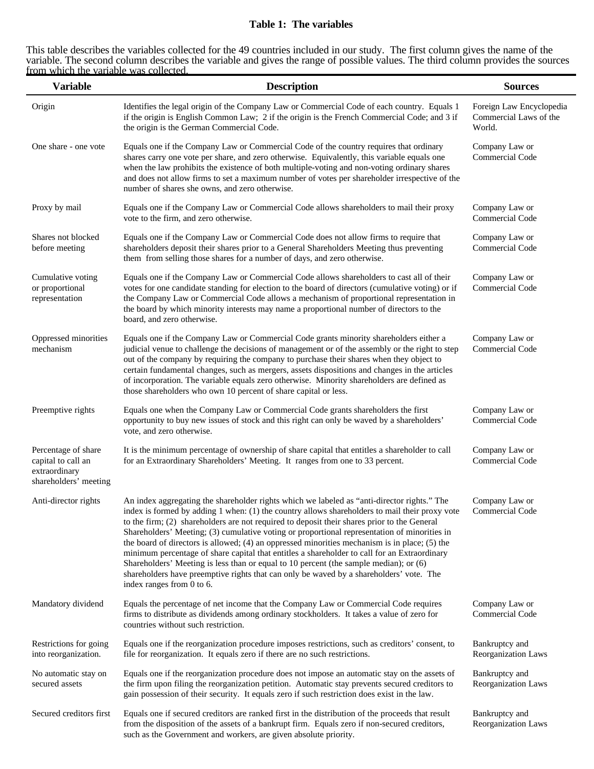# Table 1: The variables

This table describes the variables collected for the 49 countries included in our study. The first column gives the name of the variable. The second column describes the variable and gives the range of possible values. The third column provides the sources from which the variable was collected.

| Variable | Description | Sources |
|---|---|---|
| Origin | Identifies the legal origin of the Company Law or Commercial Code of each country. Equals 1 if the origin is English Common Law; 2 if the origin is the French Commercial Code; and 3 if the origin is the German Commercial Code. | Foreign Law Encyclopedia Commercial Laws of the World. |
| One share - one vote | Equals one if the Company Law or Commercial Code of the country requires that ordinary shares carry one vote per share, and zero otherwise. Equivalently, this variable equals one when the law prohibits the existence of both multiple-voting and non-voting ordinary shares and does not allow firms to set a maximum number of votes per shareholder irrespective of the number of shares she owns, and zero otherwise. | Company Law or Commercial Code |
| Proxy by mail | Equals one if the Company Law or Commercial Code allows shareholders to mail their proxy vote to the firm, and zero otherwise. | Company Law or Commercial Code |
| Shares not blocked before meeting | Equals one if the Company Law or Commercial Code does not allow firms to require that shareholders deposit their shares prior to a General Shareholders Meeting thus preventing them from selling those shares for a number of days, and zero otherwise. | Company Law or Commercial Code |
| Cumulative voting or proportional representation | Equals one if the Company Law or Commercial Code allows shareholders to cast all of their votes for one candidate standing for election to the board of directors (cumulative voting) or if the Company Law or Commercial Code allows a mechanism of proportional representation in the board by which minority interests may name a proportional number of directors to the board, and zero otherwise. | Company Law or Commercial Code |
| Oppressed minorities mechanism | Equals one if the Company Law or Commercial Code grants minority shareholders either a judicial venue to challenge the decisions of management or of the assembly or the right to step out of the company by requiring the company to purchase their shares when they object to certain fundamental changes, such as mergers, assets dispositions and changes in the articles of incorporation. The variable equals zero otherwise. Minority shareholders are defined as those shareholders who own 10 percent of share capital or less. | Company Law or Commercial Code |
| Preemptive rights | Equals one when the Company Law or Commercial Code grants shareholders the first opportunity to buy new issues of stock and this right can only be waved by a shareholders' vote, and zero otherwise. | Company Law or Commercial Code |
| Percentage of share capital to call an extraordinary shareholders' meeting | It is the minimum percentage of ownership of share capital that entitles a shareholder to call for an Extraordinary Shareholders' Meeting. It ranges from one to 33 percent. | Company Law or Commercial Code |
| Anti-director rights | An index aggregating the shareholder rights which we labeled as "anti-director rights." The index is formed by adding 1 when: (1) the country allows shareholders to mail their proxy vote to the firm; (2) shareholders are not required to deposit their shares prior to the General Shareholders' Meeting; (3) cumulative voting or proportional representation of minorities in the board of directors is allowed; (4) an oppressed minorities mechanism is in place; (5) the minimum percentage of share capital that entitles a shareholder to call for an Extraordinary Shareholders' Meeting is less than or equal to 10 percent (the sample median); or (6) shareholders have preemptive rights that can only be waved by a shareholders' vote. The index ranges from 0 to 6. | Company Law or Commercial Code |
| Mandatory dividend | Equals the percentage of net income that the Company Law or Commercial Code requires firms to distribute as dividends among ordinary stockholders. It takes a value of zero for countries without such restriction. | Company Law or Commercial Code |
| Restrictions for going into reorganization. | Equals one if the reorganization procedure imposes restrictions, such as creditors' consent, to file for reorganization. It equals zero if there are no such restrictions. | Bankruptcy and Reorganization Laws |
| No automatic stay on secured assets | Equals one if the reorganization procedure does not impose an automatic stay on the assets of the firm upon filing the reorganization petition. Automatic stay prevents secured creditors to gain possession of their security. It equals zero if such restriction does exist in the law. | Bankruptcy and Reorganization Laws |
| Secured creditors first | Equals one if secured creditors are ranked first in the distribution of the proceeds that result from the disposition of the assets of a bankrupt firm. Equals zero if non-secured creditors, such as the Government and workers, are given absolute priority. | Bankruptcy and Reorganization Laws |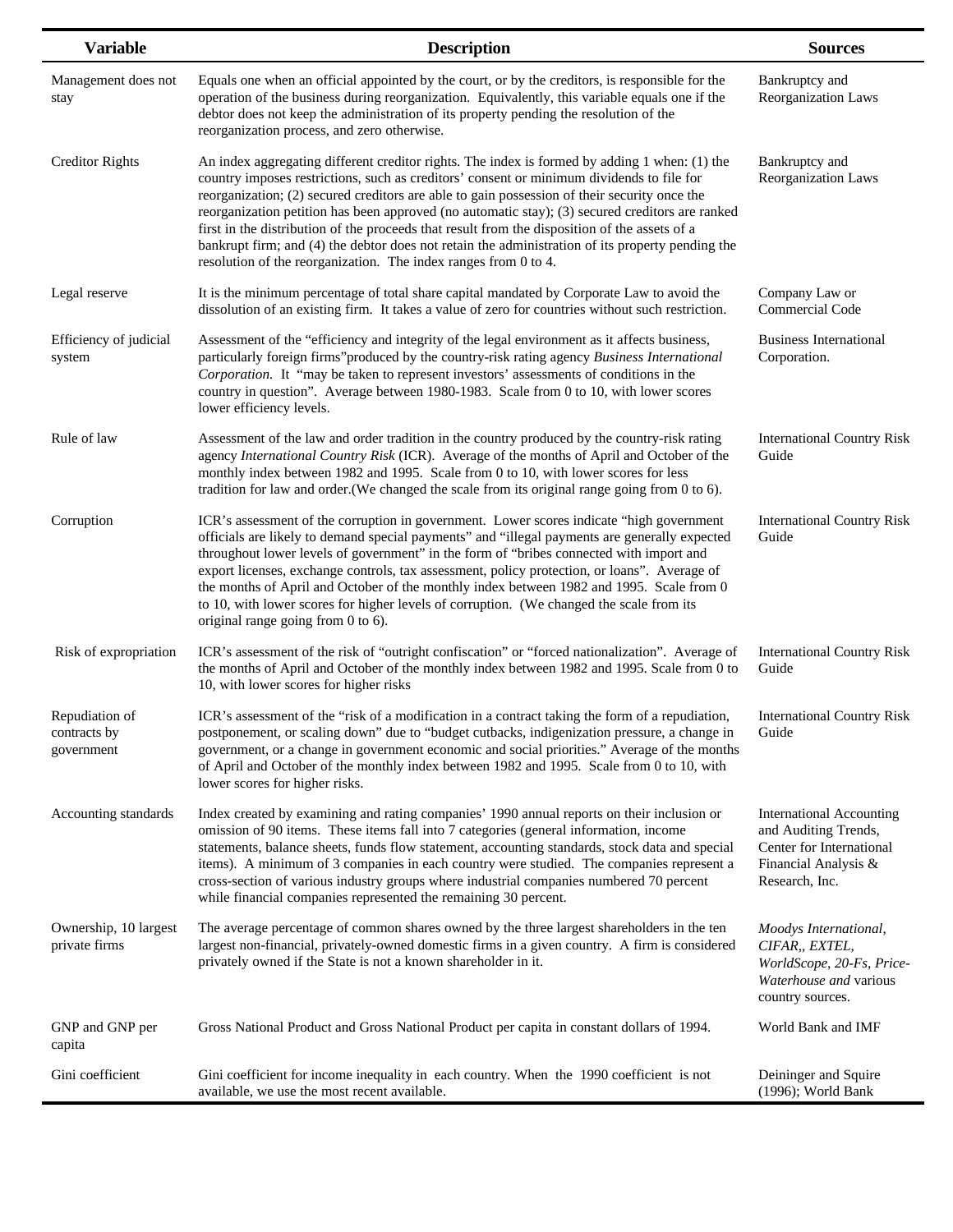| Variable | Description | Sources |
|---|---|---|
| Management does not stay | Equals one when an official appointed by the court, or by the creditors, is responsible for the operation of the business during reorganization. Equivalently, this variable equals one if the debtor does not keep the administration of its property pending the resolution of the reorganization process, and zero otherwise. | Bankruptcy and Reorganization Laws |
| Creditor Rights | An index aggregating different creditor rights. The index is formed by adding 1 when: (1) the country imposes restrictions, such as creditors' consent or minimum dividends to file for reorganization; (2) secured creditors are able to gain possession of their security once the reorganization petition has been approved (no automatic stay); (3) secured creditors are ranked first in the distribution of the proceeds that result from the disposition of the assets of a bankrupt firm; and (4) the debtor does not retain the administration of its property pending the resolution of the reorganization. The index ranges from 0 to 4. | Bankruptcy and Reorganization Laws |
| Legal reserve | It is the minimum percentage of total share capital mandated by Corporate Law to avoid the dissolution of an existing firm. It takes a value of zero for countries without such restriction. | Company Law or Commercial Code |
| Efficiency of judicial system | Assessment of the "efficiency and integrity of the legal environment as it affects business, particularly foreign firms"produced by the country-risk rating agency *Business International Corporation.* It "may be taken to represent investors' assessments of conditions in the country in question". Average between 1980-1983. Scale from 0 to 10, with lower scores lower efficiency levels. | Business International Corporation. |
| Rule of law | Assessment of the law and order tradition in the country produced by the country-risk rating agency *International Country Risk* (ICR). Average of the months of April and October of the monthly index between 1982 and 1995. Scale from 0 to 10, with lower scores for less tradition for law and order.(We changed the scale from its original range going from 0 to 6). | International Country Risk Guide |
| Corruption | ICR's assessment of the corruption in government. Lower scores indicate "high government officials are likely to demand special payments" and "illegal payments are generally expected throughout lower levels of government" in the form of "bribes connected with import and export licenses, exchange controls, tax assessment, policy protection, or loans". Average of the months of April and October of the monthly index between 1982 and 1995. Scale from 0 to 10, with lower scores for higher levels of corruption. (We changed the scale from its original range going from 0 to 6). | International Country Risk Guide |
| Risk of expropriation | ICR's assessment of the risk of "outright confiscation" or "forced nationalization". Average of the months of April and October of the monthly index between 1982 and 1995. Scale from 0 to 10, with lower scores for higher risks | International Country Risk Guide |
| Repudiation of contracts by government | ICR's assessment of the "risk of a modification in a contract taking the form of a repudiation, postponement, or scaling down" due to "budget cutbacks, indigenization pressure, a change in government, or a change in government economic and social priorities." Average of the months of April and October of the monthly index between 1982 and 1995. Scale from 0 to 10, with lower scores for higher risks. | International Country Risk Guide |
| Accounting standards | Index created by examining and rating companies' 1990 annual reports on their inclusion or omission of 90 items. These items fall into 7 categories (general information, income statements, balance sheets, funds flow statement, accounting standards, stock data and special items). A minimum of 3 companies in each country were studied. The companies represent a cross-section of various industry groups where industrial companies numbered 70 percent while financial companies represented the remaining 30 percent. | International Accounting and Auditing Trends, Center for International Financial Analysis & Research, Inc. |
| Ownership, 10 largest private firms | The average percentage of common shares owned by the three largest shareholders in the ten largest non-financial, privately-owned domestic firms in a given country. A firm is considered privately owned if the State is not a known shareholder in it. | *Moodys International, CIFAR,, EXTEL, WorldScope, 20-Fs, Price-Waterhouse and* various country sources. |
| GNP and GNP per capita | Gross National Product and Gross National Product per capita in constant dollars of 1994. | World Bank and IMF |
| Gini coefficient | Gini coefficient for income inequality in each country. When the 1990 coefficient is not available, we use the most recent available. | Deininger and Squire (1996); World Bank |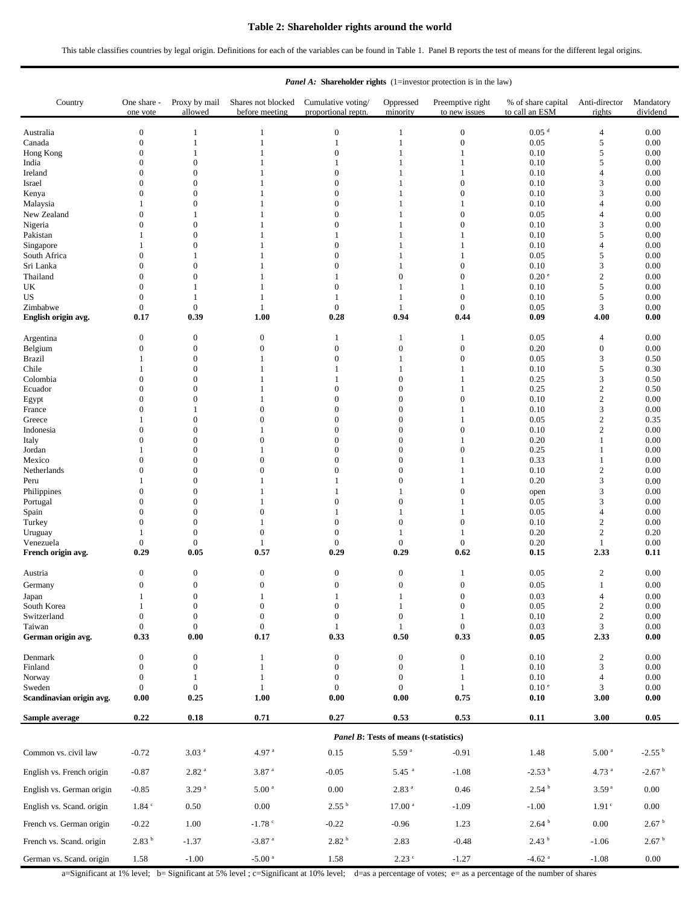# Table 2: Shareholder rights around the world

This table classifies countries by legal origin. Definitions for each of the variables can be found in Table 1. Panel B reports the test of means for the different legal origins.

***Panel A:* Shareholder rights** (1=investor protection is in the law)

| Country | One share - one vote | Proxy by mail allowed | Shares not blocked before meeting | Cumulative voting/ proportional reptn. | Oppressed minority | Preemptive right to new issues | % of share capital to call an ESM | Anti-director rights | Mandatory dividend |
|---|---|---|---|---|---|---|---|---|---|
| Australia | 0 | 1 | 1 | 0 | 1 | 0 | 0.05 [d] | 4 | 0.00 |
| Canada | 0 | 1 | 1 | 1 | 1 | 0 | 0.05 | 5 | 0.00 |
| Hong Kong | 0 | 1 | 1 | 0 | 1 | 1 | 0.10 | 5 | 0.00 |
| India | 0 | 0 | 1 | 1 | 1 | 1 | 0.10 | 5 | 0.00 |
| Ireland | 0 | 0 | 1 | 0 | 1 | 1 | 0.10 | 4 | 0.00 |
| Israel | 0 | 0 | 1 | 0 | 1 | 0 | 0.10 | 3 | 0.00 |
| Kenya | 0 | 0 | 1 | 0 | 1 | 0 | 0.10 | 3 | 0.00 |
| Malaysia | 1 | 0 | 1 | 0 | 1 | 1 | 0.10 | 4 | 0.00 |
| New Zealand | 0 | 1 | 1 | 0 | 1 | 0 | 0.05 | 4 | 0.00 |
| Nigeria | 0 | 0 | 1 | 0 | 1 | 0 | 0.10 | 3 | 0.00 |
| Pakistan | 1 | 0 | 1 | 1 | 1 | 1 | 0.10 | 5 | 0.00 |
| Singapore | 1 | 0 | 1 | 0 | 1 | 1 | 0.10 | 4 | 0.00 |
| South Africa | 0 | 1 | 1 | 0 | 1 | 1 | 0.05 | 5 | 0.00 |
| Sri Lanka | 0 | 0 | 1 | 0 | 1 | 0 | 0.10 | 3 | 0.00 |
| Thailand | 0 | 0 | 1 | 1 | 0 | 0 | 0.20 [e] | 2 | 0.00 |
| UK | 0 | 1 | 1 | 0 | 1 | 1 | 0.10 | 5 | 0.00 |
| US | 0 | 1 | 1 | 1 | 1 | 0 | 0.10 | 5 | 0.00 |
| Zimbabwe | 0 | 0 | 1 | 0 | 1 | 0 | 0.05 | 3 | 0.00 |
| **English origin avg.** | **0.17** | **0.39** | **1.00** | **0.28** | **0.94** | **0.44** | **0.09** | **4.00** | **0.00** |
| Argentina | 0 | 0 | 0 | 1 | 1 | 1 | 0.05 | 4 | 0.00 |
| Belgium | 0 | 0 | 0 | 0 | 0 | 0 | 0.20 | 0 | 0.00 |
| Brazil | 1 | 0 | 1 | 0 | 1 | 0 | 0.05 | 3 | 0.50 |
| Chile | 1 | 0 | 1 | 1 | 1 | 1 | 0.10 | 5 | 0.30 |
| Colombia | 0 | 0 | 1 | 1 | 0 | 1 | 0.25 | 3 | 0.50 |
| Ecuador | 0 | 0 | 1 | 0 | 0 | 1 | 0.25 | 2 | 0.50 |
| Egypt | 0 | 0 | 1 | 0 | 0 | 0 | 0.10 | 2 | 0.00 |
| France | 0 | 1 | 0 | 0 | 0 | 1 | 0.10 | 3 | 0.00 |
| Greece | 1 | 0 | 0 | 0 | 0 | 1 | 0.05 | 2 | 0.35 |
| Indonesia | 0 | 0 | 1 | 0 | 0 | 0 | 0.10 | 2 | 0.00 |
| Italy | 0 | 0 | 0 | 0 | 0 | 1 | 0.20 | 1 | 0.00 |
| Jordan | 1 | 0 | 1 | 0 | 0 | 0 | 0.25 | 1 | 0.00 |
| Mexico | 0 | 0 | 0 | 0 | 0 | 1 | 0.33 | 1 | 0.00 |
| Netherlands | 0 | 0 | 0 | 0 | 0 | 1 | 0.10 | 2 | 0.00 |
| Peru | 1 | 0 | 1 | 1 | 0 | 1 | 0.20 | 3 | 0.00 |
| Philippines | 0 | 0 | 1 | 1 | 1 | 0 | open | 3 | 0.00 |
| Portugal | 0 | 0 | 1 | 0 | 0 | 1 | 0.05 | 3 | 0.00 |
| Spain | 0 | 0 | 0 | 1 | 1 | 1 | 0.05 | 4 | 0.00 |
| Turkey | 0 | 0 | 1 | 0 | 0 | 0 | 0.10 | 2 | 0.00 |
| Uruguay | 1 | 0 | 0 | 0 | 1 | 1 | 0.20 | 2 | 0.20 |
| Venezuela | 0 | 0 | 1 | 0 | 0 | 0 | 0.20 | 1 | 0.00 |
| **French origin avg.** | **0.29** | **0.05** | **0.57** | **0.29** | **0.29** | **0.62** | **0.15** | **2.33** | **0.11** |
| Austria | 0 | 0 | 0 | 0 | 0 | 1 | 0.05 | 2 | 0.00 |
| Germany | 0 | 0 | 0 | 0 | 0 | 0 | 0.05 | 1 | 0.00 |
| Japan | 1 | 0 | 1 | 1 | 1 | 0 | 0.03 | 4 | 0.00 |
| South Korea | 1 | 0 | 0 | 0 | 1 | 0 | 0.05 | 2 | 0.00 |
| Switzerland | 0 | 0 | 0 | 0 | 0 | 1 | 0.10 | 2 | 0.00 |
| Taiwan | 0 | 0 | 0 | 1 | 1 | 0 | 0.03 | 3 | 0.00 |
| **German origin avg.** | **0.33** | **0.00** | **0.17** | **0.33** | **0.50** | **0.33** | **0.05** | **2.33** | **0.00** |
| Denmark | 0 | 0 | 1 | 0 | 0 | 0 | 0.10 | 2 | 0.00 |
| Finland | 0 | 0 | 1 | 0 | 0 | 1 | 0.10 | 3 | 0.00 |
| Norway | 0 | 1 | 1 | 0 | 0 | 1 | 0.10 | 4 | 0.00 |
| Sweden | 0 | 0 | 1 | 0 | 0 | 1 | 0.10 [e] | 3 | 0.00 |
| **Scandinavian origin avg.** | **0.00** | **0.25** | **1.00** | **0.00** | **0.00** | **0.75** | **0.10** | **3.00** | **0.00** |
| **Sample average** | **0.22** | **0.18** | **0.71** | **0.27** | **0.53** | **0.53** | **0.11** | **3.00** | **0.05** |

***Panel B*: Tests of means (t-statistics)**

| | One share - one vote | Proxy by mail allowed | Shares not blocked before meeting | Cumulative voting/ proportional reptn. | Oppressed minority | Preemptive right to new issues | % of share capital to call an ESM | Anti-director rights | Mandatory dividend |
|---|---|---|---|---|---|---|---|---|---|
| Common vs. civil law | -0.72 | 3.03 [a] | 4.97 [a] | 0.15 | 5.59 [a] | -0.91 | 1.48 | 5.00 [a] | -2.55 [b] |
| English vs. French origin | -0.87 | 2.82 [a] | 3.87 [a] | -0.05 | 5.45 [a] | -1.08 | -2.53 [b] | 4.73 [a] | -2.67 [b] |
| English vs. German origin | -0.85 | 3.29 [a] | 5.00 [a] | 0.00 | 2.83 [a] | 0.46 | 2.54 [b] | 3.59 [a] | 0.00 |
| English vs. Scand. origin | 1.84 [c] | 0.50 | 0.00 | 2.55 [b] | 17.00 [a] | -1.09 | -1.00 | 1.91 [c] | 0.00 |
| French vs. German origin | -0.22 | 1.00 | -1.78 [c] | -0.22 | -0.96 | 1.23 | 2.64 [b] | 0.00 | 2.67 [b] |
| French vs. Scand. origin | 2.83 [b] | -1.37 | -3.87 [a] | 2.82 [b] | 2.83 | -0.48 | 2.43 [b] | -1.06 | 2.67 [b] |
| German vs. Scand. origin | 1.58 | -1.00 | -5.00 [a] | 1.58 | 2.23 [c] | -1.27 | -4.62 [a] | -1.08 | 0.00 |

a=Significant at 1% level; b= Significant at 5% level ; c=Significant at 10% level; d=as a percentage of votes; e= as a percentage of the number of shares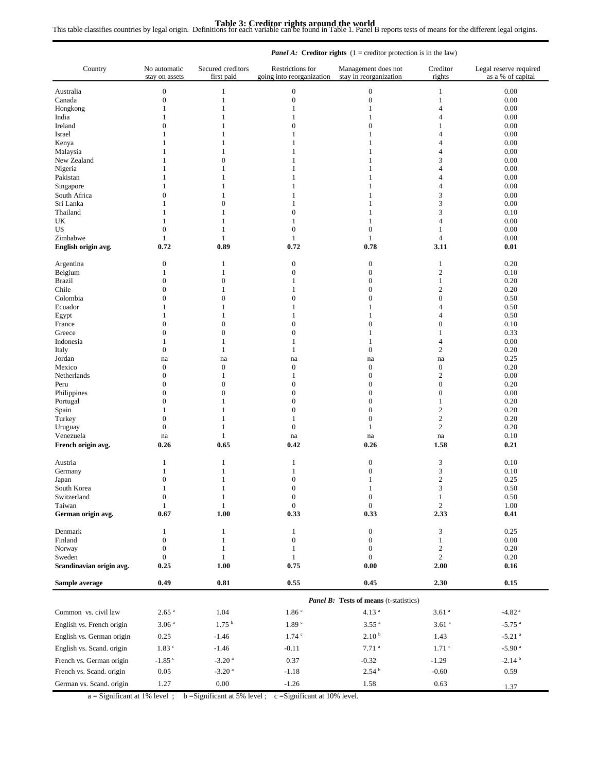# Table 3: Creditor rights around the world

This table classifies countries by legal origin. Definitions for each variable can be found in Table 1. Panel B reports tests of means for the different legal origins.

| | ***Panel A:* Creditor rights** (1 = creditor protection is in the law) | | | | | |
|---|---|---|---|---|---|---|
| Country | No automatic stay on assets | Secured creditors first paid | Restrictions for going into reorganization | Management does not stay in reorganization | Creditor rights | Legal reserve required as a % of capital |
| Australia | 0 | 1 | 0 | 0 | 1 | 0.00 |
| Canada | 0 | 1 | 0 | 0 | 1 | 0.00 |
| Hongkong | 1 | 1 | 1 | 1 | 4 | 0.00 |
| India | 1 | 1 | 1 | 1 | 4 | 0.00 |
| Ireland | 0 | 1 | 0 | 0 | 1 | 0.00 |
| Israel | 1 | 1 | 1 | 1 | 4 | 0.00 |
| Kenya | 1 | 1 | 1 | 1 | 4 | 0.00 |
| Malaysia | 1 | 1 | 1 | 1 | 4 | 0.00 |
| New Zealand | 1 | 0 | 1 | 1 | 3 | 0.00 |
| Nigeria | 1 | 1 | 1 | 1 | 4 | 0.00 |
| Pakistan | 1 | 1 | 1 | 1 | 4 | 0.00 |
| Singapore | 1 | 1 | 1 | 1 | 4 | 0.00 |
| South Africa | 0 | 1 | 1 | 1 | 3 | 0.00 |
| Sri Lanka | 1 | 0 | 1 | 1 | 3 | 0.00 |
| Thailand | 1 | 1 | 0 | 1 | 3 | 0.10 |
| UK | 1 | 1 | 1 | 1 | 4 | 0.00 |
| US | 0 | 1 | 0 | 0 | 1 | 0.00 |
| Zimbabwe | 1 | 1 | 1 | 1 | 4 | 0.00 |
| **English origin avg.** | **0.72** | **0.89** | **0.72** | **0.78** | **3.11** | **0.01** |
| Argentina | 0 | 1 | 0 | 0 | 1 | 0.20 |
| Belgium | 1 | 1 | 0 | 0 | 2 | 0.10 |
| Brazil | 0 | 0 | 1 | 0 | 1 | 0.20 |
| Chile | 0 | 1 | 1 | 0 | 2 | 0.20 |
| Colombia | 0 | 0 | 0 | 0 | 0 | 0.50 |
| Ecuador | 1 | 1 | 1 | 1 | 4 | 0.50 |
| Egypt | 1 | 1 | 1 | 1 | 4 | 0.50 |
| France | 0 | 0 | 0 | 0 | 0 | 0.10 |
| Greece | 0 | 0 | 0 | 1 | 1 | 0.33 |
| Indonesia | 1 | 1 | 1 | 1 | 4 | 0.00 |
| Italy | 0 | 1 | 1 | 0 | 2 | 0.20 |
| Jordan | na | na | na | na | na | 0.25 |
| Mexico | 0 | 0 | 0 | 0 | 0 | 0.20 |
| Netherlands | 0 | 1 | 1 | 0 | 2 | 0.00 |
| Peru | 0 | 0 | 0 | 0 | 0 | 0.20 |
| Philippines | 0 | 0 | 0 | 0 | 0 | 0.00 |
| Portugal | 0 | 1 | 0 | 0 | 1 | 0.20 |
| Spain | 1 | 1 | 0 | 0 | 2 | 0.20 |
| Turkey | 0 | 1 | 1 | 0 | 2 | 0.20 |
| Uruguay | 0 | 1 | 0 | 1 | 2 | 0.20 |
| Venezuela | na | 1 | na | na | na | 0.10 |
| **French origin avg.** | **0.26** | **0.65** | **0.42** | **0.26** | **1.58** | **0.21** |
| Austria | 1 | 1 | 1 | 0 | 3 | 0.10 |
| Germany | 1 | 1 | 1 | 0 | 3 | 0.10 |
| Japan | 0 | 1 | 0 | 1 | 2 | 0.25 |
| South Korea | 1 | 1 | 0 | 1 | 3 | 0.50 |
| Switzerland | 0 | 1 | 0 | 0 | 1 | 0.50 |
| Taiwan | 1 | 1 | 0 | 0 | 2 | 1.00 |
| **German origin avg.** | **0.67** | **1.00** | **0.33** | **0.33** | **2.33** | **0.41** |
| Denmark | 1 | 1 | 1 | 0 | 3 | 0.25 |
| Finland | 0 | 1 | 0 | 0 | 1 | 0.00 |
| Norway | 0 | 1 | 1 | 0 | 2 | 0.20 |
| Sweden | 0 | 1 | 1 | 0 | 2 | 0.20 |
| **Scandinavian origin avg.** | **0.25** | **1.00** | **0.75** | **0.00** | **2.00** | **0.16** |
| **Sample average** | **0.49** | **0.81** | **0.55** | **0.45** | **2.30** | **0.15** |
| | ***Panel B:* Tests of means** (t-statistics) | | | | | |
| Common vs. civil law | 2.65 [a] | 1.04 | 1.86 [c] | 4.13 [a] | 3.61 [a] | -4.82 [a] |
| English vs. French origin | 3.06 [a] | 1.75 [b] | 1.89 [c] | 3.55 [a] | 3.61 [a] | -5.75 [a] |
| English vs. German origin | 0.25 | -1.46 | 1.74 [c] | 2.10 [b] | 1.43 | -5.21 [a] |
| English vs. Scand. origin | 1.83 [c] | -1.46 | -0.11 | 7.71 [a] | 1.71 [c] | -5.90 [a] |
| French vs. German origin | -1.85 [c] | -3.20 [a] | 0.37 | -0.32 | -1.29 | -2.14 [b] |
| French vs. Scand. origin | 0.05 | -3.20 [a] | -1.18 | 2.54 [b] | -0.60 | 0.59 |
| German vs. Scand. origin | 1.27 | 0.00 | -1.26 | 1.58 | 0.63 | 1.37 |

a = Significant at 1% level ; b =Significant at 5% level ; c =Significant at 10% level.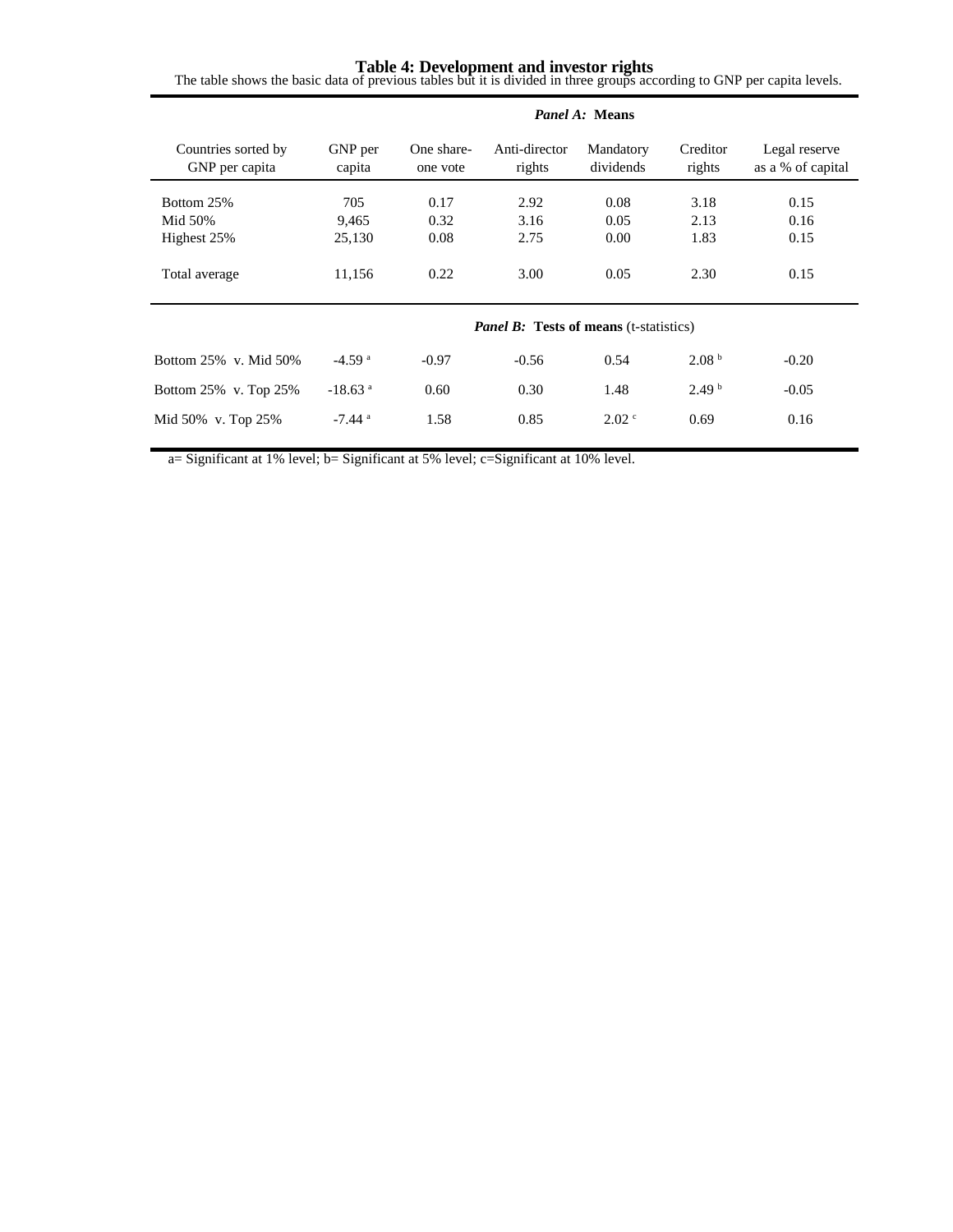# Table 4: Development and investor rights

The table shows the basic data of previous tables but it is divided in three groups according to GNP per capita levels.

| | *Panel A:* **Means** | | | | | |
|---|---|---|---|---|---|---|
| Countries sorted by GNP per capita | GNP per capita | One share-one vote | Anti-director rights | Mandatory dividends | Creditor rights | Legal reserve as a % of capital |
| Bottom 25% | 705 | 0.17 | 2.92 | 0.08 | 3.18 | 0.15 |
| Mid 50% | 9,465 | 0.32 | 3.16 | 0.05 | 2.13 | 0.16 |
| Highest 25% | 25,130 | 0.08 | 2.75 | 0.00 | 1.83 | 0.15 |
| Total average | 11,156 | 0.22 | 3.00 | 0.05 | 2.30 | 0.15 |
| | *Panel B:* **Tests of means** (t-statistics) | | | | | |
| Bottom 25% v. Mid 50% | -4.59 [a] | -0.97 | -0.56 | 0.54 | 2.08 [b] | -0.20 |
| Bottom 25% v. Top 25% | -18.63 [a] | 0.60 | 0.30 | 1.48 | 2.49 [b] | -0.05 |
| Mid 50% v. Top 25% | -7.44 [a] | 1.58 | 0.85 | 2.02 [c] | 0.69 | 0.16 |

a= Significant at 1% level; b= Significant at 5% level; c=Significant at 10% level.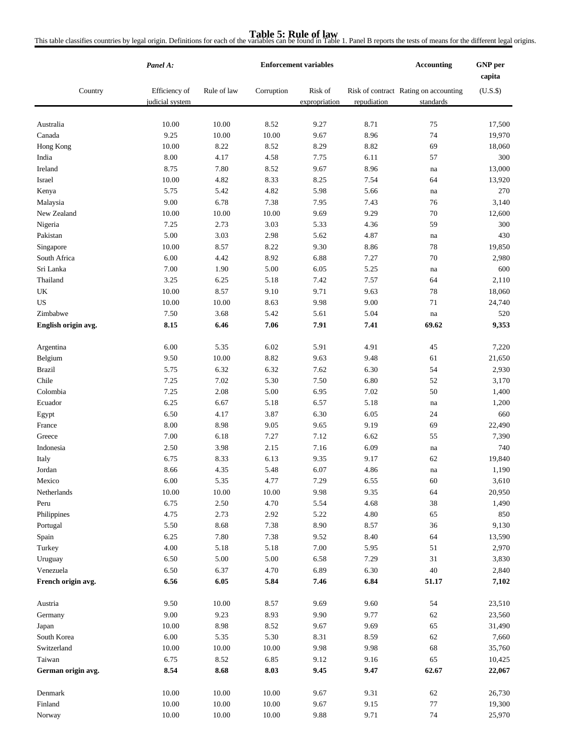# Table 5: Rule of law

This table classifies countries by legal origin. Definitions for each of the variables can be found in Table 1. Panel B reports the tests of means for the different legal origins.

| *Panel A:* | Enforcement variables | | | | | Accounting | GNP per capita |
|---|---|---|---|---|---|---|---|
| Country | Efficiency of judicial system | Rule of law | Corruption | Risk of expropriation | Risk of contract repudiation | Rating on accounting standards | (U.S.$) |
| Australia | 10.00 | 10.00 | 8.52 | 9.27 | 8.71 | 75 | 17,500 |
| Canada | 9.25 | 10.00 | 10.00 | 9.67 | 8.96 | 74 | 19,970 |
| Hong Kong | 10.00 | 8.22 | 8.52 | 8.29 | 8.82 | 69 | 18,060 |
| India | 8.00 | 4.17 | 4.58 | 7.75 | 6.11 | 57 | 300 |
| Ireland | 8.75 | 7.80 | 8.52 | 9.67 | 8.96 | na | 13,000 |
| Israel | 10.00 | 4.82 | 8.33 | 8.25 | 7.54 | 64 | 13,920 |
| Kenya | 5.75 | 5.42 | 4.82 | 5.98 | 5.66 | na | 270 |
| Malaysia | 9.00 | 6.78 | 7.38 | 7.95 | 7.43 | 76 | 3,140 |
| New Zealand | 10.00 | 10.00 | 10.00 | 9.69 | 9.29 | 70 | 12,600 |
| Nigeria | 7.25 | 2.73 | 3.03 | 5.33 | 4.36 | 59 | 300 |
| Pakistan | 5.00 | 3.03 | 2.98 | 5.62 | 4.87 | na | 430 |
| Singapore | 10.00 | 8.57 | 8.22 | 9.30 | 8.86 | 78 | 19,850 |
| South Africa | 6.00 | 4.42 | 8.92 | 6.88 | 7.27 | 70 | 2,980 |
| Sri Lanka | 7.00 | 1.90 | 5.00 | 6.05 | 5.25 | na | 600 |
| Thailand | 3.25 | 6.25 | 5.18 | 7.42 | 7.57 | 64 | 2,110 |
| UK | 10.00 | 8.57 | 9.10 | 9.71 | 9.63 | 78 | 18,060 |
| US | 10.00 | 10.00 | 8.63 | 9.98 | 9.00 | 71 | 24,740 |
| Zimbabwe | 7.50 | 3.68 | 5.42 | 5.61 | 5.04 | na | 520 |
| **English origin avg.** | **8.15** | **6.46** | **7.06** | **7.91** | **7.41** | **69.62** | **9,353** |
| Argentina | 6.00 | 5.35 | 6.02 | 5.91 | 4.91 | 45 | 7,220 |
| Belgium | 9.50 | 10.00 | 8.82 | 9.63 | 9.48 | 61 | 21,650 |
| Brazil | 5.75 | 6.32 | 6.32 | 7.62 | 6.30 | 54 | 2,930 |
| Chile | 7.25 | 7.02 | 5.30 | 7.50 | 6.80 | 52 | 3,170 |
| Colombia | 7.25 | 2.08 | 5.00 | 6.95 | 7.02 | 50 | 1,400 |
| Ecuador | 6.25 | 6.67 | 5.18 | 6.57 | 5.18 | na | 1,200 |
| Egypt | 6.50 | 4.17 | 3.87 | 6.30 | 6.05 | 24 | 660 |
| France | 8.00 | 8.98 | 9.05 | 9.65 | 9.19 | 69 | 22,490 |
| Greece | 7.00 | 6.18 | 7.27 | 7.12 | 6.62 | 55 | 7,390 |
| Indonesia | 2.50 | 3.98 | 2.15 | 7.16 | 6.09 | na | 740 |
| Italy | 6.75 | 8.33 | 6.13 | 9.35 | 9.17 | 62 | 19,840 |
| Jordan | 8.66 | 4.35 | 5.48 | 6.07 | 4.86 | na | 1,190 |
| Mexico | 6.00 | 5.35 | 4.77 | 7.29 | 6.55 | 60 | 3,610 |
| Netherlands | 10.00 | 10.00 | 10.00 | 9.98 | 9.35 | 64 | 20,950 |
| Peru | 6.75 | 2.50 | 4.70 | 5.54 | 4.68 | 38 | 1,490 |
| Philippines | 4.75 | 2.73 | 2.92 | 5.22 | 4.80 | 65 | 850 |
| Portugal | 5.50 | 8.68 | 7.38 | 8.90 | 8.57 | 36 | 9,130 |
| Spain | 6.25 | 7.80 | 7.38 | 9.52 | 8.40 | 64 | 13,590 |
| Turkey | 4.00 | 5.18 | 5.18 | 7.00 | 5.95 | 51 | 2,970 |
| Uruguay | 6.50 | 5.00 | 5.00 | 6.58 | 7.29 | 31 | 3,830 |
| Venezuela | 6.50 | 6.37 | 4.70 | 6.89 | 6.30 | 40 | 2,840 |
| **French origin avg.** | **6.56** | **6.05** | **5.84** | **7.46** | **6.84** | **51.17** | **7,102** |
| Austria | 9.50 | 10.00 | 8.57 | 9.69 | 9.60 | 54 | 23,510 |
| Germany | 9.00 | 9.23 | 8.93 | 9.90 | 9.77 | 62 | 23,560 |
| Japan | 10.00 | 8.98 | 8.52 | 9.67 | 9.69 | 65 | 31,490 |
| South Korea | 6.00 | 5.35 | 5.30 | 8.31 | 8.59 | 62 | 7,660 |
| Switzerland | 10.00 | 10.00 | 10.00 | 9.98 | 9.98 | 68 | 35,760 |
| Taiwan | 6.75 | 8.52 | 6.85 | 9.12 | 9.16 | 65 | 10,425 |
| **German origin avg.** | **8.54** | **8.68** | **8.03** | **9.45** | **9.47** | **62.67** | **22,067** |
| Denmark | 10.00 | 10.00 | 10.00 | 9.67 | 9.31 | 62 | 26,730 |
| Finland | 10.00 | 10.00 | 10.00 | 9.67 | 9.15 | 77 | 19,300 |
| Norway | 10.00 | 10.00 | 10.00 | 9.88 | 9.71 | 74 | 25,970 |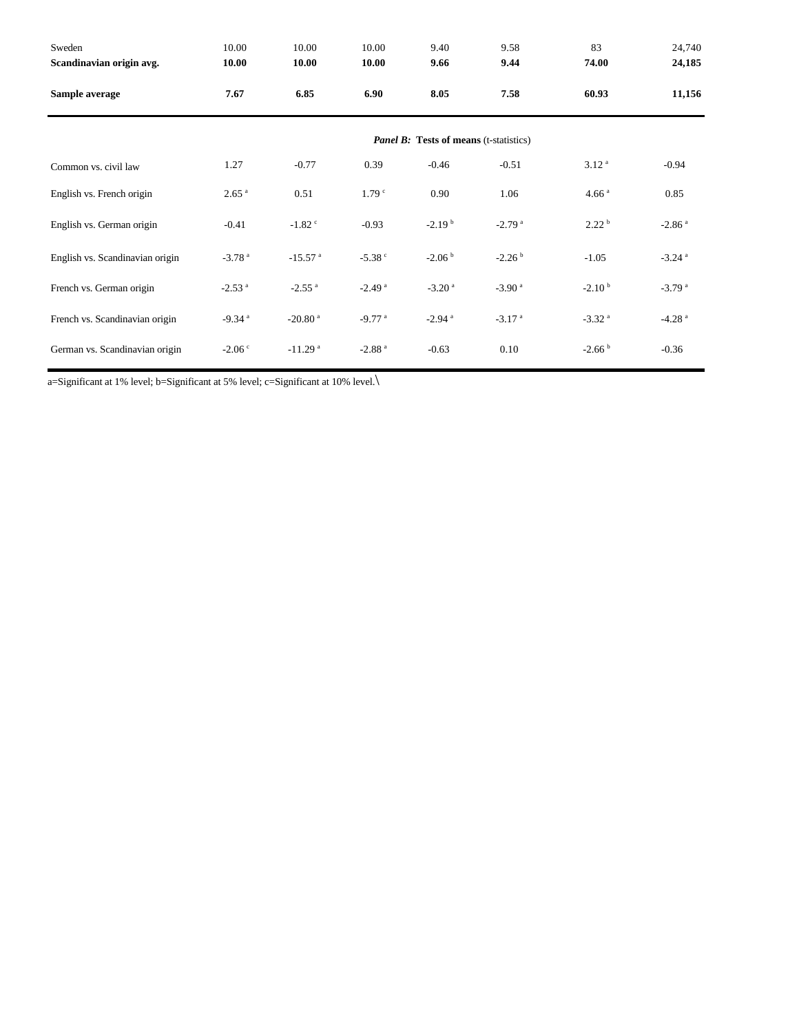|  |  |  |  |  |  |  |  |
|---|---|---|---|---|---|---|---|
| Sweden | 10.00 | 10.00 | 10.00 | 9.40 | 9.58 | 83 | 24,740 |
| **Scandinavian origin avg.** | **10.00** | **10.00** | **10.00** | **9.66** | **9.44** | **74.00** | **24,185** |
| **Sample average** | **7.67** | **6.85** | **6.90** | **8.05** | **7.58** | **60.93** | **11,156** |
|  |  |  |  | ***Panel B:*** **Tests of means** (t-statistics) |  |  |  |
| Common vs. civil law | 1.27 | -0.77 | 0.39 | -0.46 | -0.51 | 3.12 [a] | -0.94 |
| English vs. French origin | 2.65 [a] | 0.51 | 1.79 [c] | 0.90 | 1.06 | 4.66 [a] | 0.85 |
| English vs. German origin | -0.41 | -1.82 [c] | -0.93 | -2.19 [b] | -2.79 [a] | 2.22 [b] | -2.86 [a] |
| English vs. Scandinavian origin | -3.78 [a] | -15.57 [a] | -5.38 [c] | -2.06 [b] | -2.26 [b] | -1.05 | -3.24 [a] |
| French vs. German origin | -2.53 [a] | -2.55 [a] | -2.49 [a] | -3.20 [a] | -3.90 [a] | -2.10 [b] | -3.79 [a] |
| French vs. Scandinavian origin | -9.34 [a] | -20.80 [a] | -9.77 [a] | -2.94 [a] | -3.17 [a] | -3.32 [a] | -4.28 [a] |
| German vs. Scandinavian origin | -2.06 [c] | -11.29 [a] | -2.88 [a] | -0.63 | 0.10 | -2.66 [b] | -0.36 |

a=Significant at 1% level; b=Significant at 5% level; c=Significant at 10% level.\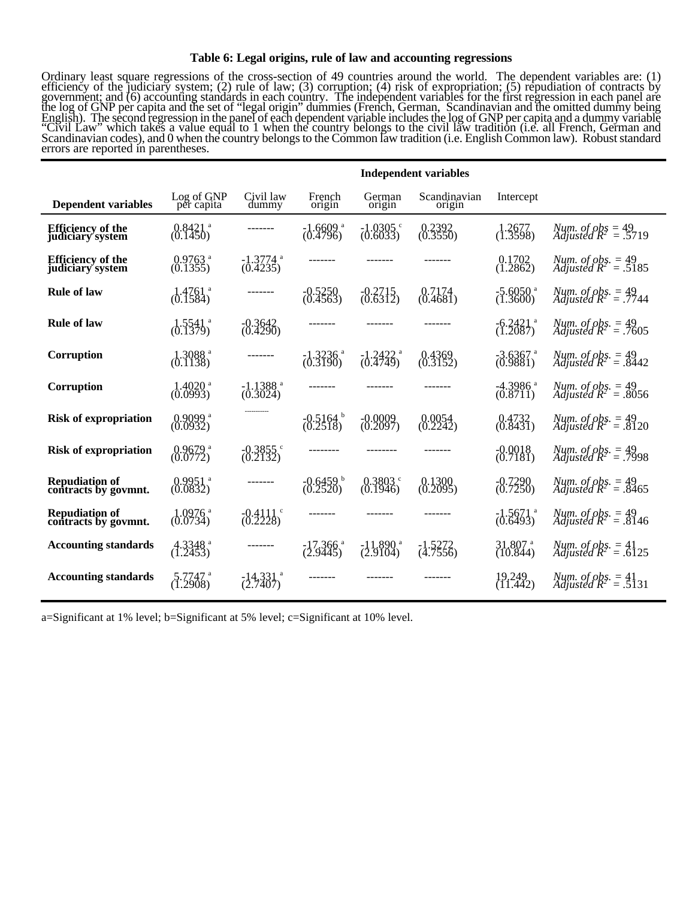**Table 6: Legal origins, rule of law and accounting regressions**

Ordinary least square regressions of the cross-section of 49 countries around the world. The dependent variables are: (1) efficiency of the judiciary system; (2) rule of law; (3) corruption; (4) risk of expropriation; (5) repudiation of contracts by government; and (6) accounting standards in each country. The independent variables for the first regression in each panel are the log of GNP per capita and the set of "legal origin" dummies (French, German, Scandinavian and the omitted dummy being English). The second regression in the panel of each dependent variable includes the log of GNP per capita and a dummy variable "Civil Law" which takes a value equal to 1 when the country belongs to the civil law tradition (i.e. all French, German and Scandinavian codes), and 0 when the country belongs to the Common law tradition (i.e. English Common law). Robust standard errors are reported in parentheses.

| | Independent variables | | | | | | |
|---|---|---|---|---|---|---|---|
| **Dependent variables** | Log of GNP per capita | Civil law dummy | French origin | German origin | Scandinavian origin | Intercept | |
| **Efficiency of the judiciary system** | 0.8421 [a] (0.1450) | ------- | -1.6609 [a] (0.4796) | -1.0305 [c] (0.6033) | 0.2392 (0.3550) | 1.2677 (1.3598) | *Num. of obs* = 49 *Adjusted* $R^2$ = .5719 |
| **Efficiency of the judiciary system** | 0.9763 [a] (0.1355) | -1.3774 [a] (0.4235) | ------- | ------- | ------- | 0.1702 (1.2862) | *Num. of obs.* = 49 *Adjusted* $R^2$ = .5185 |
| **Rule of law** | 1.4761 [a] (0.1584) | ------- | -0.5250 (0.4563) | -0.2715 (0.6312) | 0.7174 (0.4681) | -5.6050 [a] (1.3600) | *Num. of obs.* = 49 *Adjusted* $R^2$ = .7744 |
| **Rule of law** | 1.5541 [a] (0.1379) | -0.3642 (0.4290) | ------- | ------- | ------- | -6.2421 [a] (1.2087) | *Num. of obs.* = 49 *Adjusted* $R^2$ = .7605 |
| **Corruption** | 1.3088 [a] (0.1138) | ------- | -1.3236 [a] (0.3190) | -1.2422 [a] (0.4749) | 0.4369 (0.3152) | -3.6367 [a] (0.9881) | *Num. of obs.* = 49 *Adjusted* $R^2$ = .8442 |
| **Corruption** | 1.4020 [a] (0.0993) | -1.1388 [a] (0.3024) | ------- | ------- | ------- | -4.3986 [a] (0.8711) | *Num. of obs.* = 49 *Adjusted* $R^2$ = .8056 |
| **Risk of expropriation** | 0.9099 [a] (0.0932) | ---------- | -0.5164 [b] (0.2518) | -0.0009 (0.2097) | 0.0054 (0.2242) | 0.4732 (0.8431) | *Num. of obs.* = 49 *Adjusted* $R^2$ = .8120 |
| **Risk of expropriation** | 0.9679 [a] (0.0772) | -0.3855 [c] (0.2132) | -------- | -------- | ------- | -0.0018 (0.7181) | *Num. of obs.* = 49 *Adjusted* $R^2$ = .7998 |
| **Repudiation of contracts by govmnt.** | 0.9951 [a] (0.0832) | ------- | -0.6459 [b] (0.2520) | 0.3803 [c] (0.1946) | 0.1300 (0.2095) | -0.7290 (0.7250) | *Num. of obs.* = 49 *Adjusted* $R^2$ = .8465 |
| **Repudiation of contracts by govmnt.** | 1.0976 [a] (0.0734) | -0.4111 [c] (0.2228) | ------- | ------- | ------- | -1.5671 [a] (0.6493) | *Num. of obs.* = 49 *Adjusted* $R^2$ = .8146 |
| **Accounting standards** | 4.3348 [a] (1.2453) | ------- | -17.366 [a] (2.9445) | -11.890 [a] (2.9104) | -1.5272 (4.7556) | 31.807 [a] (10.844) | *Num. of obs.* = 41 *Adjusted* $R^2$ = .6125 |
| **Accounting standards** | 5.7747 [a] (1.2908) | -14.331 [a] (2.7407) | ------- | ------- | ------- | 19.249 (11.442) | *Num. of obs.* = 41 *Adjusted* $R^2$ = .5131 |

a=Significant at 1% level; b=Significant at 5% level; c=Significant at 10% level.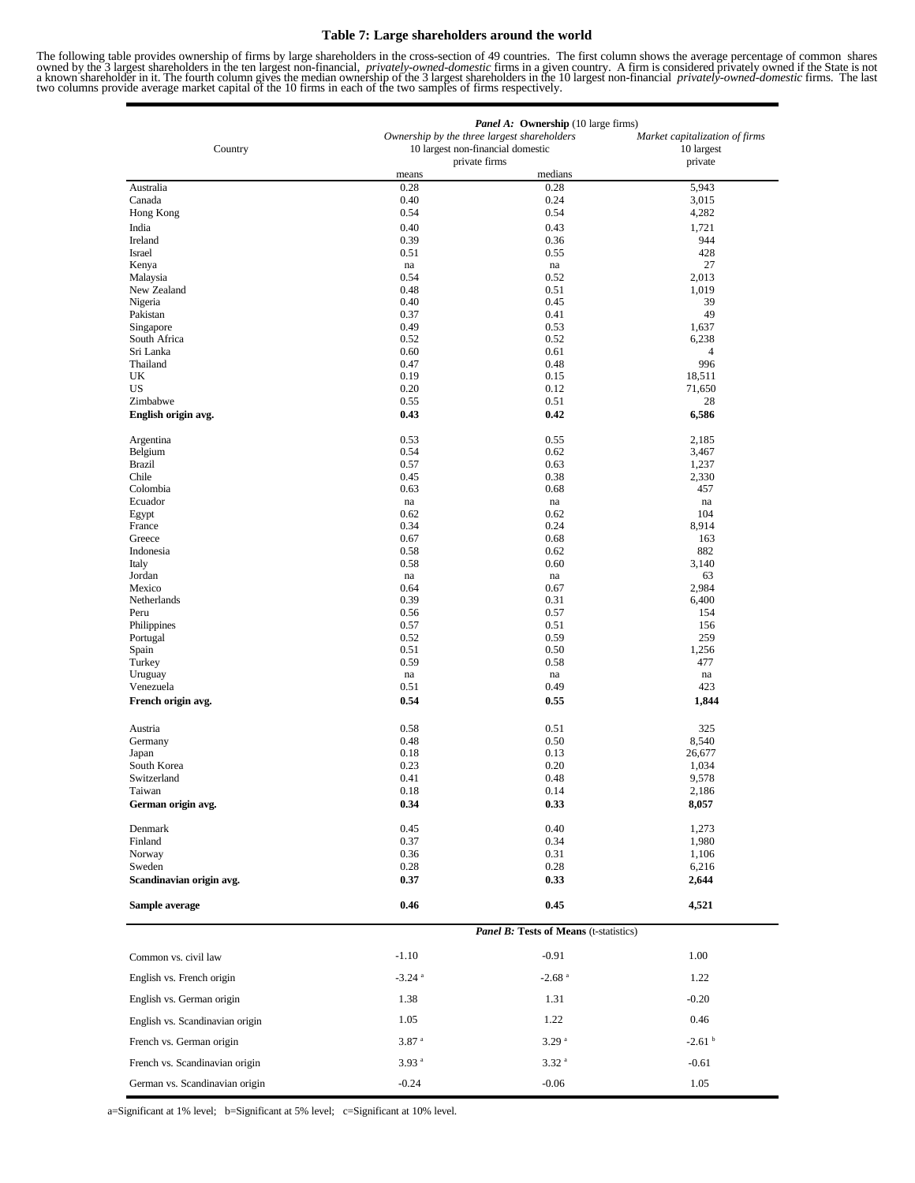# Table 7: Large shareholders around the world

The following table provides ownership of firms by large shareholders in the cross-section of 49 countries. The first column shows the average percentage of common shares owned by the 3 largest shareholders in the ten largest non-financial, *privately-owned-domestic* firms in a given country. A firm is considered privately owned if the State is not a known shareholder in it. The fourth column gives the median ownership of the 3 largest shareholders in the 10 largest non-financial *privately-owned-domestic* firms. The last two columns provide average market capital of the 10 firms in each of the two samples of firms respectively.

| Country | ***Panel A:* Ownership** (10 large firms) | | |
|---|---|---|---|
| | *Ownership by the three largest shareholders* 10 largest non-financial domestic private firms | | *Market capitalization of firms* 10 largest private |
| | means | medians | |
| Australia | 0.28 | 0.28 | 5,943 |
| Canada | 0.40 | 0.24 | 3,015 |
| Hong Kong | 0.54 | 0.54 | 4,282 |
| India | 0.40 | 0.43 | 1,721 |
| Ireland | 0.39 | 0.36 | 944 |
| Israel | 0.51 | 0.55 | 428 |
| Kenya | na | na | 27 |
| Malaysia | 0.54 | 0.52 | 2,013 |
| New Zealand | 0.48 | 0.51 | 1,019 |
| Nigeria | 0.40 | 0.45 | 39 |
| Pakistan | 0.37 | 0.41 | 49 |
| Singapore | 0.49 | 0.53 | 1,637 |
| South Africa | 0.52 | 0.52 | 6,238 |
| Sri Lanka | 0.60 | 0.61 | 4 |
| Thailand | 0.47 | 0.48 | 996 |
| UK | 0.19 | 0.15 | 18,511 |
| US | 0.20 | 0.12 | 71,650 |
| Zimbabwe | 0.55 | 0.51 | 28 |
| **English origin avg.** | **0.43** | **0.42** | **6,586** |
| Argentina | 0.53 | 0.55 | 2,185 |
| Belgium | 0.54 | 0.62 | 3,467 |
| Brazil | 0.57 | 0.63 | 1,237 |
| Chile | 0.45 | 0.38 | 2,330 |
| Colombia | 0.63 | 0.68 | 457 |
| Ecuador | na | na | na |
| Egypt | 0.62 | 0.62 | 104 |
| France | 0.34 | 0.24 | 8,914 |
| Greece | 0.67 | 0.68 | 163 |
| Indonesia | 0.58 | 0.62 | 882 |
| Italy | 0.58 | 0.60 | 3,140 |
| Jordan | na | na | 63 |
| Mexico | 0.64 | 0.67 | 2,984 |
| Netherlands | 0.39 | 0.31 | 6,400 |
| Peru | 0.56 | 0.57 | 154 |
| Philippines | 0.57 | 0.51 | 156 |
| Portugal | 0.52 | 0.59 | 259 |
| Spain | 0.51 | 0.50 | 1,256 |
| Turkey | 0.59 | 0.58 | 477 |
| Uruguay | na | na | na |
| Venezuela | 0.51 | 0.49 | 423 |
| **French origin avg.** | **0.54** | **0.55** | **1,844** |
| Austria | 0.58 | 0.51 | 325 |
| Germany | 0.48 | 0.50 | 8,540 |
| Japan | 0.18 | 0.13 | 26,677 |
| South Korea | 0.23 | 0.20 | 1,034 |
| Switzerland | 0.41 | 0.48 | 9,578 |
| Taiwan | 0.18 | 0.14 | 2,186 |
| **German origin avg.** | **0.34** | **0.33** | **8,057** |
| Denmark | 0.45 | 0.40 | 1,273 |
| Finland | 0.37 | 0.34 | 1,980 |
| Norway | 0.36 | 0.31 | 1,106 |
| Sweden | 0.28 | 0.28 | 6,216 |
| **Scandinavian origin avg.** | **0.37** | **0.33** | **2,644** |
| **Sample average** | **0.46** | **0.45** | **4,521** |
| | ***Panel B:* Tests of Means** (t-statistics) | | |
| Common vs. civil law | -1.10 | -0.91 | 1.00 |
| English vs. French origin | -3.24 [a] | -2.68 [a] | 1.22 |
| English vs. German origin | 1.38 | 1.31 | -0.20 |
| English vs. Scandinavian origin | 1.05 | 1.22 | 0.46 |
| French vs. German origin | 3.87 [a] | 3.29 [a] | -2.61 [b] |
| French vs. Scandinavian origin | 3.93 [a] | 3.32 [a] | -0.61 |
| German vs. Scandinavian origin | -0.24 | -0.06 | 1.05 |

a=Significant at 1% level; b=Significant at 5% level; c=Significant at 10% level.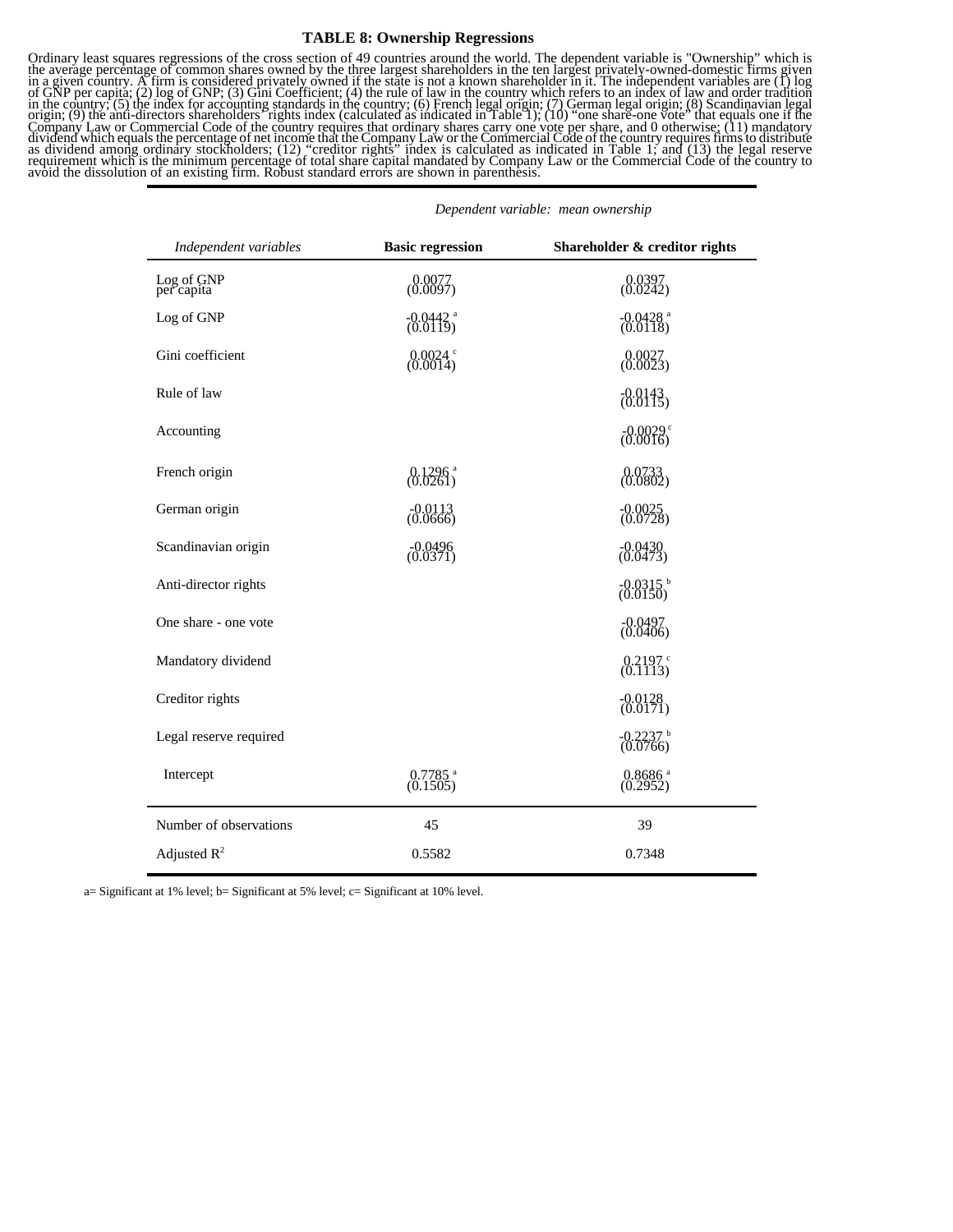# TABLE 8: Ownership Regressions

Ordinary least squares regressions of the cross section of 49 countries around the world. The dependent variable is "Ownership" which is the average percentage of common shares owned by the three largest shareholders in the ten largest privately-owned-domestic firms given in a given country. A firm is considered privately owned if the state is not a known shareholder in it. The independent variables are (1) log of GNP per capita; (2) log of GNP; (3) Gini Coefficient; (4) the rule of law in the country which refers to an index of law and order tradition in the country; (5) the index for accounting standards in the country; (6) French legal origin; (7) German legal origin; (8) Scandinavian legal origin; (9) the anti-directors shareholders' rights index (calculated as indicated in Table 1); (10) "one share-one vote" that equals one if the Company Law or Commercial Code of the country requires that ordinary shares carry one vote per share, and 0 otherwise; (11) mandatory dividend which equals the percentage of net income that the Company Law or the Commercial Code of the country requires firms to distribute as dividend among ordinary stockholders; (12) "creditor rights" index is calculated as indicated in Table 1; and (13) the legal reserve requirement which is the minimum percentage of total share capital mandated by Company Law or the Commercial Code of the country to avoid the dissolution of an existing firm. Robust standard errors are shown in parenthesis.

| | *Dependent variable: mean ownership* | |
|---|---|---|
| *Independent variables* | **Basic regression** | **Shareholder & creditor rights** |
| Log of GNP per capita | 0.0077 (0.0097) | 0.0397 (0.0242) |
| Log of GNP | -0.0442 [a] (0.0119) | -0.0428 [a] (0.0118) |
| Gini coefficient | 0.0024 [c] (0.0014) | 0.0027 (0.0023) |
| Rule of law | | -0.0143 (0.0115) |
| Accounting | | -0.0029 [c] (0.0016) |
| French origin | 0.1296 [a] (0.0261) | 0.0733 (0.0802) |
| German origin | -0.0113 (0.0666) | -0.0025 (0.0728) |
| Scandinavian origin | -0.0496 (0.0371) | -0.0430 (0.0473) |
| Anti-director rights | | -0.0315 [b] (0.0150) |
| One share - one vote | | -0.0497 (0.0406) |
| Mandatory dividend | | 0.2197 [c] (0.1113) |
| Creditor rights | | -0.0128 (0.0171) |
| Legal reserve required | | -0.2237 [b] (0.0766) |
| Intercept | 0.7785 [a] (0.1505) | 0.8686 [a] (0.2952) |
| Number of observations | 45 | 39 |
| Adjusted $R^2$ | 0.5582 | 0.7348 |

a= Significant at 1% level; b= Significant at 5% level; c= Significant at 10% level.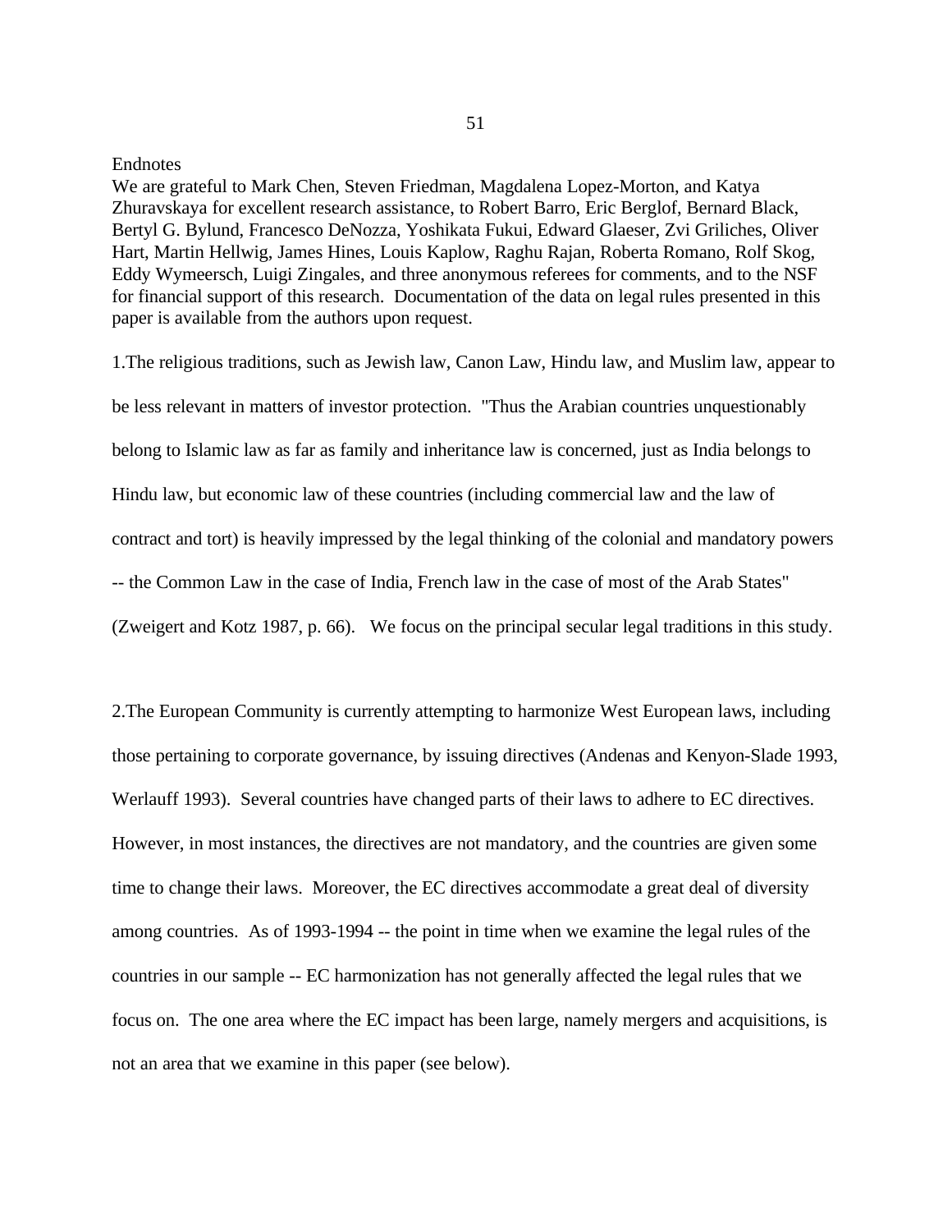## Endnotes

We are grateful to Mark Chen, Steven Friedman, Magdalena Lopez-Morton, and Katya Zhuravskaya for excellent research assistance, to Robert Barro, Eric Berglof, Bernard Black, Bertyl G. Bylund, Francesco DeNozza, Yoshikata Fukui, Edward Glaeser, Zvi Griliches, Oliver Hart, Martin Hellwig, James Hines, Louis Kaplow, Raghu Rajan, Roberta Romano, Rolf Skog, Eddy Wymeersch, Luigi Zingales, and three anonymous referees for comments, and to the NSF for financial support of this research. Documentation of the data on legal rules presented in this paper is available from the authors upon request.

1.The religious traditions, such as Jewish law, Canon Law, Hindu law, and Muslim law, appear to be less relevant in matters of investor protection. "Thus the Arabian countries unquestionably belong to Islamic law as far as family and inheritance law is concerned, just as India belongs to Hindu law, but economic law of these countries (including commercial law and the law of contract and tort) is heavily impressed by the legal thinking of the colonial and mandatory powers -- the Common Law in the case of India, French law in the case of most of the Arab States" (Zweigert and Kotz 1987, p. 66). We focus on the principal secular legal traditions in this study.

2.The European Community is currently attempting to harmonize West European laws, including those pertaining to corporate governance, by issuing directives (Andenas and Kenyon-Slade 1993, Werlauff 1993). Several countries have changed parts of their laws to adhere to EC directives. However, in most instances, the directives are not mandatory, and the countries are given some time to change their laws. Moreover, the EC directives accommodate a great deal of diversity among countries. As of 1993-1994 -- the point in time when we examine the legal rules of the countries in our sample -- EC harmonization has not generally affected the legal rules that we focus on. The one area where the EC impact has been large, namely mergers and acquisitions, is not an area that we examine in this paper (see below).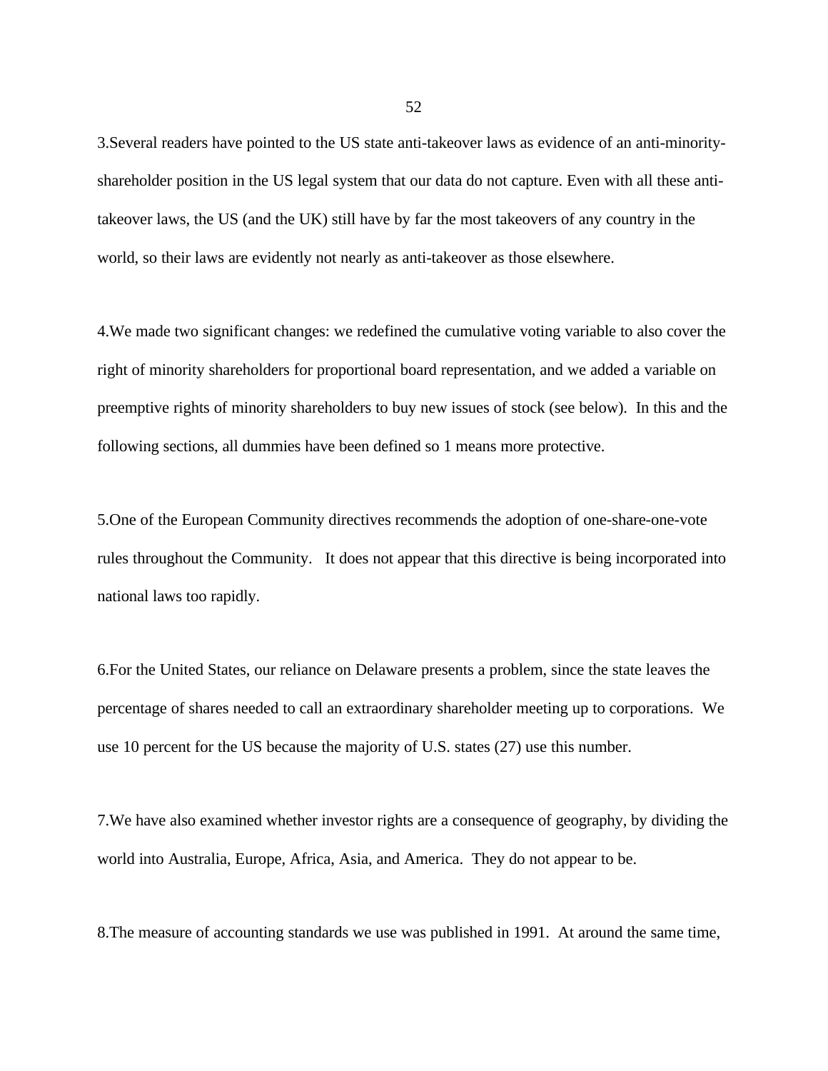3.Several readers have pointed to the US state anti-takeover laws as evidence of an anti-minority-shareholder position in the US legal system that our data do not capture. Even with all these anti-takeover laws, the US (and the UK) still have by far the most takeovers of any country in the world, so their laws are evidently not nearly as anti-takeover as those elsewhere.

4.We made two significant changes: we redefined the cumulative voting variable to also cover the right of minority shareholders for proportional board representation, and we added a variable on preemptive rights of minority shareholders to buy new issues of stock (see below). In this and the following sections, all dummies have been defined so 1 means more protective.

5.One of the European Community directives recommends the adoption of one-share-one-vote rules throughout the Community. It does not appear that this directive is being incorporated into national laws too rapidly.

6.For the United States, our reliance on Delaware presents a problem, since the state leaves the percentage of shares needed to call an extraordinary shareholder meeting up to corporations. We use 10 percent for the US because the majority of U.S. states (27) use this number.

7.We have also examined whether investor rights are a consequence of geography, by dividing the world into Australia, Europe, Africa, Asia, and America. They do not appear to be.

8.The measure of accounting standards we use was published in 1991. At around the same time,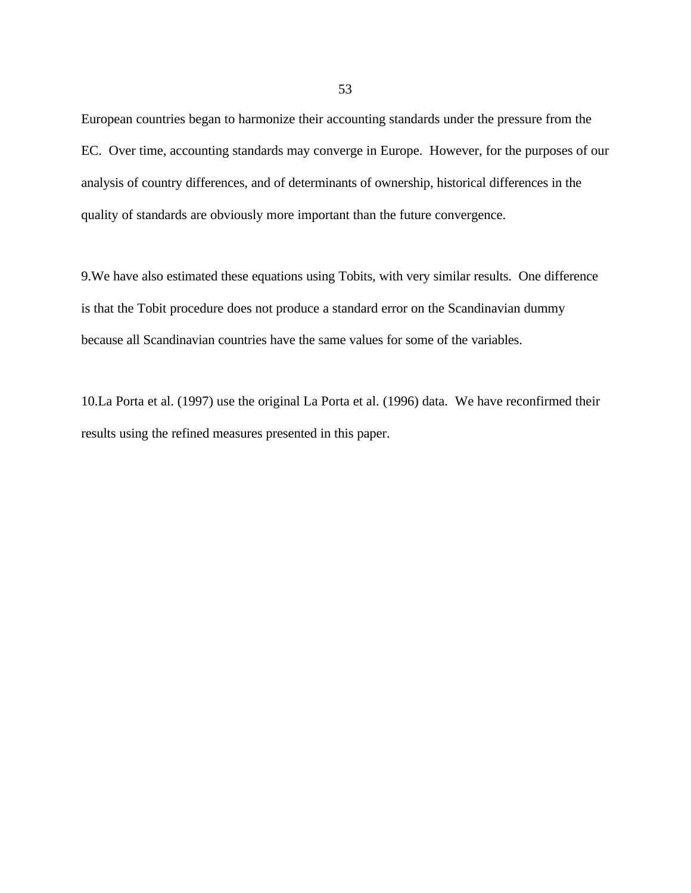European countries began to harmonize their accounting standards under the pressure from the EC. Over time, accounting standards may converge in Europe. However, for the purposes of our analysis of country differences, and of determinants of ownership, historical differences in the quality of standards are obviously more important than the future convergence.

9.We have also estimated these equations using Tobits, with very similar results. One difference is that the Tobit procedure does not produce a standard error on the Scandinavian dummy because all Scandinavian countries have the same values for some of the variables.

10.La Porta et al. (1997) use the original La Porta et al. (1996) data. We have reconfirmed their results using the refined measures presented in this paper.